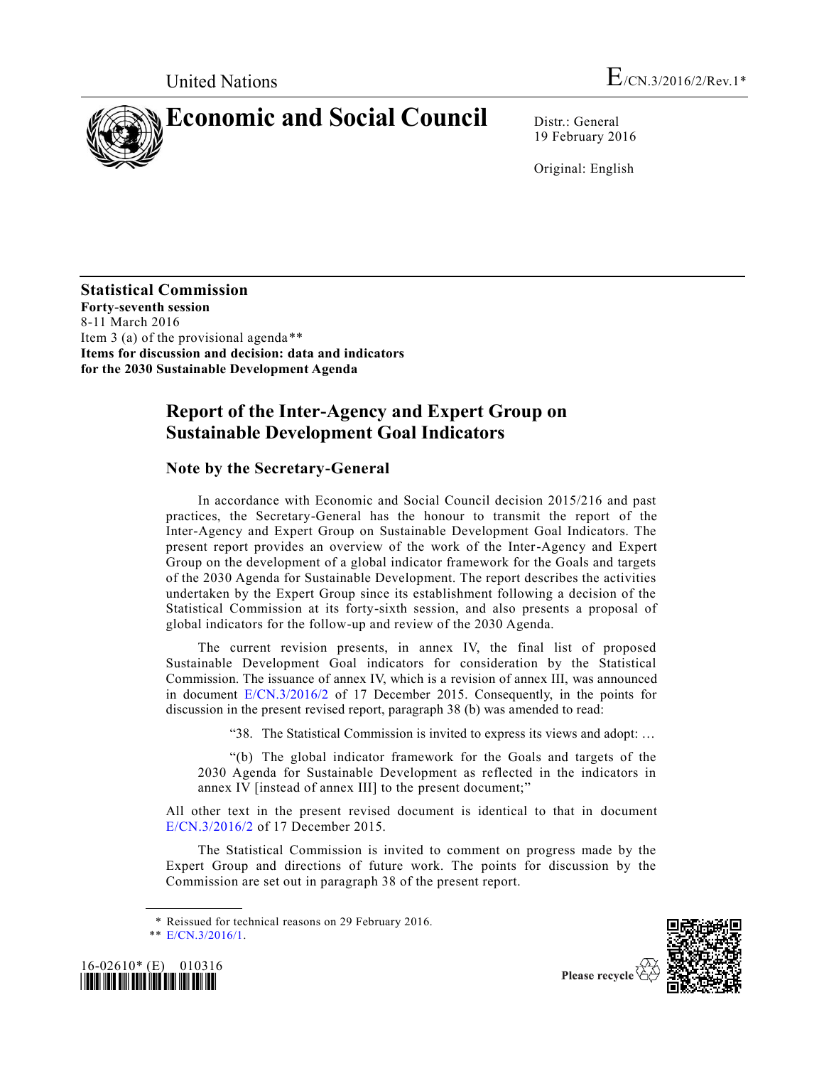United Nations

E/CN.3/2016/2/Rev.1*

# Economic and Social Council

Distr.: General
19 February 2016

Original: English

**Statistical Commission**
**Forty-seventh session**
8-11 March 2016
Item 3 (a) of the provisional agenda**
**Items for discussion and decision: data and indicators for the 2030 Sustainable Development Agenda**

## Report of the Inter-Agency and Expert Group on Sustainable Development Goal Indicators

### Note by the Secretary-General

In accordance with Economic and Social Council decision 2015/216 and past practices, the Secretary-General has the honour to transmit the report of the Inter-Agency and Expert Group on Sustainable Development Goal Indicators. The present report provides an overview of the work of the Inter-Agency and Expert Group on the development of a global indicator framework for the Goals and targets of the 2030 Agenda for Sustainable Development. The report describes the activities undertaken by the Expert Group since its establishment following a decision of the Statistical Commission at its forty-sixth session, and also presents a proposal of global indicators for the follow-up and review of the 2030 Agenda.

The current revision presents, in annex IV, the final list of proposed Sustainable Development Goal indicators for consideration by the Statistical Commission. The issuance of annex IV, which is a revision of annex III, was announced in document E/CN.3/2016/2 of 17 December 2015. Consequently, in the points for discussion in the present revised report, paragraph 38 (b) was amended to read:

> "38. The Statistical Commission is invited to express its views and adopt: …
>
> "(b) The global indicator framework for the Goals and targets of the 2030 Agenda for Sustainable Development as reflected in the indicators in annex IV [instead of annex III] to the present document;"

All other text in the present revised document is identical to that in document E/CN.3/2016/2 of 17 December 2015.

The Statistical Commission is invited to comment on progress made by the Expert Group and directions of future work. The points for discussion by the Commission are set out in paragraph 38 of the present report.

\* Reissued for technical reasons on 29 February 2016.
\*\* E/CN.3/2016/1.

16-02610* (E) 010316

Please recycle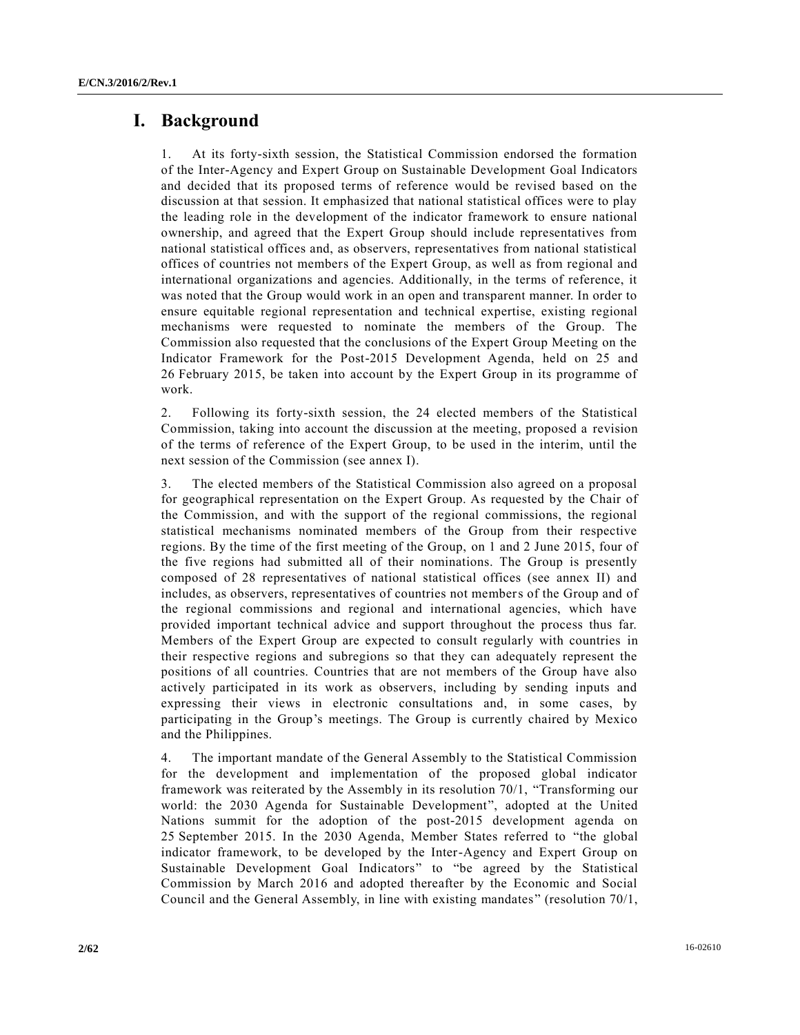# I. Background

1. At its forty-sixth session, the Statistical Commission endorsed the formation of the Inter-Agency and Expert Group on Sustainable Development Goal Indicators and decided that its proposed terms of reference would be revised based on the discussion at that session. It emphasized that national statistical offices were to play the leading role in the development of the indicator framework to ensure national ownership, and agreed that the Expert Group should include representatives from national statistical offices and, as observers, representatives from national statistical offices of countries not members of the Expert Group, as well as from regional and international organizations and agencies. Additionally, in the terms of reference, it was noted that the Group would work in an open and transparent manner. In order to ensure equitable regional representation and technical expertise, existing regional mechanisms were requested to nominate the members of the Group. The Commission also requested that the conclusions of the Expert Group Meeting on the Indicator Framework for the Post-2015 Development Agenda, held on 25 and 26 February 2015, be taken into account by the Expert Group in its programme of work.

2. Following its forty-sixth session, the 24 elected members of the Statistical Commission, taking into account the discussion at the meeting, proposed a revision of the terms of reference of the Expert Group, to be used in the interim, until the next session of the Commission (see annex I).

3. The elected members of the Statistical Commission also agreed on a proposal for geographical representation on the Expert Group. As requested by the Chair of the Commission, and with the support of the regional commissions, the regional statistical mechanisms nominated members of the Group from their respective regions. By the time of the first meeting of the Group, on 1 and 2 June 2015, four of the five regions had submitted all of their nominations. The Group is presently composed of 28 representatives of national statistical offices (see annex II) and includes, as observers, representatives of countries not members of the Group and of the regional commissions and regional and international agencies, which have provided important technical advice and support throughout the process thus far. Members of the Expert Group are expected to consult regularly with countries in their respective regions and subregions so that they can adequately represent the positions of all countries. Countries that are not members of the Group have also actively participated in its work as observers, including by sending inputs and expressing their views in electronic consultations and, in some cases, by participating in the Group's meetings. The Group is currently chaired by Mexico and the Philippines.

4. The important mandate of the General Assembly to the Statistical Commission for the development and implementation of the proposed global indicator framework was reiterated by the Assembly in its resolution 70/1, "Transforming our world: the 2030 Agenda for Sustainable Development", adopted at the United Nations summit for the adoption of the post-2015 development agenda on 25 September 2015. In the 2030 Agenda, Member States referred to "the global indicator framework, to be developed by the Inter-Agency and Expert Group on Sustainable Development Goal Indicators" to "be agreed by the Statistical Commission by March 2016 and adopted thereafter by the Economic and Social Council and the General Assembly, in line with existing mandates" (resolution 70/1,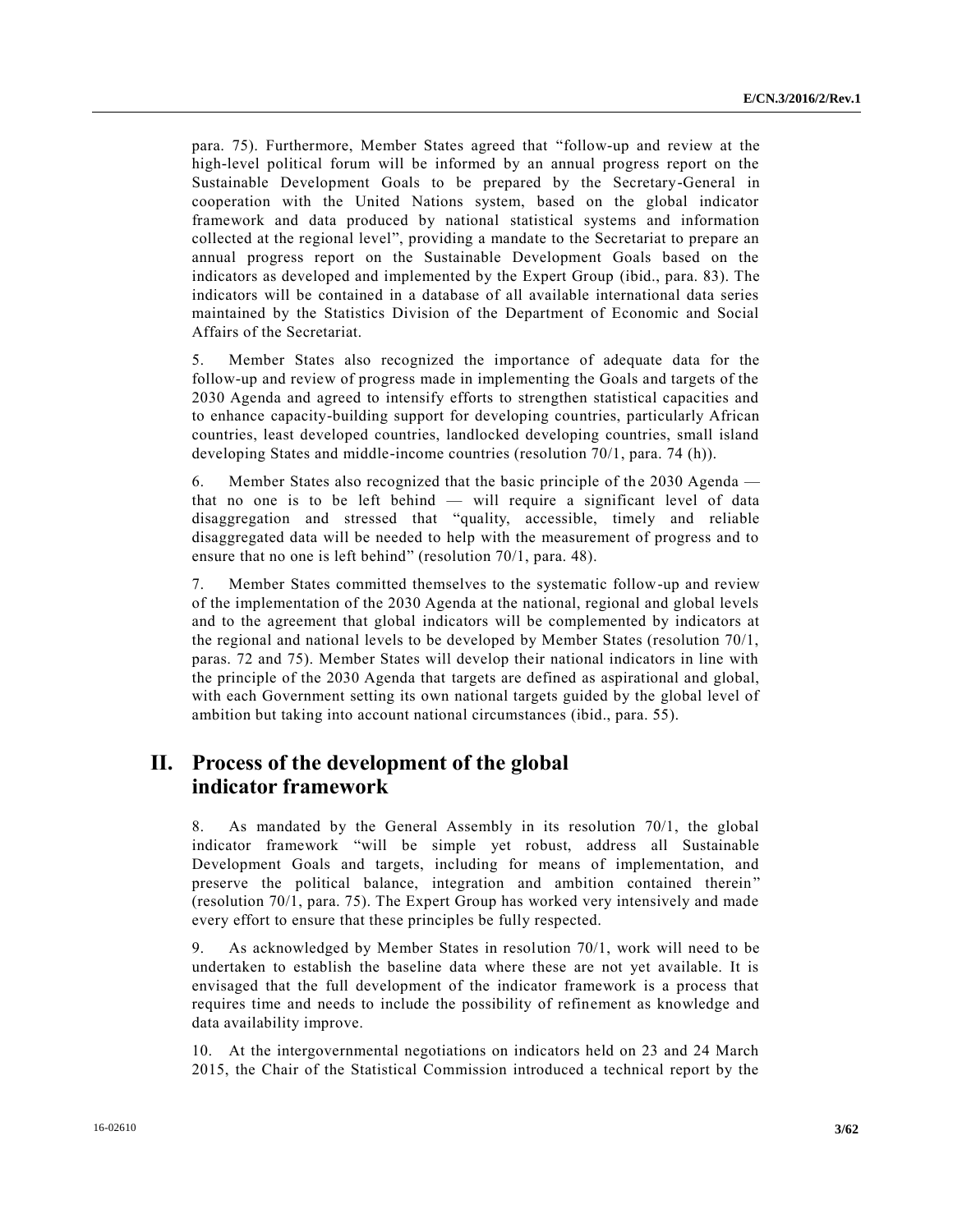para. 75). Furthermore, Member States agreed that "follow-up and review at the high-level political forum will be informed by an annual progress report on the Sustainable Development Goals to be prepared by the Secretary-General in cooperation with the United Nations system, based on the global indicator framework and data produced by national statistical systems and information collected at the regional level", providing a mandate to the Secretariat to prepare an annual progress report on the Sustainable Development Goals based on the indicators as developed and implemented by the Expert Group (ibid., para. 83). The indicators will be contained in a database of all available international data series maintained by the Statistics Division of the Department of Economic and Social Affairs of the Secretariat.

5. Member States also recognized the importance of adequate data for the follow-up and review of progress made in implementing the Goals and targets of the 2030 Agenda and agreed to intensify efforts to strengthen statistical capacities and to enhance capacity-building support for developing countries, particularly African countries, least developed countries, landlocked developing countries, small island developing States and middle-income countries (resolution 70/1, para. 74 (h)).

6. Member States also recognized that the basic principle of the 2030 Agenda — that no one is to be left behind — will require a significant level of data disaggregation and stressed that "quality, accessible, timely and reliable disaggregated data will be needed to help with the measurement of progress and to ensure that no one is left behind" (resolution 70/1, para. 48).

7. Member States committed themselves to the systematic follow-up and review of the implementation of the 2030 Agenda at the national, regional and global levels and to the agreement that global indicators will be complemented by indicators at the regional and national levels to be developed by Member States (resolution 70/1, paras. 72 and 75). Member States will develop their national indicators in line with the principle of the 2030 Agenda that targets are defined as aspirational and global, with each Government setting its own national targets guided by the global level of ambition but taking into account national circumstances (ibid., para. 55).

## II. Process of the development of the global indicator framework

8. As mandated by the General Assembly in its resolution 70/1, the global indicator framework "will be simple yet robust, address all Sustainable Development Goals and targets, including for means of implementation, and preserve the political balance, integration and ambition contained therein" (resolution 70/1, para. 75). The Expert Group has worked very intensively and made every effort to ensure that these principles be fully respected.

9. As acknowledged by Member States in resolution 70/1, work will need to be undertaken to establish the baseline data where these are not yet available. It is envisaged that the full development of the indicator framework is a process that requires time and needs to include the possibility of refinement as knowledge and data availability improve.

10. At the intergovernmental negotiations on indicators held on 23 and 24 March 2015, the Chair of the Statistical Commission introduced a technical report by the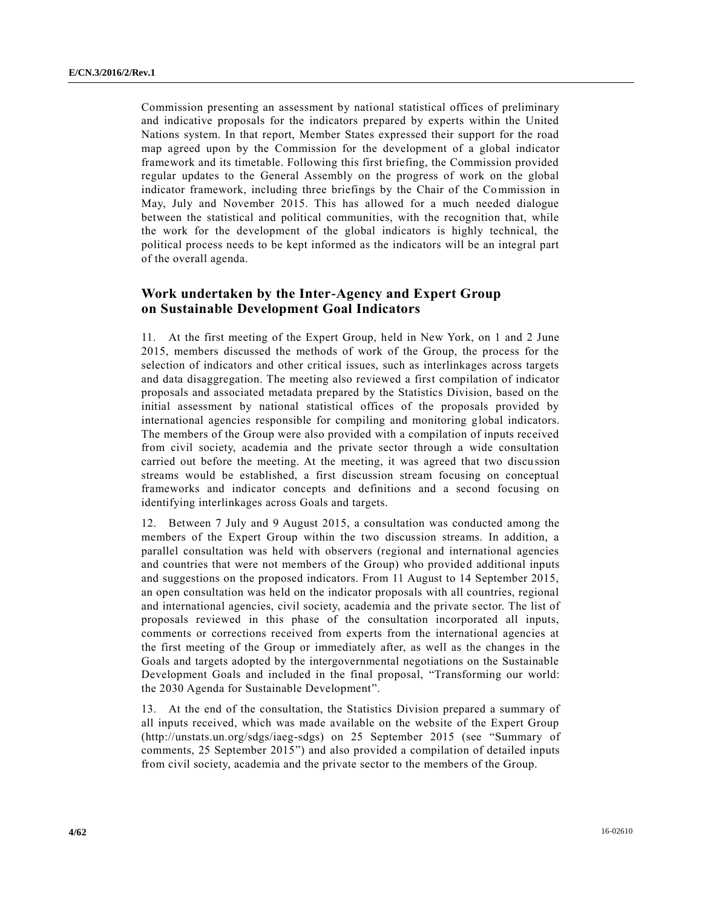Commission presenting an assessment by national statistical offices of preliminary and indicative proposals for the indicators prepared by experts within the United Nations system. In that report, Member States expressed their support for the road map agreed upon by the Commission for the development of a global indicator framework and its timetable. Following this first briefing, the Commission provided regular updates to the General Assembly on the progress of work on the global indicator framework, including three briefings by the Chair of the Commission in May, July and November 2015. This has allowed for a much needed dialogue between the statistical and political communities, with the recognition that, while the work for the development of the global indicators is highly technical, the political process needs to be kept informed as the indicators will be an integral part of the overall agenda.

## Work undertaken by the Inter-Agency and Expert Group on Sustainable Development Goal Indicators

11. At the first meeting of the Expert Group, held in New York, on 1 and 2 June 2015, members discussed the methods of work of the Group, the process for the selection of indicators and other critical issues, such as interlinkages across targets and data disaggregation. The meeting also reviewed a first compilation of indicator proposals and associated metadata prepared by the Statistics Division, based on the initial assessment by national statistical offices of the proposals provided by international agencies responsible for compiling and monitoring global indicators. The members of the Group were also provided with a compilation of inputs received from civil society, academia and the private sector through a wide consultation carried out before the meeting. At the meeting, it was agreed that two discussion streams would be established, a first discussion stream focusing on conceptual frameworks and indicator concepts and definitions and a second focusing on identifying interlinkages across Goals and targets.

12. Between 7 July and 9 August 2015, a consultation was conducted among the members of the Expert Group within the two discussion streams. In addition, a parallel consultation was held with observers (regional and international agencies and countries that were not members of the Group) who provided additional inputs and suggestions on the proposed indicators. From 11 August to 14 September 2015, an open consultation was held on the indicator proposals with all countries, regional and international agencies, civil society, academia and the private sector. The list of proposals reviewed in this phase of the consultation incorporated all inputs, comments or corrections received from experts from the international agencies at the first meeting of the Group or immediately after, as well as the changes in the Goals and targets adopted by the intergovernmental negotiations on the Sustainable Development Goals and included in the final proposal, "Transforming our world: the 2030 Agenda for Sustainable Development".

13. At the end of the consultation, the Statistics Division prepared a summary of all inputs received, which was made available on the website of the Expert Group (http://unstats.un.org/sdgs/iaeg-sdgs) on 25 September 2015 (see "Summary of comments, 25 September 2015") and also provided a compilation of detailed inputs from civil society, academia and the private sector to the members of the Group.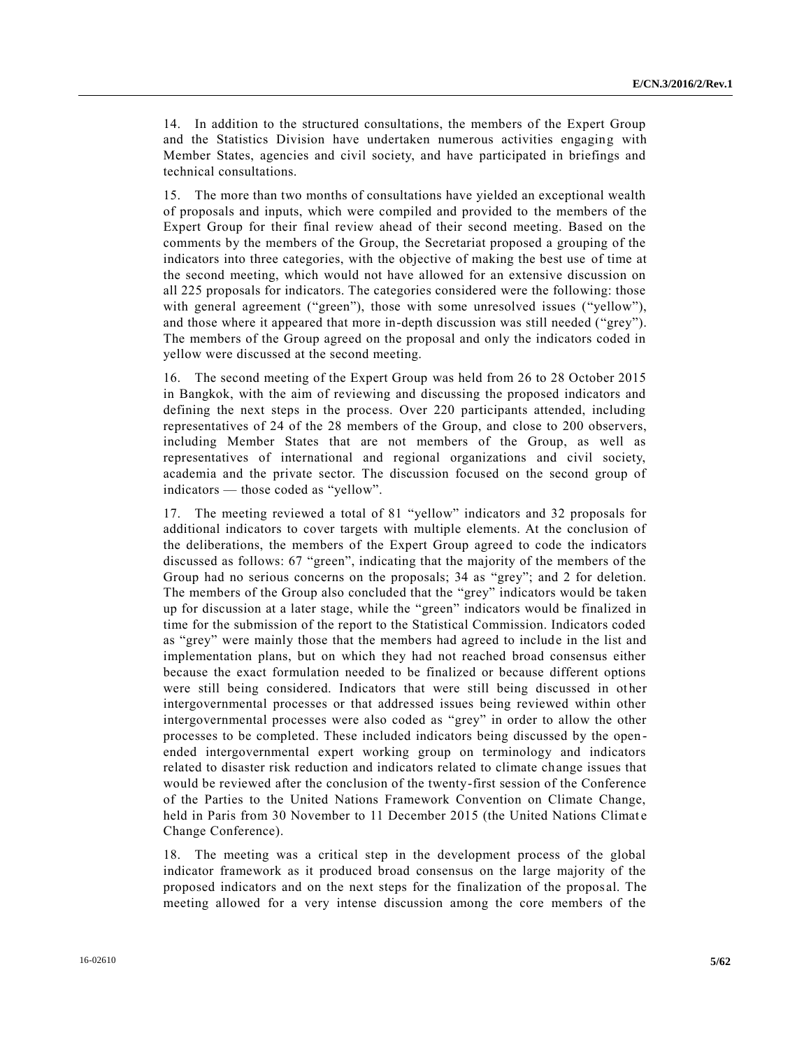14. In addition to the structured consultations, the members of the Expert Group and the Statistics Division have undertaken numerous activities engaging with Member States, agencies and civil society, and have participated in briefings and technical consultations.

15. The more than two months of consultations have yielded an exceptional wealth of proposals and inputs, which were compiled and provided to the members of the Expert Group for their final review ahead of their second meeting. Based on the comments by the members of the Group, the Secretariat proposed a grouping of the indicators into three categories, with the objective of making the best use of time at the second meeting, which would not have allowed for an extensive discussion on all 225 proposals for indicators. The categories considered were the following: those with general agreement ("green"), those with some unresolved issues ("yellow"), and those where it appeared that more in-depth discussion was still needed ("grey"). The members of the Group agreed on the proposal and only the indicators coded in yellow were discussed at the second meeting.

16. The second meeting of the Expert Group was held from 26 to 28 October 2015 in Bangkok, with the aim of reviewing and discussing the proposed indicators and defining the next steps in the process. Over 220 participants attended, including representatives of 24 of the 28 members of the Group, and close to 200 observers, including Member States that are not members of the Group, as well as representatives of international and regional organizations and civil society, academia and the private sector. The discussion focused on the second group of indicators — those coded as "yellow".

17. The meeting reviewed a total of 81 "yellow" indicators and 32 proposals for additional indicators to cover targets with multiple elements. At the conclusion of the deliberations, the members of the Expert Group agreed to code the indicators discussed as follows: 67 "green", indicating that the majority of the members of the Group had no serious concerns on the proposals; 34 as "grey"; and 2 for deletion. The members of the Group also concluded that the "grey" indicators would be taken up for discussion at a later stage, while the "green" indicators would be finalized in time for the submission of the report to the Statistical Commission. Indicators coded as "grey" were mainly those that the members had agreed to include in the list and implementation plans, but on which they had not reached broad consensus either because the exact formulation needed to be finalized or because different options were still being considered. Indicators that were still being discussed in other intergovernmental processes or that addressed issues being reviewed within other intergovernmental processes were also coded as "grey" in order to allow the other processes to be completed. These included indicators being discussed by the open-ended intergovernmental expert working group on terminology and indicators related to disaster risk reduction and indicators related to climate change issues that would be reviewed after the conclusion of the twenty-first session of the Conference of the Parties to the United Nations Framework Convention on Climate Change, held in Paris from 30 November to 11 December 2015 (the United Nations Climate Change Conference).

18. The meeting was a critical step in the development process of the global indicator framework as it produced broad consensus on the large majority of the proposed indicators and on the next steps for the finalization of the proposal. The meeting allowed for a very intense discussion among the core members of the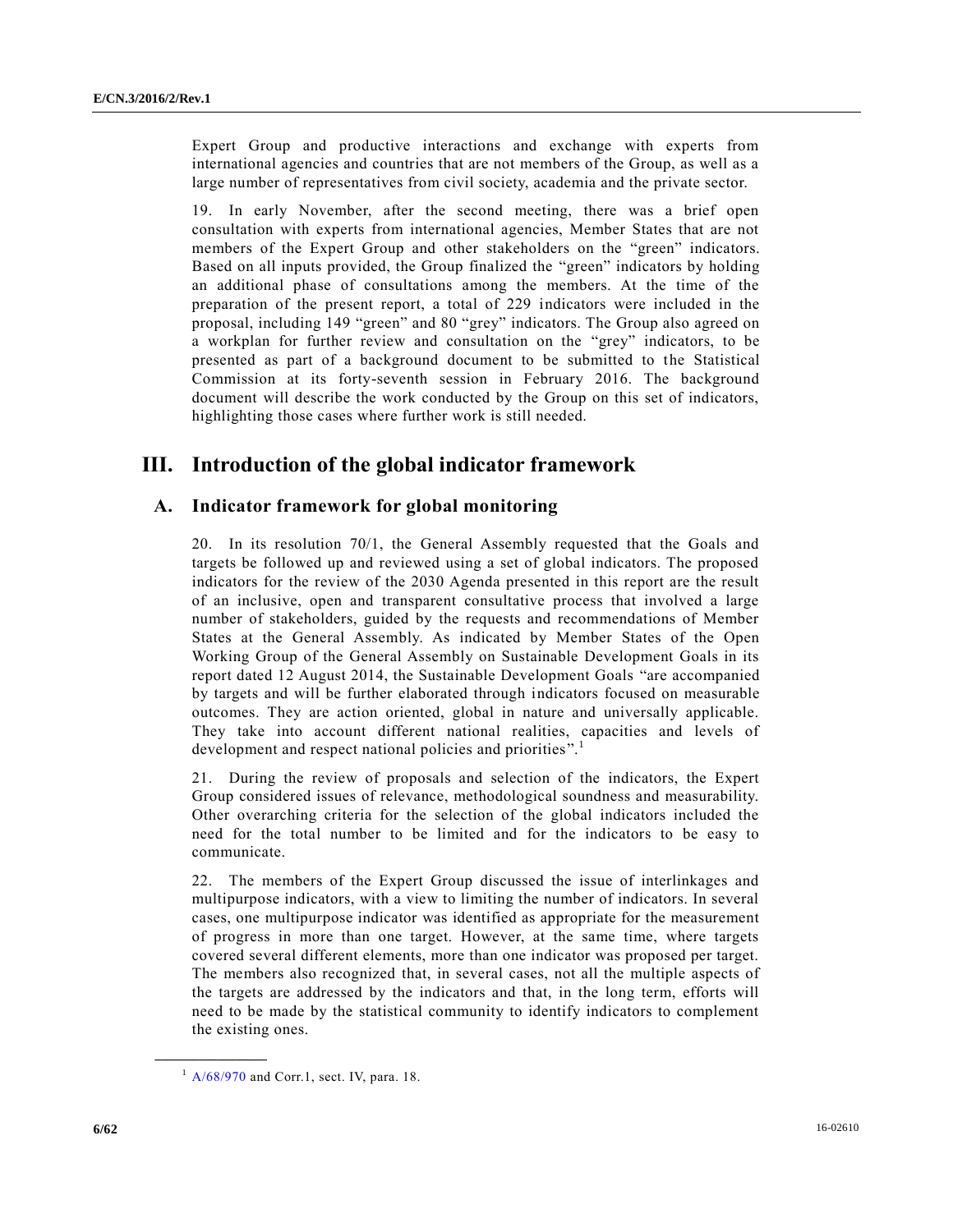Expert Group and productive interactions and exchange with experts from international agencies and countries that are not members of the Group, as well as a large number of representatives from civil society, academia and the private sector.

19. In early November, after the second meeting, there was a brief open consultation with experts from international agencies, Member States that are not members of the Expert Group and other stakeholders on the "green" indicators. Based on all inputs provided, the Group finalized the "green" indicators by holding an additional phase of consultations among the members. At the time of the preparation of the present report, a total of 229 indicators were included in the proposal, including 149 "green" and 80 "grey" indicators. The Group also agreed on a workplan for further review and consultation on the "grey" indicators, to be presented as part of a background document to be submitted to the Statistical Commission at its forty-seventh session in February 2016. The background document will describe the work conducted by the Group on this set of indicators, highlighting those cases where further work is still needed.

## III. Introduction of the global indicator framework

### A. Indicator framework for global monitoring

20. In its resolution 70/1, the General Assembly requested that the Goals and targets be followed up and reviewed using a set of global indicators. The proposed indicators for the review of the 2030 Agenda presented in this report are the result of an inclusive, open and transparent consultative process that involved a large number of stakeholders, guided by the requests and recommendations of Member States at the General Assembly. As indicated by Member States of the Open Working Group of the General Assembly on Sustainable Development Goals in its report dated 12 August 2014, the Sustainable Development Goals "are accompanied by targets and will be further elaborated through indicators focused on measurable outcomes. They are action oriented, global in nature and universally applicable. They take into account different national realities, capacities and levels of development and respect national policies and priorities".[1]

21. During the review of proposals and selection of the indicators, the Expert Group considered issues of relevance, methodological soundness and measurability. Other overarching criteria for the selection of the global indicators included the need for the total number to be limited and for the indicators to be easy to communicate.

22. The members of the Expert Group discussed the issue of interlinkages and multipurpose indicators, with a view to limiting the number of indicators. In several cases, one multipurpose indicator was identified as appropriate for the measurement of progress in more than one target. However, at the same time, where targets covered several different elements, more than one indicator was proposed per target. The members also recognized that, in several cases, not all the multiple aspects of the targets are addressed by the indicators and that, in the long term, efforts will need to be made by the statistical community to identify indicators to complement the existing ones.

---

[1] A/68/970 and Corr.1, sect. IV, para. 18.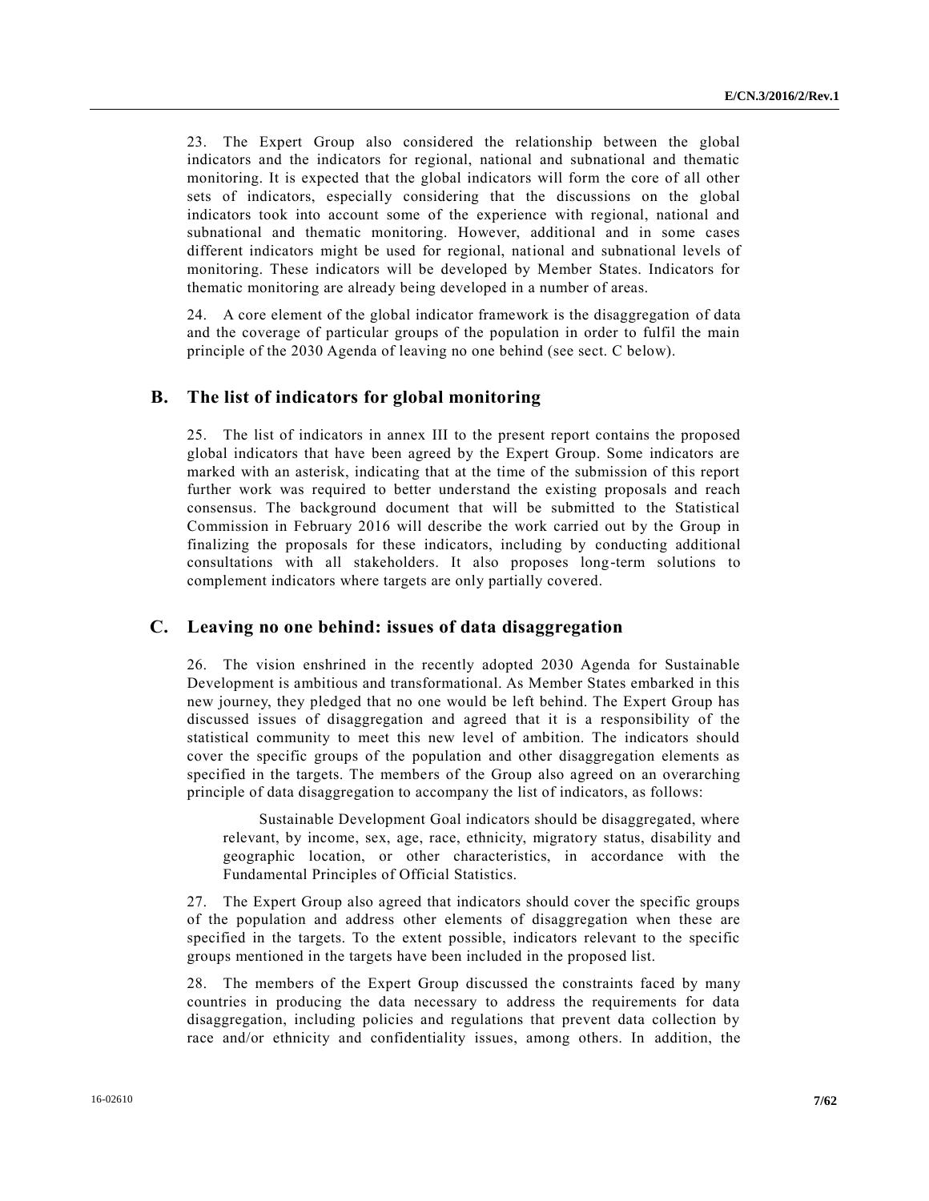23. The Expert Group also considered the relationship between the global indicators and the indicators for regional, national and subnational and thematic monitoring. It is expected that the global indicators will form the core of all other sets of indicators, especially considering that the discussions on the global indicators took into account some of the experience with regional, national and subnational and thematic monitoring. However, additional and in some cases different indicators might be used for regional, national and subnational levels of monitoring. These indicators will be developed by Member States. Indicators for thematic monitoring are already being developed in a number of areas.

24. A core element of the global indicator framework is the disaggregation of data and the coverage of particular groups of the population in order to fulfil the main principle of the 2030 Agenda of leaving no one behind (see sect. C below).

## B. The list of indicators for global monitoring

25. The list of indicators in annex III to the present report contains the proposed global indicators that have been agreed by the Expert Group. Some indicators are marked with an asterisk, indicating that at the time of the submission of this report further work was required to better understand the existing proposals and reach consensus. The background document that will be submitted to the Statistical Commission in February 2016 will describe the work carried out by the Group in finalizing the proposals for these indicators, including by conducting additional consultations with all stakeholders. It also proposes long-term solutions to complement indicators where targets are only partially covered.

## C. Leaving no one behind: issues of data disaggregation

26. The vision enshrined in the recently adopted 2030 Agenda for Sustainable Development is ambitious and transformational. As Member States embarked in this new journey, they pledged that no one would be left behind. The Expert Group has discussed issues of disaggregation and agreed that it is a responsibility of the statistical community to meet this new level of ambition. The indicators should cover the specific groups of the population and other disaggregation elements as specified in the targets. The members of the Group also agreed on an overarching principle of data disaggregation to accompany the list of indicators, as follows:

> Sustainable Development Goal indicators should be disaggregated, where relevant, by income, sex, age, race, ethnicity, migratory status, disability and geographic location, or other characteristics, in accordance with the Fundamental Principles of Official Statistics.

27. The Expert Group also agreed that indicators should cover the specific groups of the population and address other elements of disaggregation when these are specified in the targets. To the extent possible, indicators relevant to the specific groups mentioned in the targets have been included in the proposed list.

28. The members of the Expert Group discussed the constraints faced by many countries in producing the data necessary to address the requirements for data disaggregation, including policies and regulations that prevent data collection by race and/or ethnicity and confidentiality issues, among others. In addition, the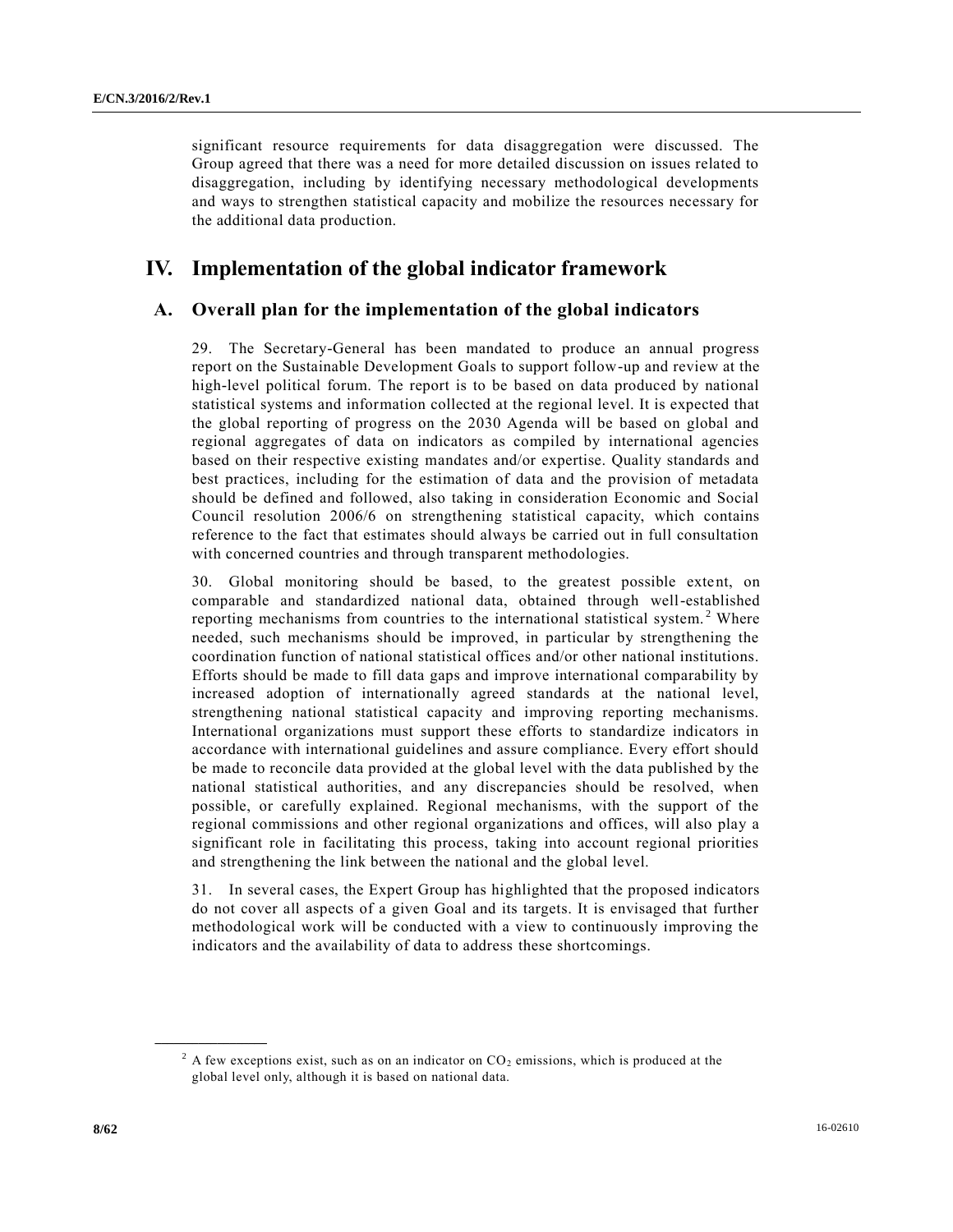significant resource requirements for data disaggregation were discussed. The Group agreed that there was a need for more detailed discussion on issues related to disaggregation, including by identifying necessary methodological developments and ways to strengthen statistical capacity and mobilize the resources necessary for the additional data production.

# IV. Implementation of the global indicator framework

## A. Overall plan for the implementation of the global indicators

29. The Secretary-General has been mandated to produce an annual progress report on the Sustainable Development Goals to support follow-up and review at the high-level political forum. The report is to be based on data produced by national statistical systems and information collected at the regional level. It is expected that the global reporting of progress on the 2030 Agenda will be based on global and regional aggregates of data on indicators as compiled by international agencies based on their respective existing mandates and/or expertise. Quality standards and best practices, including for the estimation of data and the provision of metadata should be defined and followed, also taking in consideration Economic and Social Council resolution 2006/6 on strengthening statistical capacity, which contains reference to the fact that estimates should always be carried out in full consultation with concerned countries and through transparent methodologies.

30. Global monitoring should be based, to the greatest possible extent, on comparable and standardized national data, obtained through well-established reporting mechanisms from countries to the international statistical system.[2] Where needed, such mechanisms should be improved, in particular by strengthening the coordination function of national statistical offices and/or other national institutions. Efforts should be made to fill data gaps and improve international comparability by increased adoption of internationally agreed standards at the national level, strengthening national statistical capacity and improving reporting mechanisms. International organizations must support these efforts to standardize indicators in accordance with international guidelines and assure compliance. Every effort should be made to reconcile data provided at the global level with the data published by the national statistical authorities, and any discrepancies should be resolved, when possible, or carefully explained. Regional mechanisms, with the support of the regional commissions and other regional organizations and offices, will also play a significant role in facilitating this process, taking into account regional priorities and strengthening the link between the national and the global level.

31. In several cases, the Expert Group has highlighted that the proposed indicators do not cover all aspects of a given Goal and its targets. It is envisaged that further methodological work will be conducted with a view to continuously improving the indicators and the availability of data to address these shortcomings.

---

[2] A few exceptions exist, such as on an indicator on $CO_2$ emissions, which is produced at the global level only, although it is based on national data.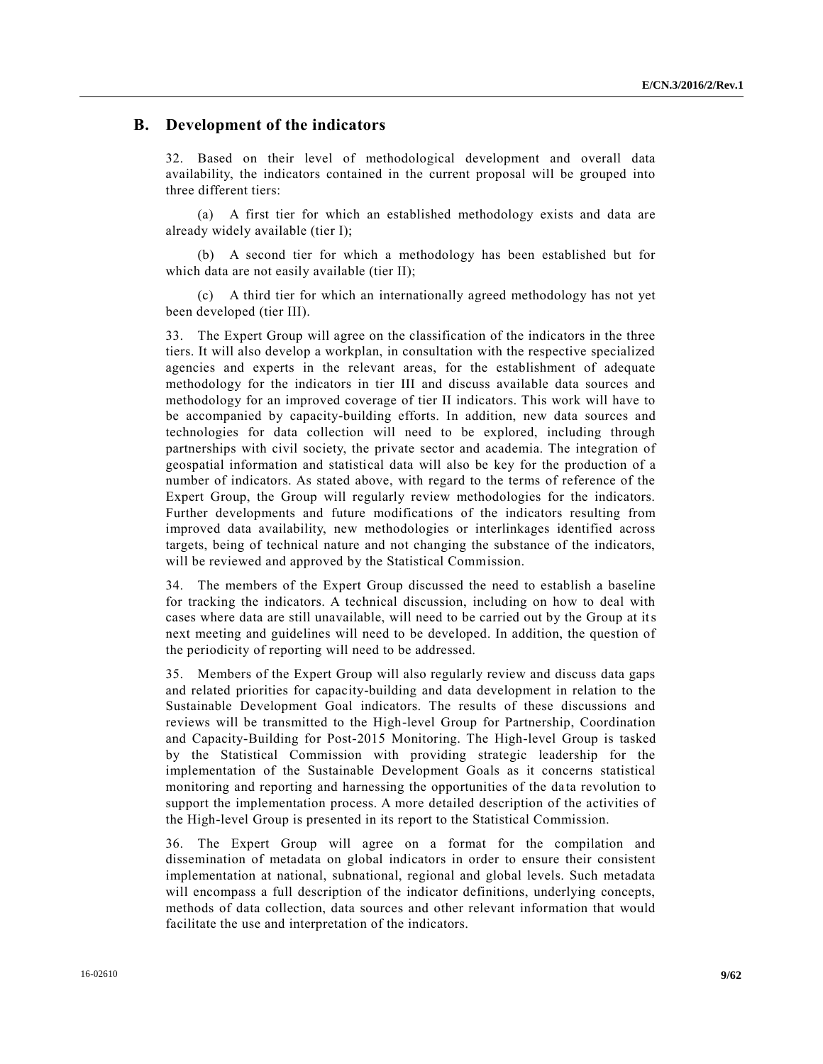## B. Development of the indicators

32. Based on their level of methodological development and overall data availability, the indicators contained in the current proposal will be grouped into three different tiers:

(a) A first tier for which an established methodology exists and data are already widely available (tier I);

(b) A second tier for which a methodology has been established but for which data are not easily available (tier II);

(c) A third tier for which an internationally agreed methodology has not yet been developed (tier III).

33. The Expert Group will agree on the classification of the indicators in the three tiers. It will also develop a workplan, in consultation with the respective specialized agencies and experts in the relevant areas, for the establishment of adequate methodology for the indicators in tier III and discuss available data sources and methodology for an improved coverage of tier II indicators. This work will have to be accompanied by capacity-building efforts. In addition, new data sources and technologies for data collection will need to be explored, including through partnerships with civil society, the private sector and academia. The integration of geospatial information and statistical data will also be key for the production of a number of indicators. As stated above, with regard to the terms of reference of the Expert Group, the Group will regularly review methodologies for the indicators. Further developments and future modifications of the indicators resulting from improved data availability, new methodologies or interlinkages identified across targets, being of technical nature and not changing the substance of the indicators, will be reviewed and approved by the Statistical Commission.

34. The members of the Expert Group discussed the need to establish a baseline for tracking the indicators. A technical discussion, including on how to deal with cases where data are still unavailable, will need to be carried out by the Group at its next meeting and guidelines will need to be developed. In addition, the question of the periodicity of reporting will need to be addressed.

35. Members of the Expert Group will also regularly review and discuss data gaps and related priorities for capacity-building and data development in relation to the Sustainable Development Goal indicators. The results of these discussions and reviews will be transmitted to the High-level Group for Partnership, Coordination and Capacity-Building for Post-2015 Monitoring. The High-level Group is tasked by the Statistical Commission with providing strategic leadership for the implementation of the Sustainable Development Goals as it concerns statistical monitoring and reporting and harnessing the opportunities of the data revolution to support the implementation process. A more detailed description of the activities of the High-level Group is presented in its report to the Statistical Commission.

36. The Expert Group will agree on a format for the compilation and dissemination of metadata on global indicators in order to ensure their consistent implementation at national, subnational, regional and global levels. Such metadata will encompass a full description of the indicator definitions, underlying concepts, methods of data collection, data sources and other relevant information that would facilitate the use and interpretation of the indicators.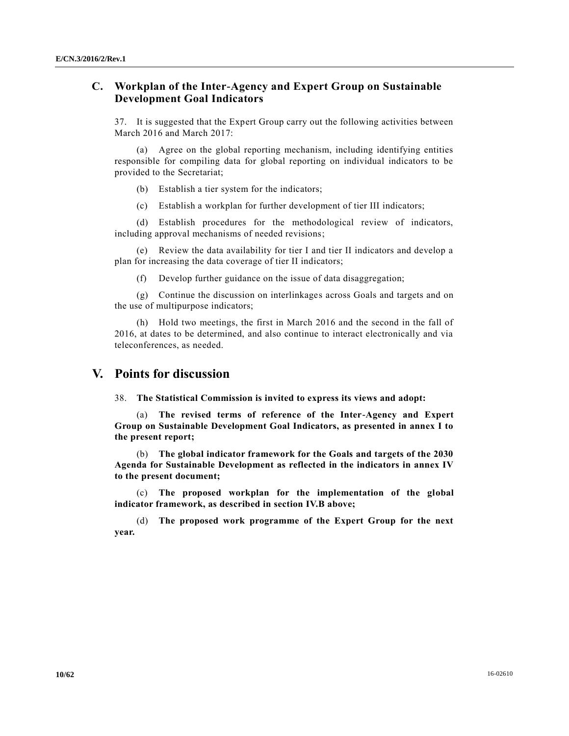## C. Workplan of the Inter-Agency and Expert Group on Sustainable Development Goal Indicators

37. It is suggested that the Expert Group carry out the following activities between March 2016 and March 2017:

(a) Agree on the global reporting mechanism, including identifying entities responsible for compiling data for global reporting on individual indicators to be provided to the Secretariat;

(b) Establish a tier system for the indicators;

(c) Establish a workplan for further development of tier III indicators;

(d) Establish procedures for the methodological review of indicators, including approval mechanisms of needed revisions;

(e) Review the data availability for tier I and tier II indicators and develop a plan for increasing the data coverage of tier II indicators;

(f) Develop further guidance on the issue of data disaggregation;

(g) Continue the discussion on interlinkages across Goals and targets and on the use of multipurpose indicators;

(h) Hold two meetings, the first in March 2016 and the second in the fall of 2016, at dates to be determined, and also continue to interact electronically and via teleconferences, as needed.

# V. Points for discussion

38. **The Statistical Commission is invited to express its views and adopt:**

(a) **The revised terms of reference of the Inter-Agency and Expert Group on Sustainable Development Goal Indicators, as presented in annex I to the present report;**

(b) **The global indicator framework for the Goals and targets of the 2030 Agenda for Sustainable Development as reflected in the indicators in annex IV to the present document;**

(c) **The proposed workplan for the implementation of the global indicator framework, as described in section IV.B above;**

(d) **The proposed work programme of the Expert Group for the next year.**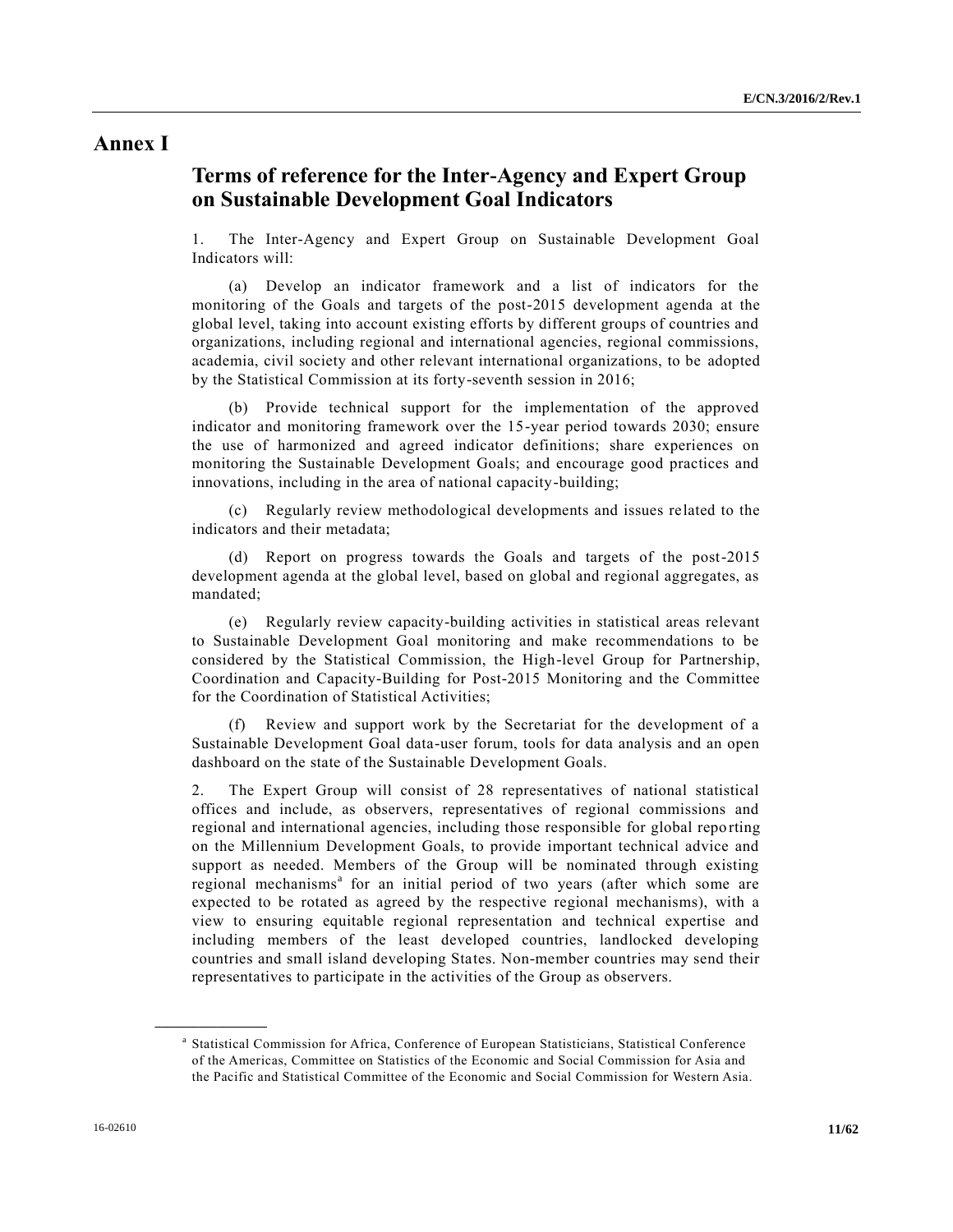# Annex I

## Terms of reference for the Inter-Agency and Expert Group on Sustainable Development Goal Indicators

1. The Inter-Agency and Expert Group on Sustainable Development Goal Indicators will:

(a) Develop an indicator framework and a list of indicators for the monitoring of the Goals and targets of the post-2015 development agenda at the global level, taking into account existing efforts by different groups of countries and organizations, including regional and international agencies, regional commissions, academia, civil society and other relevant international organizations, to be adopted by the Statistical Commission at its forty-seventh session in 2016;

(b) Provide technical support for the implementation of the approved indicator and monitoring framework over the 15-year period towards 2030; ensure the use of harmonized and agreed indicator definitions; share experiences on monitoring the Sustainable Development Goals; and encourage good practices and innovations, including in the area of national capacity-building;

(c) Regularly review methodological developments and issues related to the indicators and their metadata;

(d) Report on progress towards the Goals and targets of the post-2015 development agenda at the global level, based on global and regional aggregates, as mandated;

(e) Regularly review capacity-building activities in statistical areas relevant to Sustainable Development Goal monitoring and make recommendations to be considered by the Statistical Commission, the High-level Group for Partnership, Coordination and Capacity-Building for Post-2015 Monitoring and the Committee for the Coordination of Statistical Activities;

(f) Review and support work by the Secretariat for the development of a Sustainable Development Goal data-user forum, tools for data analysis and an open dashboard on the state of the Sustainable Development Goals.

2. The Expert Group will consist of 28 representatives of national statistical offices and include, as observers, representatives of regional commissions and regional and international agencies, including those responsible for global reporting on the Millennium Development Goals, to provide important technical advice and support as needed. Members of the Group will be nominated through existing regional mechanisms[a] for an initial period of two years (after which some are expected to be rotated as agreed by the respective regional mechanisms), with a view to ensuring equitable regional representation and technical expertise and including members of the least developed countries, landlocked developing countries and small island developing States. Non-member countries may send their representatives to participate in the activities of the Group as observers.

---

[a] Statistical Commission for Africa, Conference of European Statisticians, Statistical Conference of the Americas, Committee on Statistics of the Economic and Social Commission for Asia and the Pacific and Statistical Committee of the Economic and Social Commission for Western Asia.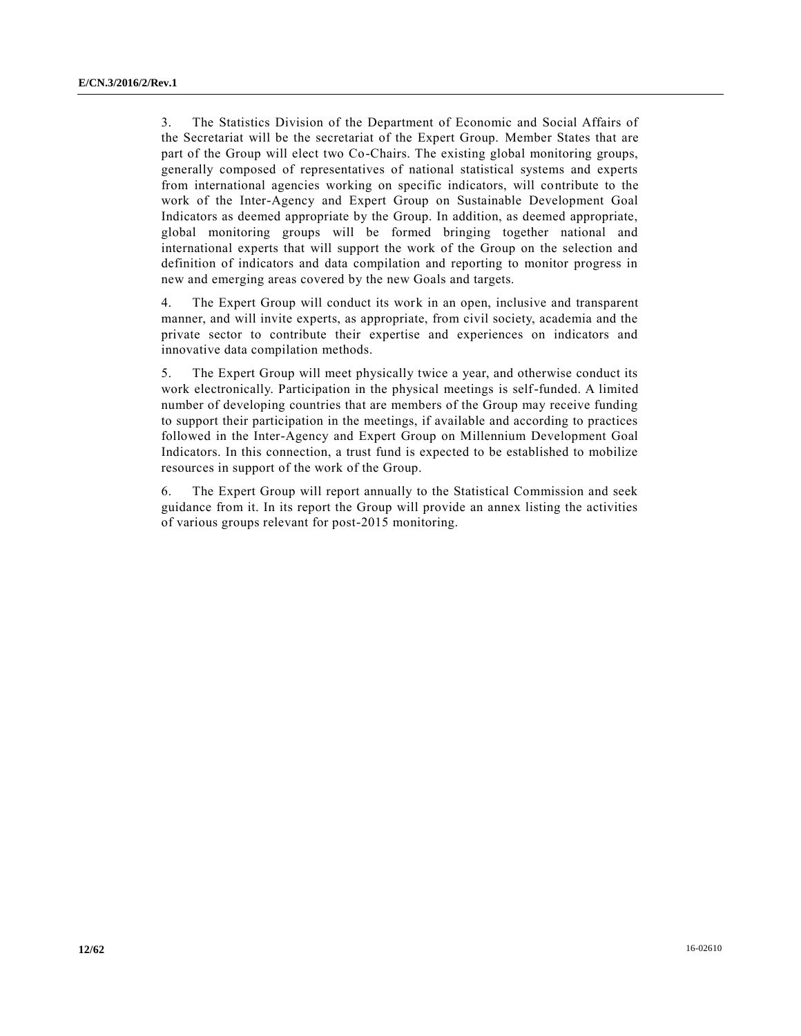3. The Statistics Division of the Department of Economic and Social Affairs of the Secretariat will be the secretariat of the Expert Group. Member States that are part of the Group will elect two Co-Chairs. The existing global monitoring groups, generally composed of representatives of national statistical systems and experts from international agencies working on specific indicators, will contribute to the work of the Inter-Agency and Expert Group on Sustainable Development Goal Indicators as deemed appropriate by the Group. In addition, as deemed appropriate, global monitoring groups will be formed bringing together national and international experts that will support the work of the Group on the selection and definition of indicators and data compilation and reporting to monitor progress in new and emerging areas covered by the new Goals and targets.

4. The Expert Group will conduct its work in an open, inclusive and transparent manner, and will invite experts, as appropriate, from civil society, academia and the private sector to contribute their expertise and experiences on indicators and innovative data compilation methods.

5. The Expert Group will meet physically twice a year, and otherwise conduct its work electronically. Participation in the physical meetings is self-funded. A limited number of developing countries that are members of the Group may receive funding to support their participation in the meetings, if available and according to practices followed in the Inter-Agency and Expert Group on Millennium Development Goal Indicators. In this connection, a trust fund is expected to be established to mobilize resources in support of the work of the Group.

6. The Expert Group will report annually to the Statistical Commission and seek guidance from it. In its report the Group will provide an annex listing the activities of various groups relevant for post-2015 monitoring.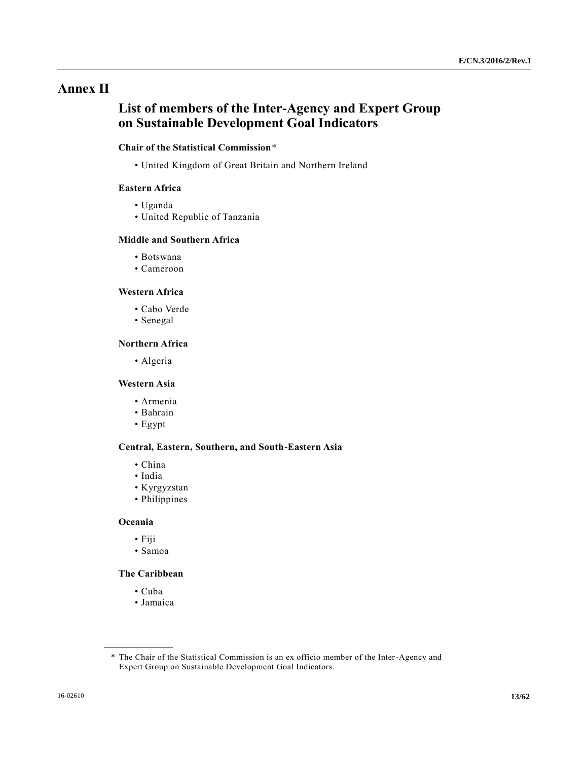# Annex II

## List of members of the Inter-Agency and Expert Group on Sustainable Development Goal Indicators

### Chair of the Statistical Commission*

- United Kingdom of Great Britain and Northern Ireland

### Eastern Africa

- Uganda
- United Republic of Tanzania

### Middle and Southern Africa

- Botswana
- Cameroon

### Western Africa

- Cabo Verde
- Senegal

### Northern Africa

- Algeria

### Western Asia

- Armenia
- Bahrain
- Egypt

### Central, Eastern, Southern, and South-Eastern Asia

- China
- India
- Kyrgyzstan
- Philippines

### Oceania

- Fiji
- Samoa

### The Caribbean

- Cuba
- Jamaica

---

\* The Chair of the Statistical Commission is an ex officio member of the Inter-Agency and Expert Group on Sustainable Development Goal Indicators.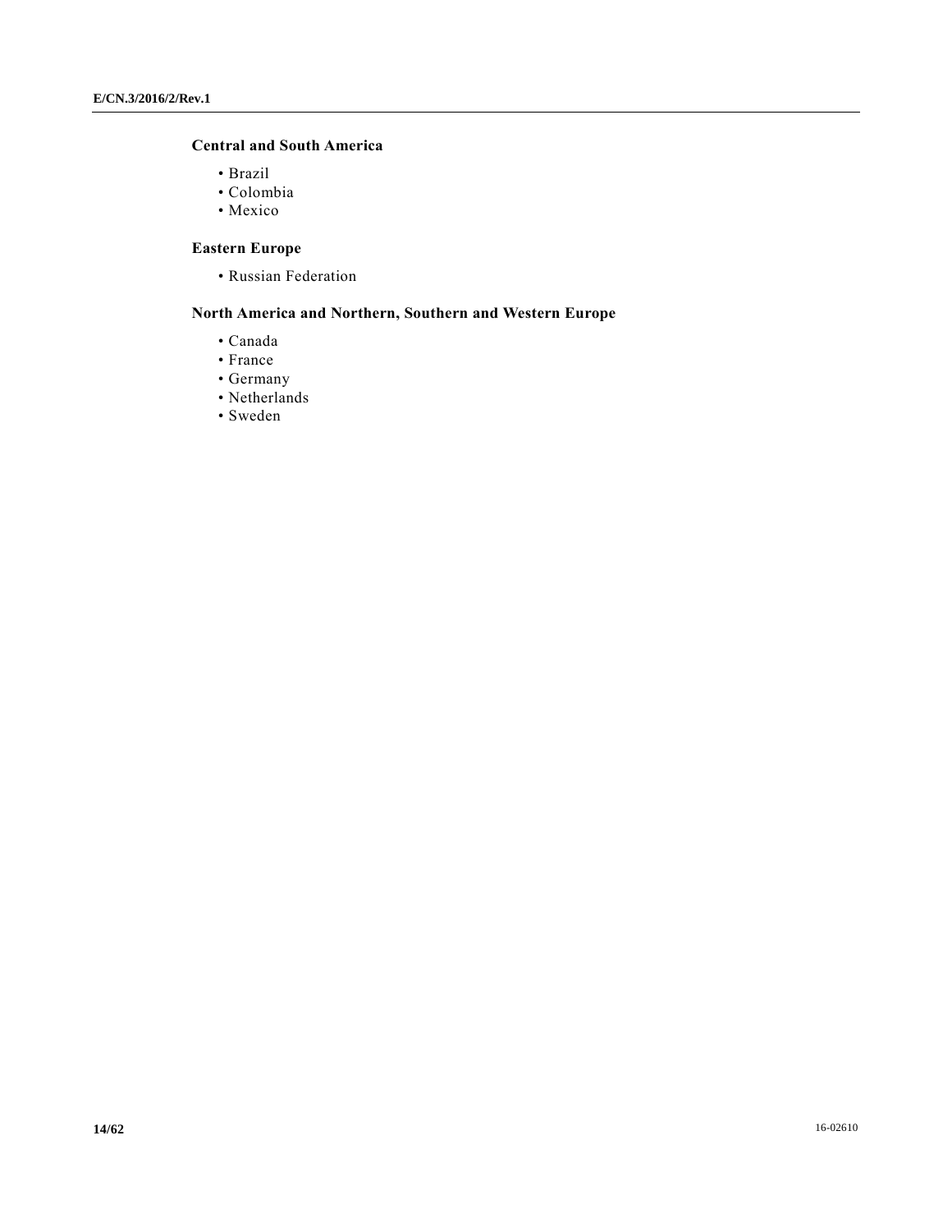**Central and South America**

- Brazil
- Colombia
- Mexico

**Eastern Europe**

- Russian Federation

**North America and Northern, Southern and Western Europe**

- Canada
- France
- Germany
- Netherlands
- Sweden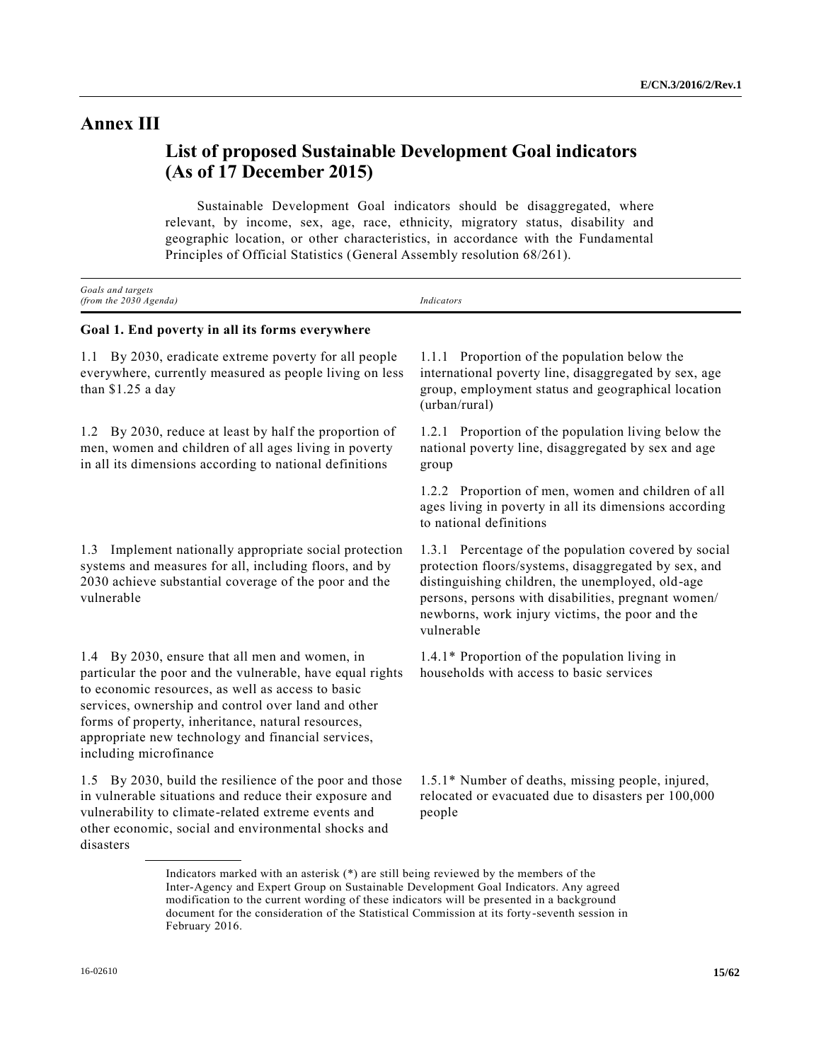# Annex III

## List of proposed Sustainable Development Goal indicators (As of 17 December 2015)

Sustainable Development Goal indicators should be disaggregated, where relevant, by income, sex, age, race, ethnicity, migratory status, disability and geographic location, or other characteristics, in accordance with the Fundamental Principles of Official Statistics (General Assembly resolution 68/261).

| *Goals and targets (from the 2030 Agenda)* | *Indicators* |
|---|---|
| **Goal 1. End poverty in all its forms everywhere** | |
| 1.1 By 2030, eradicate extreme poverty for all people everywhere, currently measured as people living on less than $1.25 a day | 1.1.1 Proportion of the population below the international poverty line, disaggregated by sex, age group, employment status and geographical location (urban/rural) |
| 1.2 By 2030, reduce at least by half the proportion of men, women and children of all ages living in poverty in all its dimensions according to national definitions | 1.2.1 Proportion of the population living below the national poverty line, disaggregated by sex and age group |
| | 1.2.2 Proportion of men, women and children of all ages living in poverty in all its dimensions according to national definitions |
| 1.3 Implement nationally appropriate social protection systems and measures for all, including floors, and by 2030 achieve substantial coverage of the poor and the vulnerable | 1.3.1 Percentage of the population covered by social protection floors/systems, disaggregated by sex, and distinguishing children, the unemployed, old-age persons, persons with disabilities, pregnant women/ newborns, work injury victims, the poor and the vulnerable |
| 1.4 By 2030, ensure that all men and women, in particular the poor and the vulnerable, have equal rights to economic resources, as well as access to basic services, ownership and control over land and other forms of property, inheritance, natural resources, appropriate new technology and financial services, including microfinance | 1.4.1* Proportion of the population living in households with access to basic services |
| 1.5 By 2030, build the resilience of the poor and those in vulnerable situations and reduce their exposure and vulnerability to climate-related extreme events and other economic, social and environmental shocks and disasters | 1.5.1* Number of deaths, missing people, injured, relocated or evacuated due to disasters per 100,000 people |

Indicators marked with an asterisk (*) are still being reviewed by the members of the Inter-Agency and Expert Group on Sustainable Development Goal Indicators. Any agreed modification to the current wording of these indicators will be presented in a background document for the consideration of the Statistical Commission at its forty-seventh session in February 2016.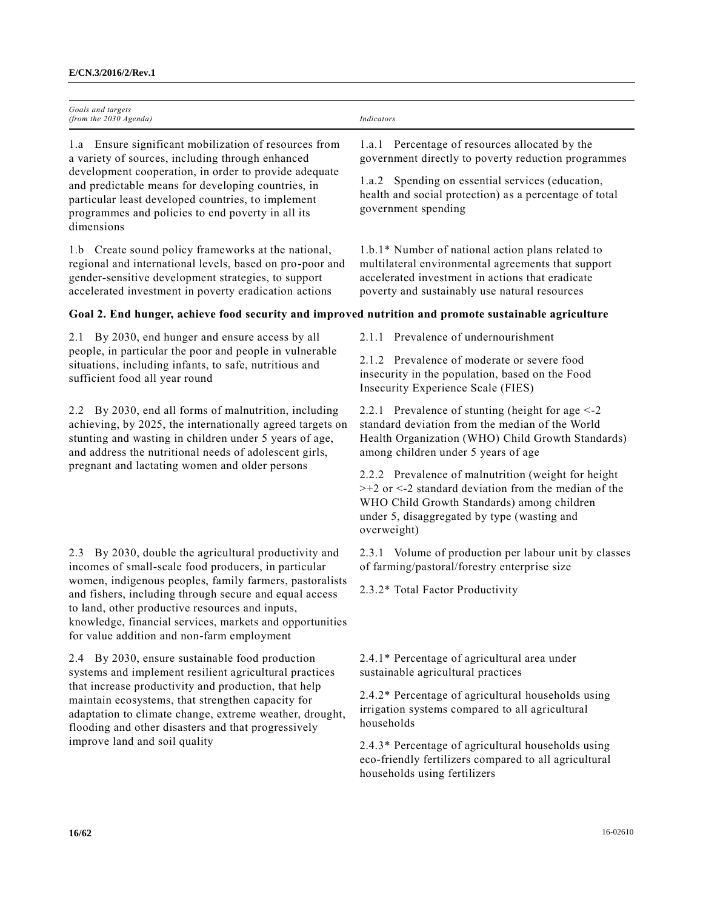| *Goals and targets (from the 2030 Agenda)* | *Indicators* |
|---|---|
| 1.a Ensure significant mobilization of resources from a variety of sources, including through enhanced development cooperation, in order to provide adequate and predictable means for developing countries, in particular least developed countries, to implement programmes and policies to end poverty in all its dimensions | 1.a.1 Percentage of resources allocated by the government directly to poverty reduction programmes<br><br>1.a.2 Spending on essential services (education, health and social protection) as a percentage of total government spending |
| 1.b Create sound policy frameworks at the national, regional and international levels, based on pro-poor and gender-sensitive development strategies, to support accelerated investment in poverty eradication actions | 1.b.1* Number of national action plans related to multilateral environmental agreements that support accelerated investment in actions that eradicate poverty and sustainably use natural resources |
| **Goal 2. End hunger, achieve food security and improved nutrition and promote sustainable agriculture** | |
| 2.1 By 2030, end hunger and ensure access by all people, in particular the poor and people in vulnerable situations, including infants, to safe, nutritious and sufficient food all year round | 2.1.1 Prevalence of undernourishment<br><br>2.1.2 Prevalence of moderate or severe food insecurity in the population, based on the Food Insecurity Experience Scale (FIES) |
| 2.2 By 2030, end all forms of malnutrition, including achieving, by 2025, the internationally agreed targets on stunting and wasting in children under 5 years of age, and address the nutritional needs of adolescent girls, pregnant and lactating women and older persons | 2.2.1 Prevalence of stunting (height for age <-2 standard deviation from the median of the World Health Organization (WHO) Child Growth Standards) among children under 5 years of age<br><br>2.2.2 Prevalence of malnutrition (weight for height >+2 or <-2 standard deviation from the median of the WHO Child Growth Standards) among children under 5, disaggregated by type (wasting and overweight) |
| 2.3 By 2030, double the agricultural productivity and incomes of small-scale food producers, in particular women, indigenous peoples, family farmers, pastoralists and fishers, including through secure and equal access to land, other productive resources and inputs, knowledge, financial services, markets and opportunities for value addition and non-farm employment | 2.3.1 Volume of production per labour unit by classes of farming/pastoral/forestry enterprise size<br><br>2.3.2* Total Factor Productivity |
| 2.4 By 2030, ensure sustainable food production systems and implement resilient agricultural practices that increase productivity and production, that help maintain ecosystems, that strengthen capacity for adaptation to climate change, extreme weather, drought, flooding and other disasters and that progressively improve land and soil quality | 2.4.1* Percentage of agricultural area under sustainable agricultural practices<br><br>2.4.2* Percentage of agricultural households using irrigation systems compared to all agricultural households<br><br>2.4.3* Percentage of agricultural households using eco-friendly fertilizers compared to all agricultural households using fertilizers |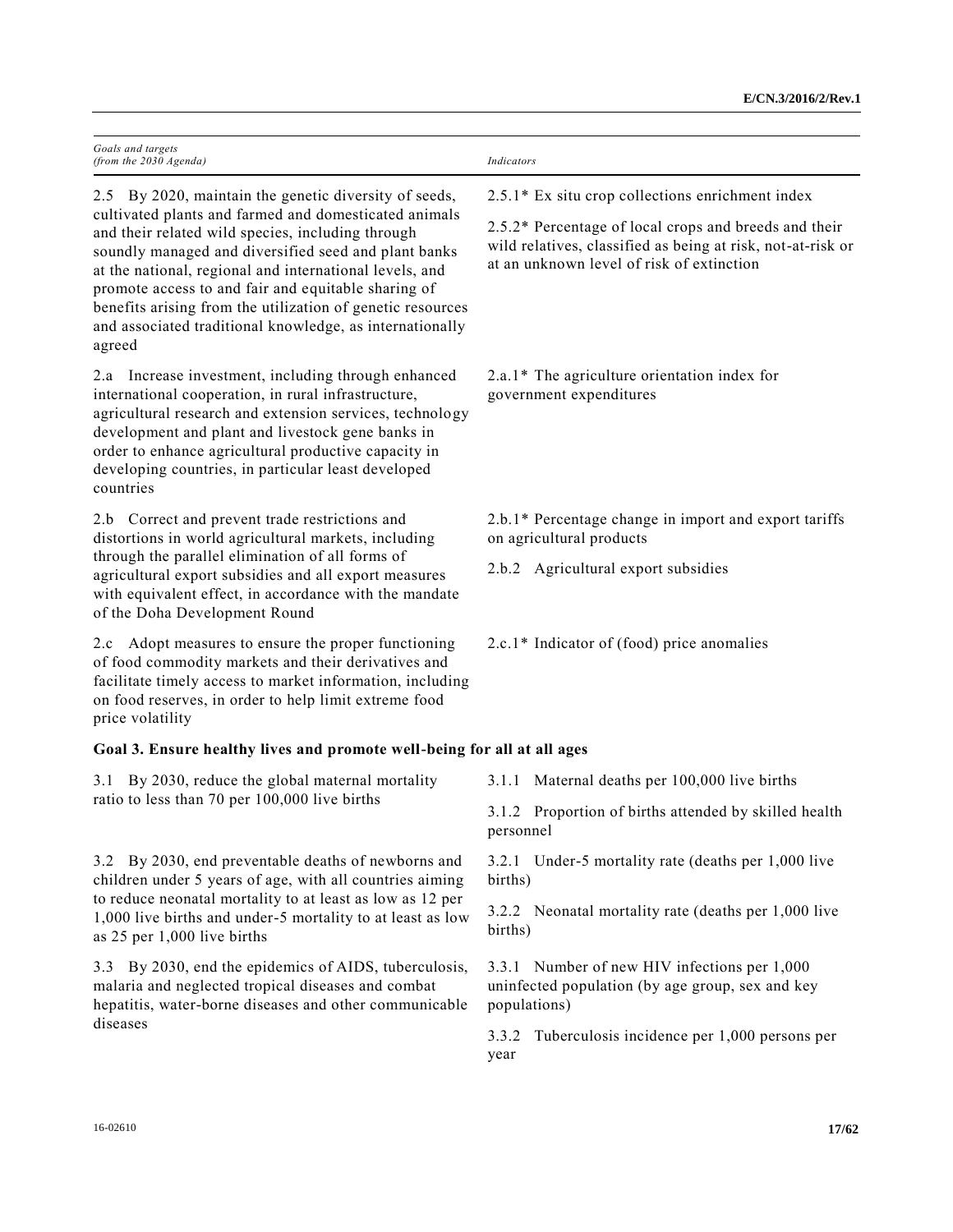| *Goals and targets (from the 2030 Agenda)* | *Indicators* |
|---|---|
| 2.5 By 2020, maintain the genetic diversity of seeds, cultivated plants and farmed and domesticated animals and their related wild species, including through soundly managed and diversified seed and plant banks at the national, regional and international levels, and promote access to and fair and equitable sharing of benefits arising from the utilization of genetic resources and associated traditional knowledge, as internationally agreed | 2.5.1* Ex situ crop collections enrichment index<br><br>2.5.2* Percentage of local crops and breeds and their wild relatives, classified as being at risk, not-at-risk or at an unknown level of risk of extinction |
| 2.a Increase investment, including through enhanced international cooperation, in rural infrastructure, agricultural research and extension services, technology development and plant and livestock gene banks in order to enhance agricultural productive capacity in developing countries, in particular least developed countries | 2.a.1* The agriculture orientation index for government expenditures |
| 2.b Correct and prevent trade restrictions and distortions in world agricultural markets, including through the parallel elimination of all forms of agricultural export subsidies and all export measures with equivalent effect, in accordance with the mandate of the Doha Development Round | 2.b.1* Percentage change in import and export tariffs on agricultural products<br><br>2.b.2 Agricultural export subsidies |
| 2.c Adopt measures to ensure the proper functioning of food commodity markets and their derivatives and facilitate timely access to market information, including on food reserves, in order to help limit extreme food price volatility | 2.c.1* Indicator of (food) price anomalies |
| **Goal 3. Ensure healthy lives and promote well-being for all at all ages** | |
| 3.1 By 2030, reduce the global maternal mortality ratio to less than 70 per 100,000 live births | 3.1.1 Maternal deaths per 100,000 live births<br><br>3.1.2 Proportion of births attended by skilled health personnel |
| 3.2 By 2030, end preventable deaths of newborns and children under 5 years of age, with all countries aiming to reduce neonatal mortality to at least as low as 12 per 1,000 live births and under-5 mortality to at least as low as 25 per 1,000 live births | 3.2.1 Under-5 mortality rate (deaths per 1,000 live births)<br><br>3.2.2 Neonatal mortality rate (deaths per 1,000 live births) |
| 3.3 By 2030, end the epidemics of AIDS, tuberculosis, malaria and neglected tropical diseases and combat hepatitis, water-borne diseases and other communicable diseases | 3.3.1 Number of new HIV infections per 1,000 uninfected population (by age group, sex and key populations)<br><br>3.3.2 Tuberculosis incidence per 1,000 persons per year |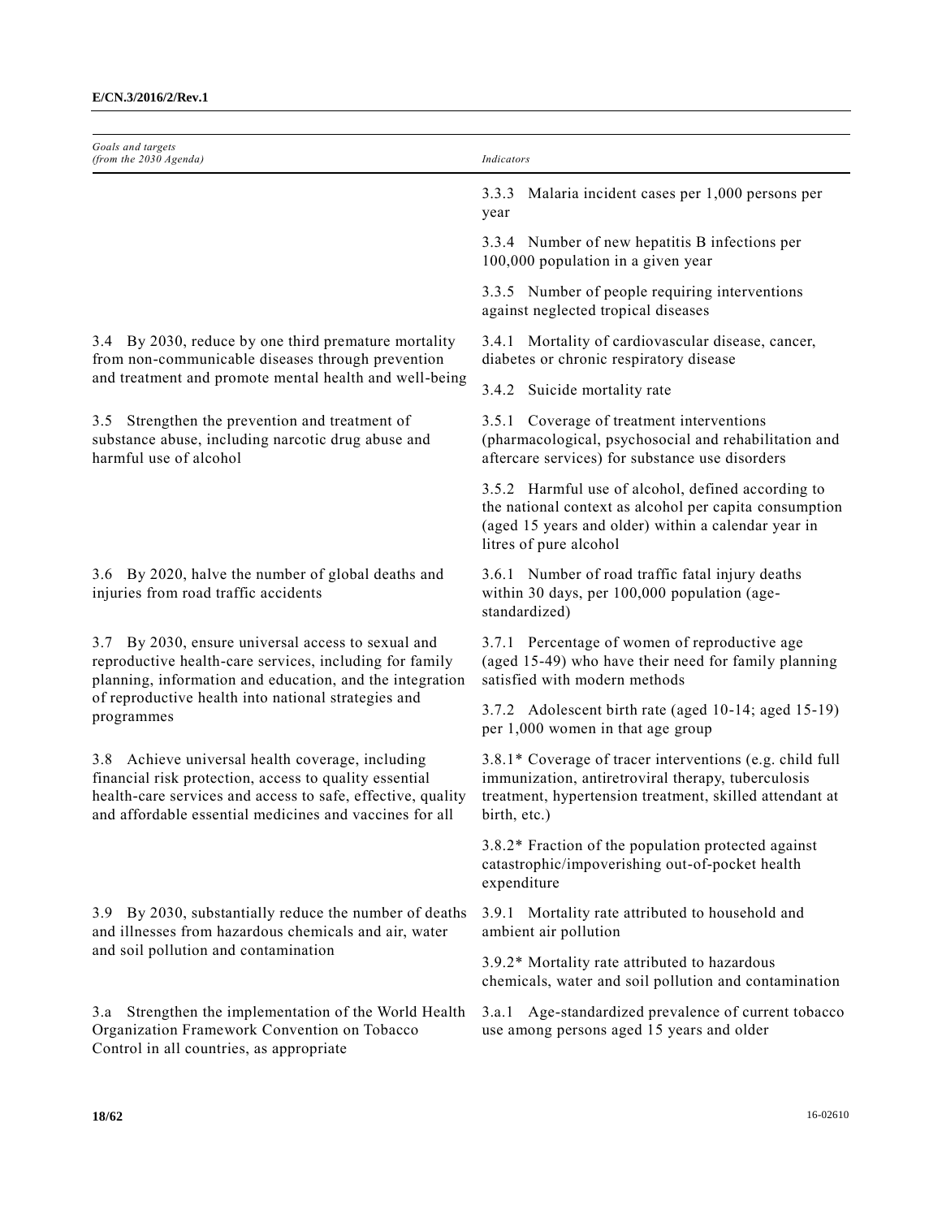| *Goals and targets (from the 2030 Agenda)* | *Indicators* |
|---|---|
| | 3.3.3 Malaria incident cases per 1,000 persons per year |
| | 3.3.4 Number of new hepatitis B infections per 100,000 population in a given year |
| | 3.3.5 Number of people requiring interventions against neglected tropical diseases |
| 3.4 By 2030, reduce by one third premature mortality from non-communicable diseases through prevention and treatment and promote mental health and well-being | 3.4.1 Mortality of cardiovascular disease, cancer, diabetes or chronic respiratory disease |
| | 3.4.2 Suicide mortality rate |
| 3.5 Strengthen the prevention and treatment of substance abuse, including narcotic drug abuse and harmful use of alcohol | 3.5.1 Coverage of treatment interventions (pharmacological, psychosocial and rehabilitation and aftercare services) for substance use disorders |
| | 3.5.2 Harmful use of alcohol, defined according to the national context as alcohol per capita consumption (aged 15 years and older) within a calendar year in litres of pure alcohol |
| 3.6 By 2020, halve the number of global deaths and injuries from road traffic accidents | 3.6.1 Number of road traffic fatal injury deaths within 30 days, per 100,000 population (age-standardized) |
| 3.7 By 2030, ensure universal access to sexual and reproductive health-care services, including for family planning, information and education, and the integration of reproductive health into national strategies and programmes | 3.7.1 Percentage of women of reproductive age (aged 15-49) who have their need for family planning satisfied with modern methods |
| | 3.7.2 Adolescent birth rate (aged 10-14; aged 15-19) per 1,000 women in that age group |
| 3.8 Achieve universal health coverage, including financial risk protection, access to quality essential health-care services and access to safe, effective, quality and affordable essential medicines and vaccines for all | 3.8.1* Coverage of tracer interventions (e.g. child full immunization, antiretroviral therapy, tuberculosis treatment, hypertension treatment, skilled attendant at birth, etc.) |
| | 3.8.2* Fraction of the population protected against catastrophic/impoverishing out-of-pocket health expenditure |
| 3.9 By 2030, substantially reduce the number of deaths and illnesses from hazardous chemicals and air, water and soil pollution and contamination | 3.9.1 Mortality rate attributed to household and ambient air pollution |
| | 3.9.2* Mortality rate attributed to hazardous chemicals, water and soil pollution and contamination |
| 3.a Strengthen the implementation of the World Health Organization Framework Convention on Tobacco Control in all countries, as appropriate | 3.a.1 Age-standardized prevalence of current tobacco use among persons aged 15 years and older |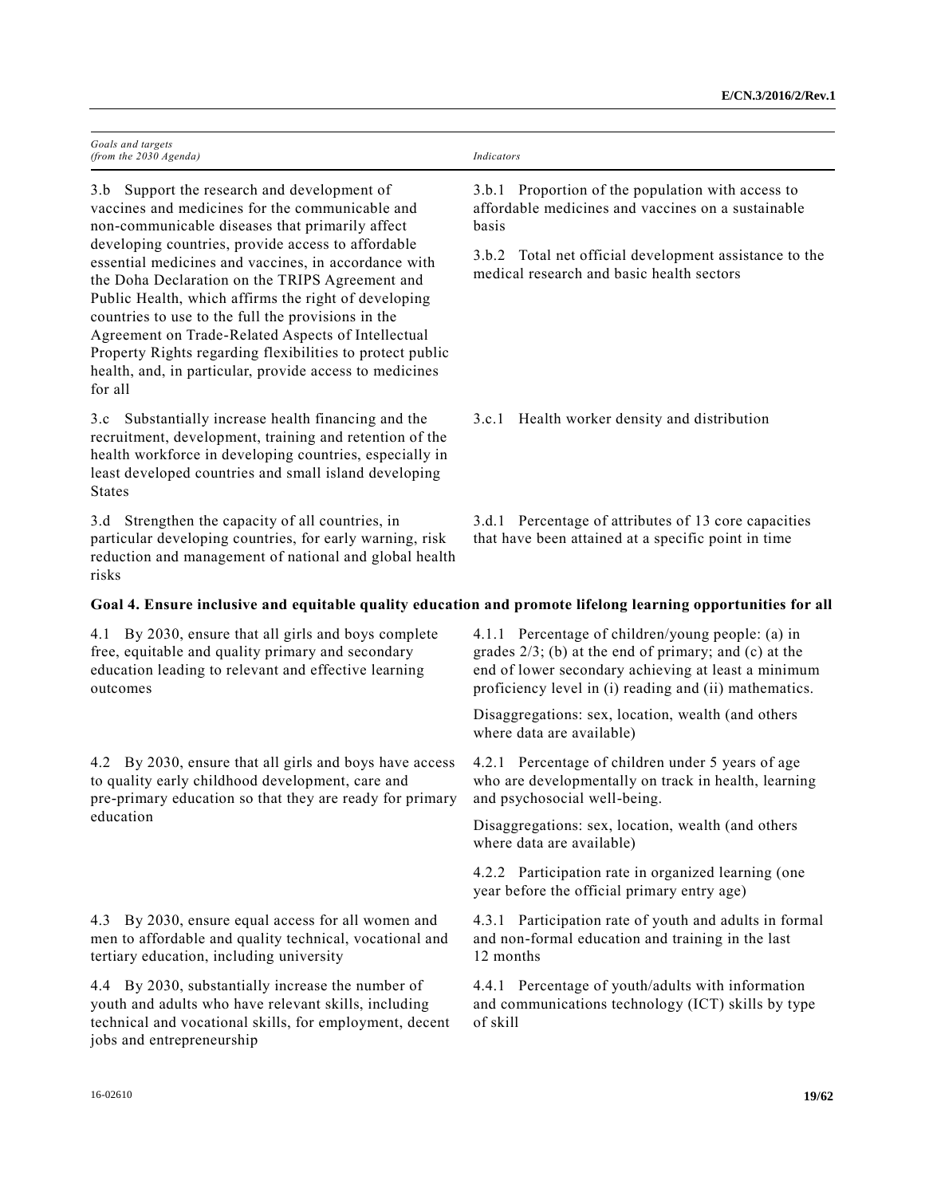| *Goals and targets (from the 2030 Agenda)* | *Indicators* |
|---|---|
| 3.b Support the research and development of vaccines and medicines for the communicable and non-communicable diseases that primarily affect developing countries, provide access to affordable essential medicines and vaccines, in accordance with the Doha Declaration on the TRIPS Agreement and Public Health, which affirms the right of developing countries to use to the full the provisions in the Agreement on Trade-Related Aspects of Intellectual Property Rights regarding flexibilities to protect public health, and, in particular, provide access to medicines for all | 3.b.1 Proportion of the population with access to affordable medicines and vaccines on a sustainable basis<br><br>3.b.2 Total net official development assistance to the medical research and basic health sectors |
| 3.c Substantially increase health financing and the recruitment, development, training and retention of the health workforce in developing countries, especially in least developed countries and small island developing States | 3.c.1 Health worker density and distribution |
| 3.d Strengthen the capacity of all countries, in particular developing countries, for early warning, risk reduction and management of national and global health risks | 3.d.1 Percentage of attributes of 13 core capacities that have been attained at a specific point in time |
| **Goal 4. Ensure inclusive and equitable quality education and promote lifelong learning opportunities for all** | |
| 4.1 By 2030, ensure that all girls and boys complete free, equitable and quality primary and secondary education leading to relevant and effective learning outcomes | 4.1.1 Percentage of children/young people: (a) in grades 2/3; (b) at the end of primary; and (c) at the end of lower secondary achieving at least a minimum proficiency level in (i) reading and (ii) mathematics.<br><br>Disaggregations: sex, location, wealth (and others where data are available) |
| 4.2 By 2030, ensure that all girls and boys have access to quality early childhood development, care and pre-primary education so that they are ready for primary education | 4.2.1 Percentage of children under 5 years of age who are developmentally on track in health, learning and psychosocial well-being.<br><br>Disaggregations: sex, location, wealth (and others where data are available)<br><br>4.2.2 Participation rate in organized learning (one year before the official primary entry age) |
| 4.3 By 2030, ensure equal access for all women and men to affordable and quality technical, vocational and tertiary education, including university | 4.3.1 Participation rate of youth and adults in formal and non-formal education and training in the last 12 months |
| 4.4 By 2030, substantially increase the number of youth and adults who have relevant skills, including technical and vocational skills, for employment, decent jobs and entrepreneurship | 4.4.1 Percentage of youth/adults with information and communications technology (ICT) skills by type of skill |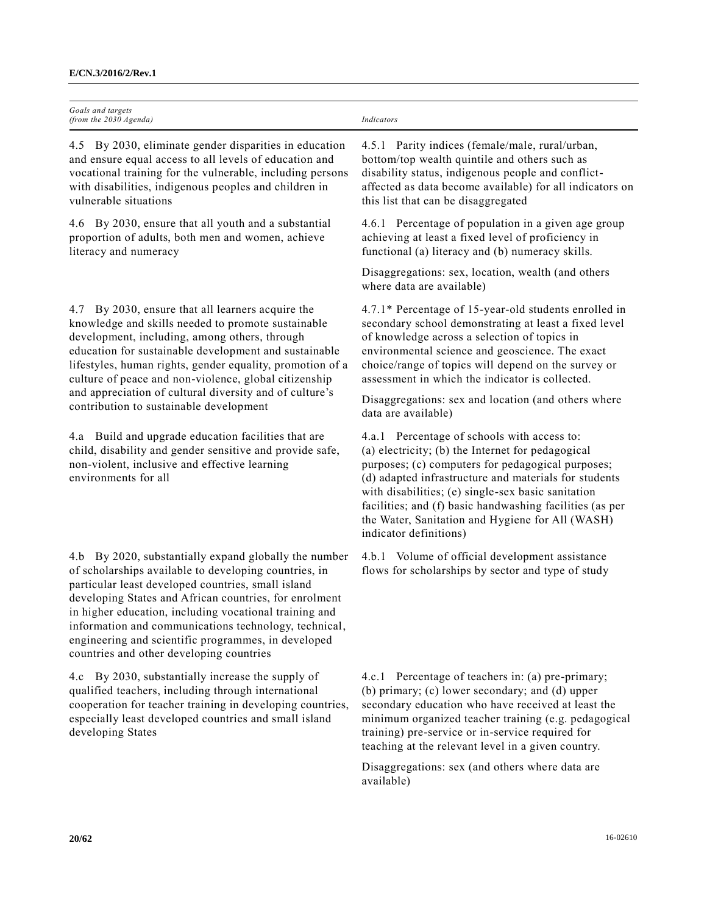| *Goals and targets (from the 2030 Agenda)* | *Indicators* |
| --- | --- |
| 4.5 By 2030, eliminate gender disparities in education and ensure equal access to all levels of education and vocational training for the vulnerable, including persons with disabilities, indigenous peoples and children in vulnerable situations | 4.5.1 Parity indices (female/male, rural/urban, bottom/top wealth quintile and others such as disability status, indigenous people and conflict-affected as data become available) for all indicators on this list that can be disaggregated |
| 4.6 By 2030, ensure that all youth and a substantial proportion of adults, both men and women, achieve literacy and numeracy | 4.6.1 Percentage of population in a given age group achieving at least a fixed level of proficiency in functional (a) literacy and (b) numeracy skills.<br><br>Disaggregations: sex, location, wealth (and others where data are available) |
| 4.7 By 2030, ensure that all learners acquire the knowledge and skills needed to promote sustainable development, including, among others, through education for sustainable development and sustainable lifestyles, human rights, gender equality, promotion of a culture of peace and non-violence, global citizenship and appreciation of cultural diversity and of culture's contribution to sustainable development | 4.7.1* Percentage of 15-year-old students enrolled in secondary school demonstrating at least a fixed level of knowledge across a selection of topics in environmental science and geoscience. The exact choice/range of topics will depend on the survey or assessment in which the indicator is collected.<br><br>Disaggregations: sex and location (and others where data are available) |
| 4.a Build and upgrade education facilities that are child, disability and gender sensitive and provide safe, non-violent, inclusive and effective learning environments for all | 4.a.1 Percentage of schools with access to: (a) electricity; (b) the Internet for pedagogical purposes; (c) computers for pedagogical purposes; (d) adapted infrastructure and materials for students with disabilities; (e) single-sex basic sanitation facilities; and (f) basic handwashing facilities (as per the Water, Sanitation and Hygiene for All (WASH) indicator definitions) |
| 4.b By 2020, substantially expand globally the number of scholarships available to developing countries, in particular least developed countries, small island developing States and African countries, for enrolment in higher education, including vocational training and information and communications technology, technical, engineering and scientific programmes, in developed countries and other developing countries | 4.b.1 Volume of official development assistance flows for scholarships by sector and type of study |
| 4.c By 2030, substantially increase the supply of qualified teachers, including through international cooperation for teacher training in developing countries, especially least developed countries and small island developing States | 4.c.1 Percentage of teachers in: (a) pre-primary; (b) primary; (c) lower secondary; and (d) upper secondary education who have received at least the minimum organized teacher training (e.g. pedagogical training) pre-service or in-service required for teaching at the relevant level in a given country.<br><br>Disaggregations: sex (and others where data are available) |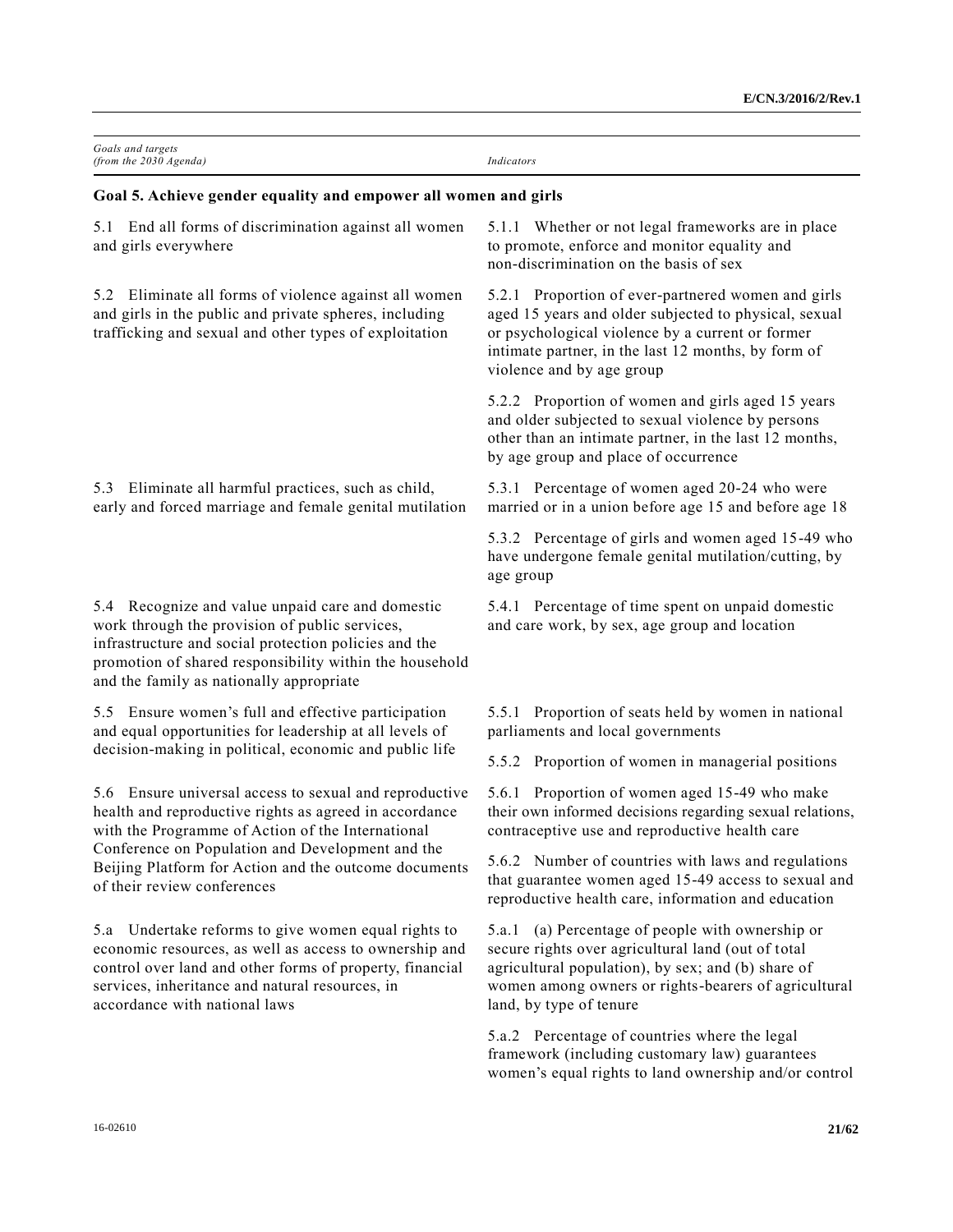| *Goals and targets (from the 2030 Agenda)* | *Indicators* |
|---|---|
| **Goal 5. Achieve gender equality and empower all women and girls** | |
| 5.1 End all forms of discrimination against all women and girls everywhere | 5.1.1 Whether or not legal frameworks are in place to promote, enforce and monitor equality and non-discrimination on the basis of sex |
| 5.2 Eliminate all forms of violence against all women and girls in the public and private spheres, including trafficking and sexual and other types of exploitation | 5.2.1 Proportion of ever-partnered women and girls aged 15 years and older subjected to physical, sexual or psychological violence by a current or former intimate partner, in the last 12 months, by form of violence and by age group |
| | 5.2.2 Proportion of women and girls aged 15 years and older subjected to sexual violence by persons other than an intimate partner, in the last 12 months, by age group and place of occurrence |
| 5.3 Eliminate all harmful practices, such as child, early and forced marriage and female genital mutilation | 5.3.1 Percentage of women aged 20-24 who were married or in a union before age 15 and before age 18 |
| | 5.3.2 Percentage of girls and women aged 15-49 who have undergone female genital mutilation/cutting, by age group |
| 5.4 Recognize and value unpaid care and domestic work through the provision of public services, infrastructure and social protection policies and the promotion of shared responsibility within the household and the family as nationally appropriate | 5.4.1 Percentage of time spent on unpaid domestic and care work, by sex, age group and location |
| 5.5 Ensure women's full and effective participation and equal opportunities for leadership at all levels of decision-making in political, economic and public life | 5.5.1 Proportion of seats held by women in national parliaments and local governments |
| | 5.5.2 Proportion of women in managerial positions |
| 5.6 Ensure universal access to sexual and reproductive health and reproductive rights as agreed in accordance with the Programme of Action of the International Conference on Population and Development and the Beijing Platform for Action and the outcome documents of their review conferences | 5.6.1 Proportion of women aged 15-49 who make their own informed decisions regarding sexual relations, contraceptive use and reproductive health care |
| | 5.6.2 Number of countries with laws and regulations that guarantee women aged 15-49 access to sexual and reproductive health care, information and education |
| 5.a Undertake reforms to give women equal rights to economic resources, as well as access to ownership and control over land and other forms of property, financial services, inheritance and natural resources, in accordance with national laws | 5.a.1 (a) Percentage of people with ownership or secure rights over agricultural land (out of total agricultural population), by sex; and (b) share of women among owners or rights-bearers of agricultural land, by type of tenure |
| | 5.a.2 Percentage of countries where the legal framework (including customary law) guarantees women's equal rights to land ownership and/or control |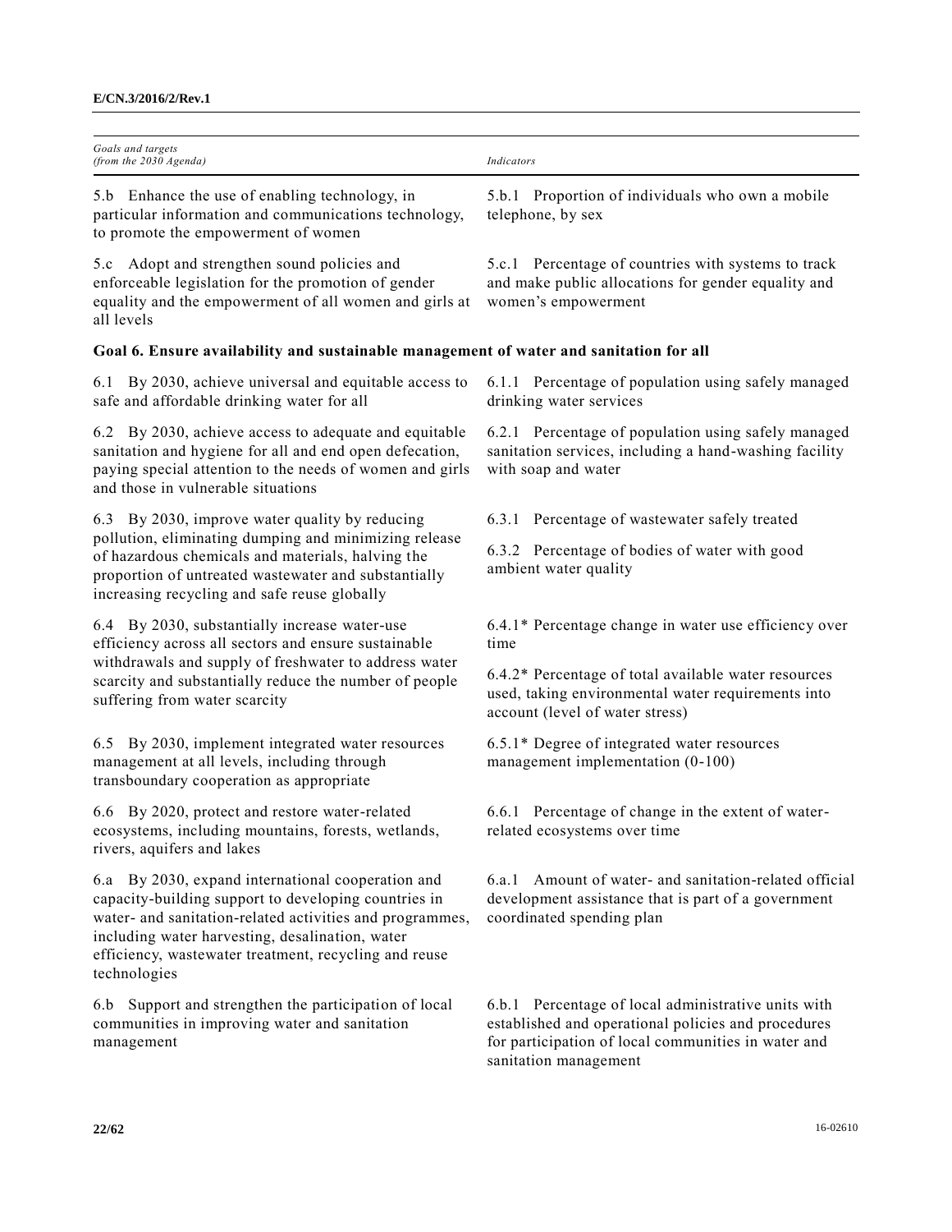| *Goals and targets (from the 2030 Agenda)* | *Indicators* |
|---|---|
| 5.b Enhance the use of enabling technology, in particular information and communications technology, to promote the empowerment of women | 5.b.1 Proportion of individuals who own a mobile telephone, by sex |
| 5.c Adopt and strengthen sound policies and enforceable legislation for the promotion of gender equality and the empowerment of all women and girls at all levels | 5.c.1 Percentage of countries with systems to track and make public allocations for gender equality and women's empowerment |
| **Goal 6. Ensure availability and sustainable management of water and sanitation for all** | |
| 6.1 By 2030, achieve universal and equitable access to safe and affordable drinking water for all | 6.1.1 Percentage of population using safely managed drinking water services |
| 6.2 By 2030, achieve access to adequate and equitable sanitation and hygiene for all and end open defecation, paying special attention to the needs of women and girls and those in vulnerable situations | 6.2.1 Percentage of population using safely managed sanitation services, including a hand-washing facility with soap and water |
| 6.3 By 2030, improve water quality by reducing pollution, eliminating dumping and minimizing release of hazardous chemicals and materials, halving the proportion of untreated wastewater and substantially increasing recycling and safe reuse globally | 6.3.1 Percentage of wastewater safely treated<br><br>6.3.2 Percentage of bodies of water with good ambient water quality |
| 6.4 By 2030, substantially increase water-use efficiency across all sectors and ensure sustainable withdrawals and supply of freshwater to address water scarcity and substantially reduce the number of people suffering from water scarcity | 6.4.1* Percentage change in water use efficiency over time<br><br>6.4.2* Percentage of total available water resources used, taking environmental water requirements into account (level of water stress) |
| 6.5 By 2030, implement integrated water resources management at all levels, including through transboundary cooperation as appropriate | 6.5.1* Degree of integrated water resources management implementation (0-100) |
| 6.6 By 2020, protect and restore water-related ecosystems, including mountains, forests, wetlands, rivers, aquifers and lakes | 6.6.1 Percentage of change in the extent of water-related ecosystems over time |
| 6.a By 2030, expand international cooperation and capacity-building support to developing countries in water- and sanitation-related activities and programmes, including water harvesting, desalination, water efficiency, wastewater treatment, recycling and reuse technologies | 6.a.1 Amount of water- and sanitation-related official development assistance that is part of a government coordinated spending plan |
| 6.b Support and strengthen the participation of local communities in improving water and sanitation management | 6.b.1 Percentage of local administrative units with established and operational policies and procedures for participation of local communities in water and sanitation management |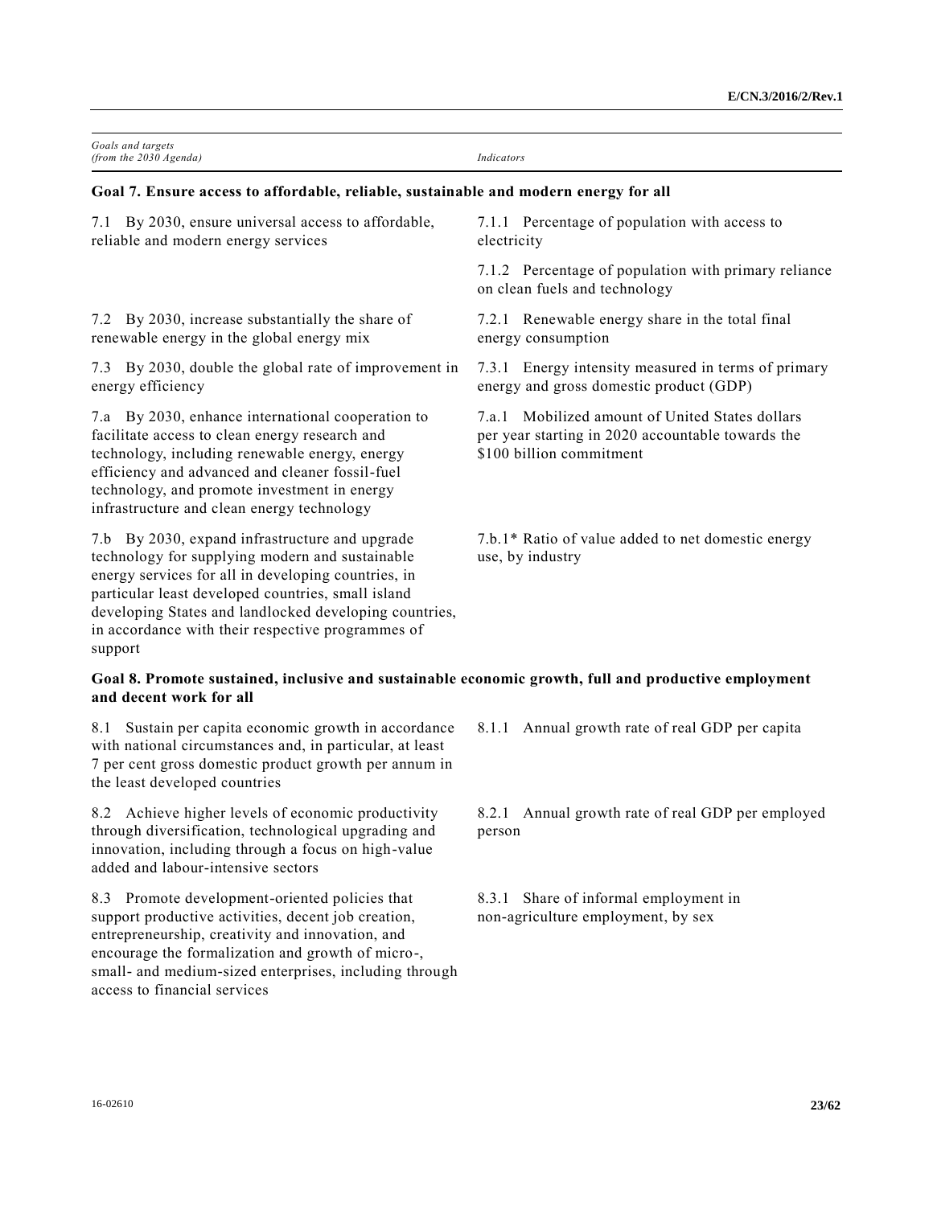| *Goals and targets (from the 2030 Agenda)* | *Indicators* |
|---|---|
| **Goal 7. Ensure access to affordable, reliable, sustainable and modern energy for all** | |
| 7.1 By 2030, ensure universal access to affordable, reliable and modern energy services | 7.1.1 Percentage of population with access to electricity |
| | 7.1.2 Percentage of population with primary reliance on clean fuels and technology |
| 7.2 By 2030, increase substantially the share of renewable energy in the global energy mix | 7.2.1 Renewable energy share in the total final energy consumption |
| 7.3 By 2030, double the global rate of improvement in energy efficiency | 7.3.1 Energy intensity measured in terms of primary energy and gross domestic product (GDP) |
| 7.a By 2030, enhance international cooperation to facilitate access to clean energy research and technology, including renewable energy, energy efficiency and advanced and cleaner fossil-fuel technology, and promote investment in energy infrastructure and clean energy technology | 7.a.1 Mobilized amount of United States dollars per year starting in 2020 accountable towards the $100 billion commitment |
| 7.b By 2030, expand infrastructure and upgrade technology for supplying modern and sustainable energy services for all in developing countries, in particular least developed countries, small island developing States and landlocked developing countries, in accordance with their respective programmes of support | 7.b.1* Ratio of value added to net domestic energy use, by industry |
| **Goal 8. Promote sustained, inclusive and sustainable economic growth, full and productive employment and decent work for all** | |
| 8.1 Sustain per capita economic growth in accordance with national circumstances and, in particular, at least 7 per cent gross domestic product growth per annum in the least developed countries | 8.1.1 Annual growth rate of real GDP per capita |
| 8.2 Achieve higher levels of economic productivity through diversification, technological upgrading and innovation, including through a focus on high-value added and labour-intensive sectors | 8.2.1 Annual growth rate of real GDP per employed person |
| 8.3 Promote development-oriented policies that support productive activities, decent job creation, entrepreneurship, creativity and innovation, and encourage the formalization and growth of micro-, small- and medium-sized enterprises, including through access to financial services | 8.3.1 Share of informal employment in non-agriculture employment, by sex |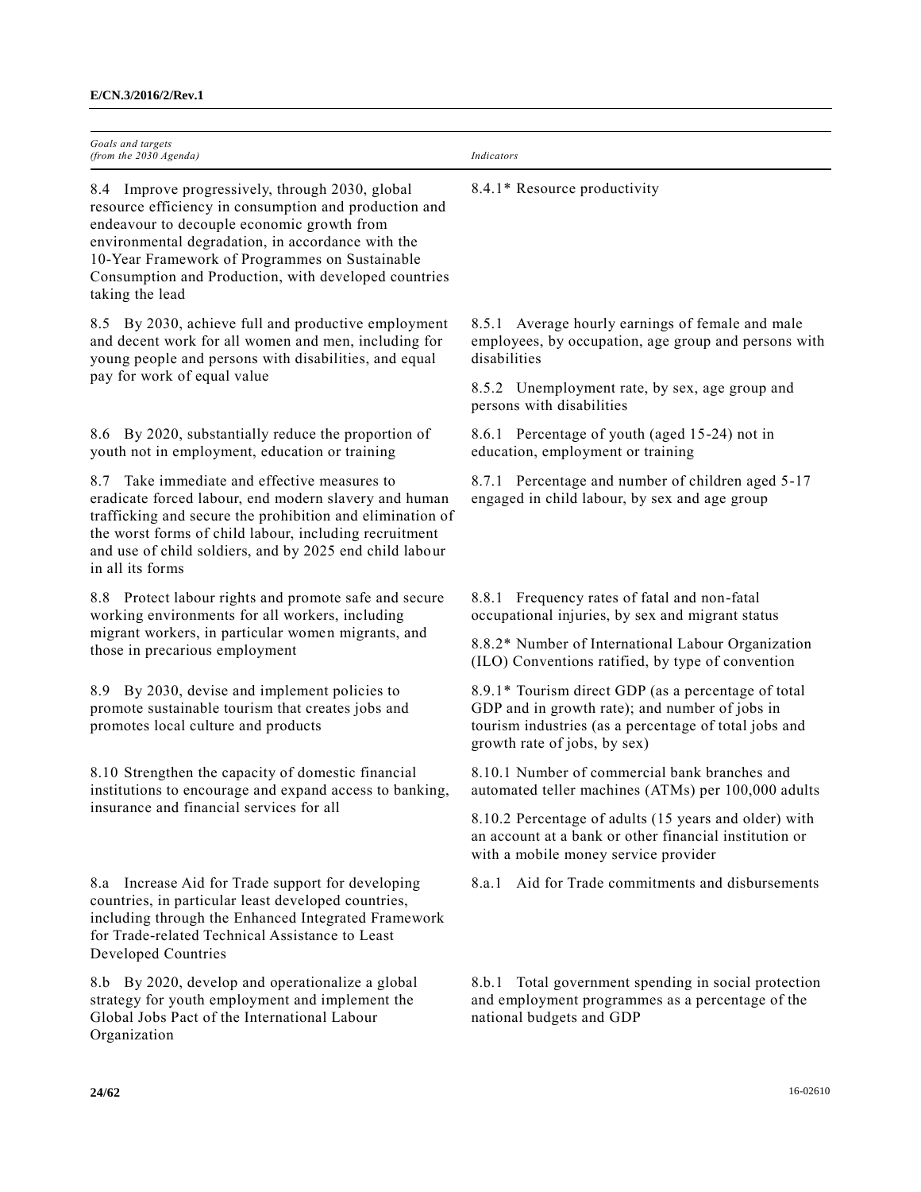| *Goals and targets (from the 2030 Agenda)* | *Indicators* |
|---|---|
| 8.4 Improve progressively, through 2030, global resource efficiency in consumption and production and endeavour to decouple economic growth from environmental degradation, in accordance with the 10-Year Framework of Programmes on Sustainable Consumption and Production, with developed countries taking the lead | 8.4.1* Resource productivity |
| 8.5 By 2030, achieve full and productive employment and decent work for all women and men, including for young people and persons with disabilities, and equal pay for work of equal value | 8.5.1 Average hourly earnings of female and male employees, by occupation, age group and persons with disabilities |
| | 8.5.2 Unemployment rate, by sex, age group and persons with disabilities |
| 8.6 By 2020, substantially reduce the proportion of youth not in employment, education or training | 8.6.1 Percentage of youth (aged 15-24) not in education, employment or training |
| 8.7 Take immediate and effective measures to eradicate forced labour, end modern slavery and human trafficking and secure the prohibition and elimination of the worst forms of child labour, including recruitment and use of child soldiers, and by 2025 end child labour in all its forms | 8.7.1 Percentage and number of children aged 5-17 engaged in child labour, by sex and age group |
| 8.8 Protect labour rights and promote safe and secure working environments for all workers, including migrant workers, in particular women migrants, and those in precarious employment | 8.8.1 Frequency rates of fatal and non-fatal occupational injuries, by sex and migrant status |
| | 8.8.2* Number of International Labour Organization (ILO) Conventions ratified, by type of convention |
| 8.9 By 2030, devise and implement policies to promote sustainable tourism that creates jobs and promotes local culture and products | 8.9.1* Tourism direct GDP (as a percentage of total GDP and in growth rate); and number of jobs in tourism industries (as a percentage of total jobs and growth rate of jobs, by sex) |
| 8.10 Strengthen the capacity of domestic financial institutions to encourage and expand access to banking, insurance and financial services for all | 8.10.1 Number of commercial bank branches and automated teller machines (ATMs) per 100,000 adults |
| | 8.10.2 Percentage of adults (15 years and older) with an account at a bank or other financial institution or with a mobile money service provider |
| 8.a Increase Aid for Trade support for developing countries, in particular least developed countries, including through the Enhanced Integrated Framework for Trade-related Technical Assistance to Least Developed Countries | 8.a.1 Aid for Trade commitments and disbursements |
| 8.b By 2020, develop and operationalize a global strategy for youth employment and implement the Global Jobs Pact of the International Labour Organization | 8.b.1 Total government spending in social protection and employment programmes as a percentage of the national budgets and GDP |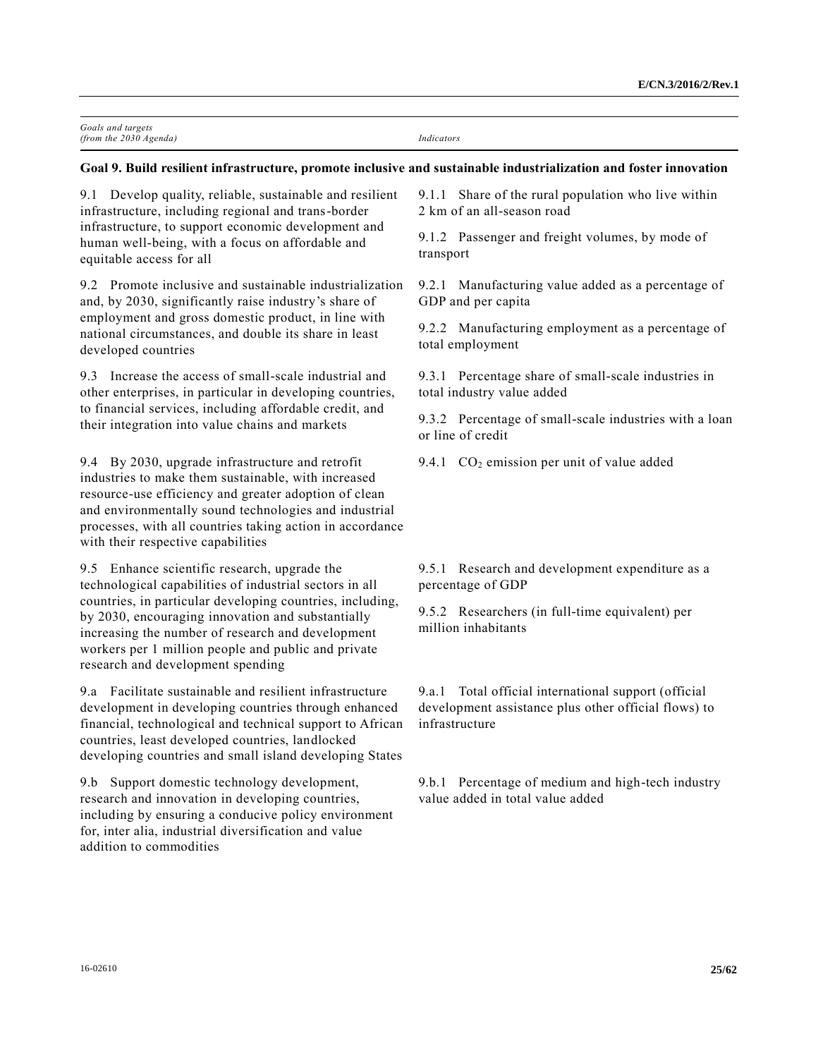| *Goals and targets (from the 2030 Agenda)* | *Indicators* |
|---|---|
| **Goal 9. Build resilient infrastructure, promote inclusive and sustainable industrialization and foster innovation** | |
| 9.1 Develop quality, reliable, sustainable and resilient infrastructure, including regional and trans-border infrastructure, to support economic development and human well-being, with a focus on affordable and equitable access for all | 9.1.1 Share of the rural population who live within 2 km of an all-season road<br><br>9.1.2 Passenger and freight volumes, by mode of transport |
| 9.2 Promote inclusive and sustainable industrialization and, by 2030, significantly raise industry's share of employment and gross domestic product, in line with national circumstances, and double its share in least developed countries | 9.2.1 Manufacturing value added as a percentage of GDP and per capita<br><br>9.2.2 Manufacturing employment as a percentage of total employment |
| 9.3 Increase the access of small-scale industrial and other enterprises, in particular in developing countries, to financial services, including affordable credit, and their integration into value chains and markets | 9.3.1 Percentage share of small-scale industries in total industry value added<br><br>9.3.2 Percentage of small-scale industries with a loan or line of credit |
| 9.4 By 2030, upgrade infrastructure and retrofit industries to make them sustainable, with increased resource-use efficiency and greater adoption of clean and environmentally sound technologies and industrial processes, with all countries taking action in accordance with their respective capabilities | 9.4.1 $CO_2$ emission per unit of value added |
| 9.5 Enhance scientific research, upgrade the technological capabilities of industrial sectors in all countries, in particular developing countries, including, by 2030, encouraging innovation and substantially increasing the number of research and development workers per 1 million people and public and private research and development spending | 9.5.1 Research and development expenditure as a percentage of GDP<br><br>9.5.2 Researchers (in full-time equivalent) per million inhabitants |
| 9.a Facilitate sustainable and resilient infrastructure development in developing countries through enhanced financial, technological and technical support to African countries, least developed countries, landlocked developing countries and small island developing States | 9.a.1 Total official international support (official development assistance plus other official flows) to infrastructure |
| 9.b Support domestic technology development, research and innovation in developing countries, including by ensuring a conducive policy environment for, inter alia, industrial diversification and value addition to commodities | 9.b.1 Percentage of medium and high-tech industry value added in total value added |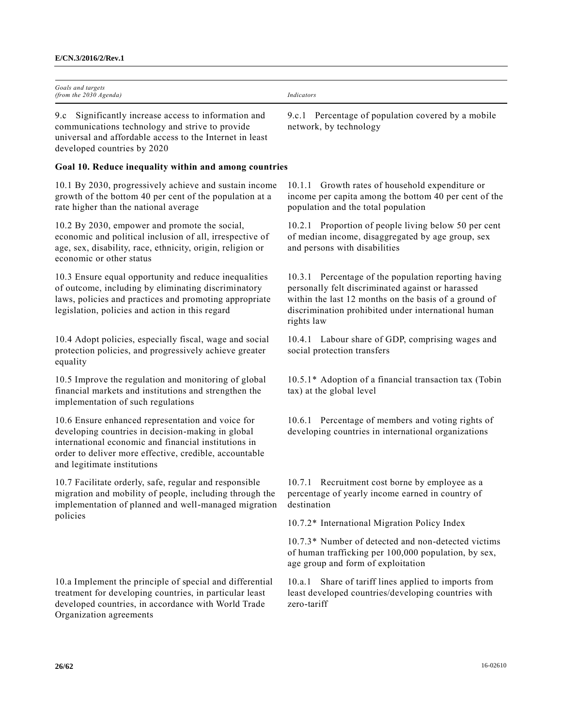| *Goals and targets (from the 2030 Agenda)* | *Indicators* |
|---|---|
| 9.c Significantly increase access to information and communications technology and strive to provide universal and affordable access to the Internet in least developed countries by 2020 | 9.c.1 Percentage of population covered by a mobile network, by technology |
| **Goal 10. Reduce inequality within and among countries** | |
| 10.1 By 2030, progressively achieve and sustain income growth of the bottom 40 per cent of the population at a rate higher than the national average | 10.1.1 Growth rates of household expenditure or income per capita among the bottom 40 per cent of the population and the total population |
| 10.2 By 2030, empower and promote the social, economic and political inclusion of all, irrespective of age, sex, disability, race, ethnicity, origin, religion or economic or other status | 10.2.1 Proportion of people living below 50 per cent of median income, disaggregated by age group, sex and persons with disabilities |
| 10.3 Ensure equal opportunity and reduce inequalities of outcome, including by eliminating discriminatory laws, policies and practices and promoting appropriate legislation, policies and action in this regard | 10.3.1 Percentage of the population reporting having personally felt discriminated against or harassed within the last 12 months on the basis of a ground of discrimination prohibited under international human rights law |
| 10.4 Adopt policies, especially fiscal, wage and social protection policies, and progressively achieve greater equality | 10.4.1 Labour share of GDP, comprising wages and social protection transfers |
| 10.5 Improve the regulation and monitoring of global financial markets and institutions and strengthen the implementation of such regulations | 10.5.1* Adoption of a financial transaction tax (Tobin tax) at the global level |
| 10.6 Ensure enhanced representation and voice for developing countries in decision-making in global international economic and financial institutions in order to deliver more effective, credible, accountable and legitimate institutions | 10.6.1 Percentage of members and voting rights of developing countries in international organizations |
| 10.7 Facilitate orderly, safe, regular and responsible migration and mobility of people, including through the implementation of planned and well-managed migration policies | 10.7.1 Recruitment cost borne by employee as a percentage of yearly income earned in country of destination |
| | 10.7.2* International Migration Policy Index |
| | 10.7.3* Number of detected and non-detected victims of human trafficking per 100,000 population, by sex, age group and form of exploitation |
| 10.a Implement the principle of special and differential treatment for developing countries, in particular least developed countries, in accordance with World Trade Organization agreements | 10.a.1 Share of tariff lines applied to imports from least developed countries/developing countries with zero-tariff |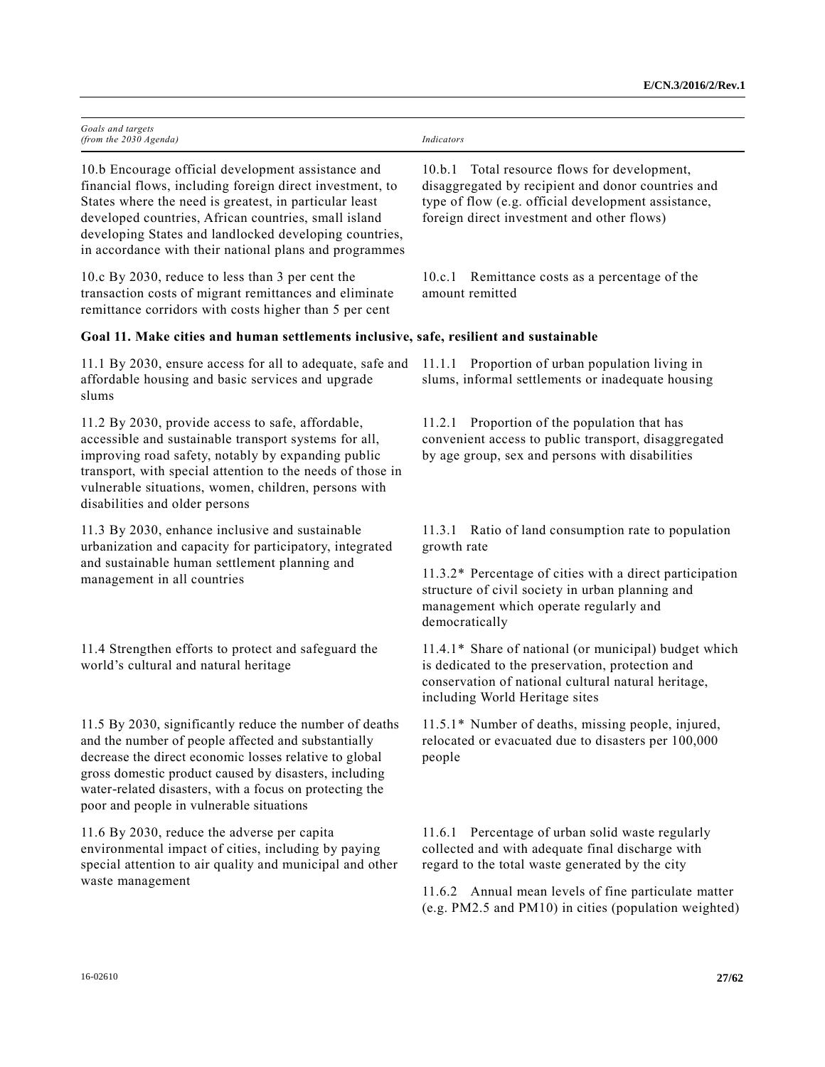| Goals and targets (from the 2030 Agenda) | Indicators |
|---|---|
| 10.b Encourage official development assistance and financial flows, including foreign direct investment, to States where the need is greatest, in particular least developed countries, African countries, small island developing States and landlocked developing countries, in accordance with their national plans and programmes | 10.b.1 Total resource flows for development, disaggregated by recipient and donor countries and type of flow (e.g. official development assistance, foreign direct investment and other flows) |
| 10.c By 2030, reduce to less than 3 per cent the transaction costs of migrant remittances and eliminate remittance corridors with costs higher than 5 per cent | 10.c.1 Remittance costs as a percentage of the amount remitted |
| **Goal 11. Make cities and human settlements inclusive, safe, resilient and sustainable** | |
| 11.1 By 2030, ensure access for all to adequate, safe and affordable housing and basic services and upgrade slums | 11.1.1 Proportion of urban population living in slums, informal settlements or inadequate housing |
| 11.2 By 2030, provide access to safe, affordable, accessible and sustainable transport systems for all, improving road safety, notably by expanding public transport, with special attention to the needs of those in vulnerable situations, women, children, persons with disabilities and older persons | 11.2.1 Proportion of the population that has convenient access to public transport, disaggregated by age group, sex and persons with disabilities |
| 11.3 By 2030, enhance inclusive and sustainable urbanization and capacity for participatory, integrated and sustainable human settlement planning and management in all countries | 11.3.1 Ratio of land consumption rate to population growth rate |
| | 11.3.2* Percentage of cities with a direct participation structure of civil society in urban planning and management which operate regularly and democratically |
| 11.4 Strengthen efforts to protect and safeguard the world's cultural and natural heritage | 11.4.1* Share of national (or municipal) budget which is dedicated to the preservation, protection and conservation of national cultural natural heritage, including World Heritage sites |
| 11.5 By 2030, significantly reduce the number of deaths and the number of people affected and substantially decrease the direct economic losses relative to global gross domestic product caused by disasters, including water-related disasters, with a focus on protecting the poor and people in vulnerable situations | 11.5.1* Number of deaths, missing people, injured, relocated or evacuated due to disasters per 100,000 people |
| 11.6 By 2030, reduce the adverse per capita environmental impact of cities, including by paying special attention to air quality and municipal and other waste management | 11.6.1 Percentage of urban solid waste regularly collected and with adequate final discharge with regard to the total waste generated by the city |
| | 11.6.2 Annual mean levels of fine particulate matter (e.g. PM2.5 and PM10) in cities (population weighted) |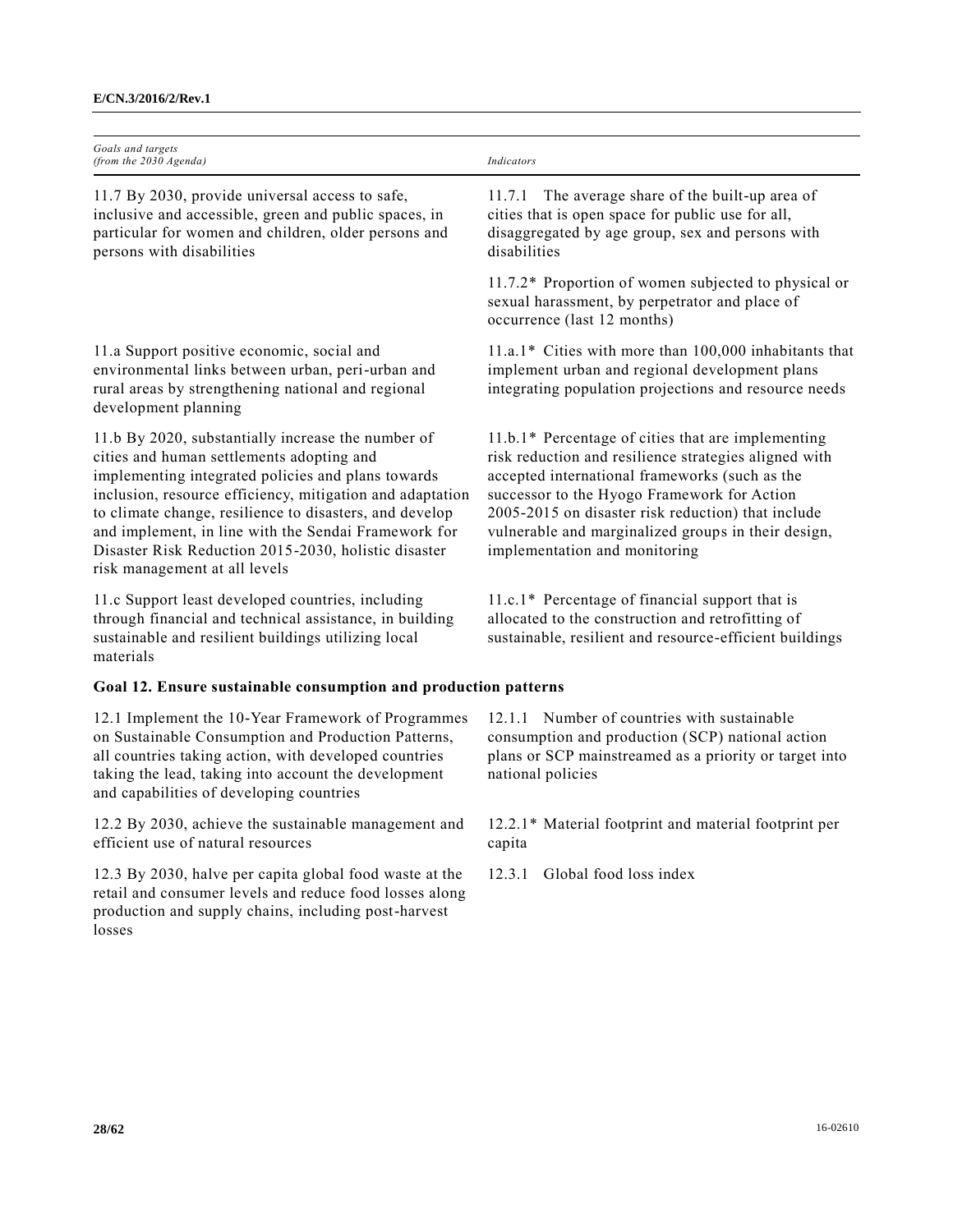| *Goals and targets (from the 2030 Agenda)* | *Indicators* |
|---|---|
| 11.7 By 2030, provide universal access to safe, inclusive and accessible, green and public spaces, in particular for women and children, older persons and persons with disabilities | 11.7.1 The average share of the built-up area of cities that is open space for public use for all, disaggregated by age group, sex and persons with disabilities |
| | 11.7.2* Proportion of women subjected to physical or sexual harassment, by perpetrator and place of occurrence (last 12 months) |
| 11.a Support positive economic, social and environmental links between urban, peri-urban and rural areas by strengthening national and regional development planning | 11.a.1* Cities with more than 100,000 inhabitants that implement urban and regional development plans integrating population projections and resource needs |
| 11.b By 2020, substantially increase the number of cities and human settlements adopting and implementing integrated policies and plans towards inclusion, resource efficiency, mitigation and adaptation to climate change, resilience to disasters, and develop and implement, in line with the Sendai Framework for Disaster Risk Reduction 2015-2030, holistic disaster risk management at all levels | 11.b.1* Percentage of cities that are implementing risk reduction and resilience strategies aligned with accepted international frameworks (such as the successor to the Hyogo Framework for Action 2005-2015 on disaster risk reduction) that include vulnerable and marginalized groups in their design, implementation and monitoring |
| 11.c Support least developed countries, including through financial and technical assistance, in building sustainable and resilient buildings utilizing local materials | 11.c.1* Percentage of financial support that is allocated to the construction and retrofitting of sustainable, resilient and resource-efficient buildings |
| **Goal 12. Ensure sustainable consumption and production patterns** | |
| 12.1 Implement the 10-Year Framework of Programmes on Sustainable Consumption and Production Patterns, all countries taking action, with developed countries taking the lead, taking into account the development and capabilities of developing countries | 12.1.1 Number of countries with sustainable consumption and production (SCP) national action plans or SCP mainstreamed as a priority or target into national policies |
| 12.2 By 2030, achieve the sustainable management and efficient use of natural resources | 12.2.1* Material footprint and material footprint per capita |
| 12.3 By 2030, halve per capita global food waste at the retail and consumer levels and reduce food losses along production and supply chains, including post-harvest losses | 12.3.1 Global food loss index |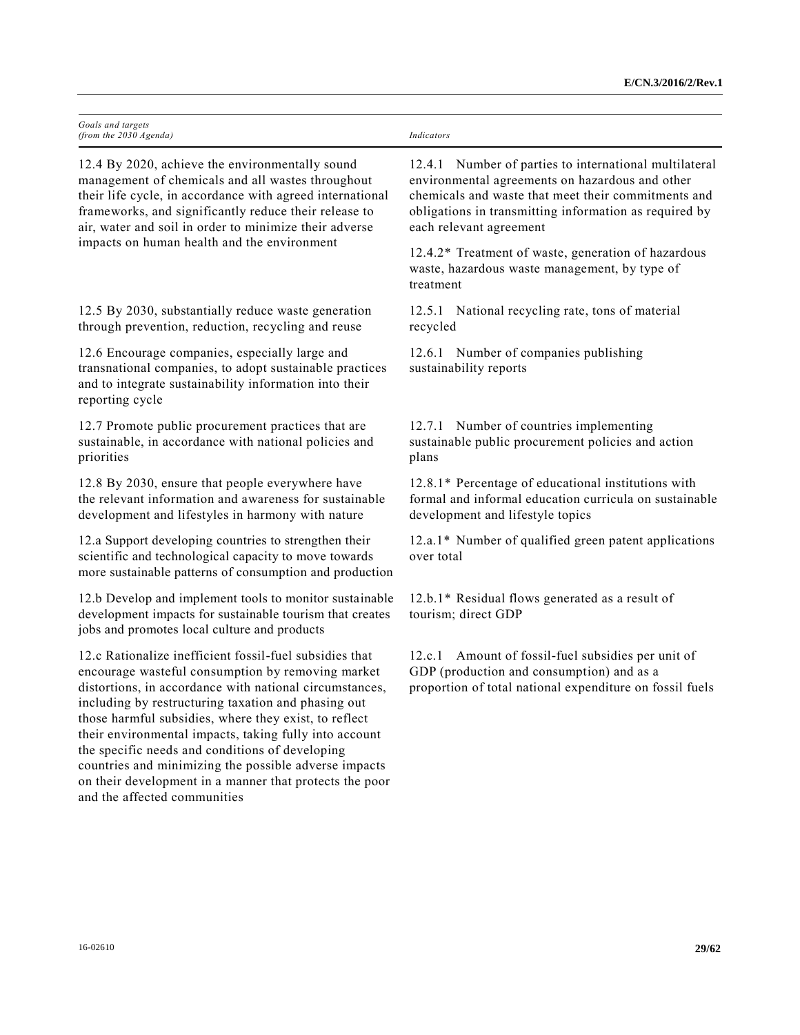| *Goals and targets (from the 2030 Agenda)* | *Indicators* |
|---|---|
| 12.4 By 2020, achieve the environmentally sound management of chemicals and all wastes throughout their life cycle, in accordance with agreed international frameworks, and significantly reduce their release to air, water and soil in order to minimize their adverse impacts on human health and the environment | 12.4.1 Number of parties to international multilateral environmental agreements on hazardous and other chemicals and waste that meet their commitments and obligations in transmitting information as required by each relevant agreement |
| | 12.4.2* Treatment of waste, generation of hazardous waste, hazardous waste management, by type of treatment |
| 12.5 By 2030, substantially reduce waste generation through prevention, reduction, recycling and reuse | 12.5.1 National recycling rate, tons of material recycled |
| 12.6 Encourage companies, especially large and transnational companies, to adopt sustainable practices and to integrate sustainability information into their reporting cycle | 12.6.1 Number of companies publishing sustainability reports |
| 12.7 Promote public procurement practices that are sustainable, in accordance with national policies and priorities | 12.7.1 Number of countries implementing sustainable public procurement policies and action plans |
| 12.8 By 2030, ensure that people everywhere have the relevant information and awareness for sustainable development and lifestyles in harmony with nature | 12.8.1* Percentage of educational institutions with formal and informal education curricula on sustainable development and lifestyle topics |
| 12.a Support developing countries to strengthen their scientific and technological capacity to move towards more sustainable patterns of consumption and production | 12.a.1* Number of qualified green patent applications over total |
| 12.b Develop and implement tools to monitor sustainable development impacts for sustainable tourism that creates jobs and promotes local culture and products | 12.b.1* Residual flows generated as a result of tourism; direct GDP |
| 12.c Rationalize inefficient fossil-fuel subsidies that encourage wasteful consumption by removing market distortions, in accordance with national circumstances, including by restructuring taxation and phasing out those harmful subsidies, where they exist, to reflect their environmental impacts, taking fully into account the specific needs and conditions of developing countries and minimizing the possible adverse impacts on their development in a manner that protects the poor and the affected communities | 12.c.1 Amount of fossil-fuel subsidies per unit of GDP (production and consumption) and as a proportion of total national expenditure on fossil fuels |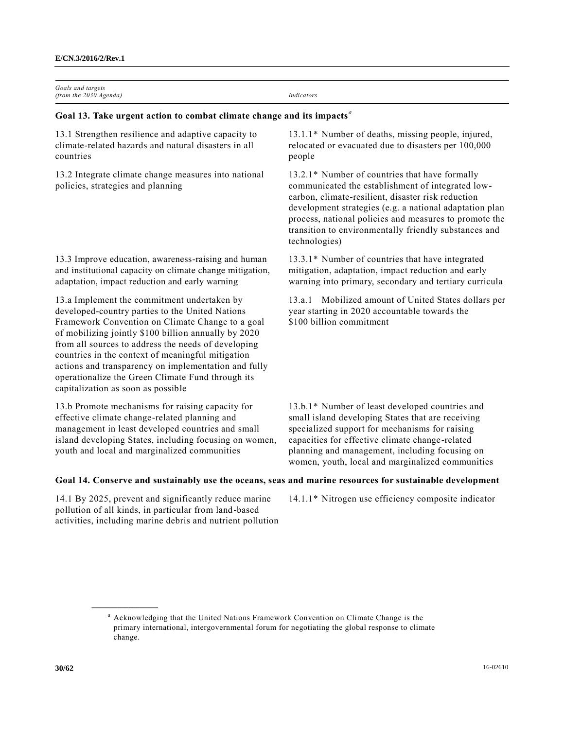| *Goals and targets (from the 2030 Agenda)* | *Indicators* |
|---|---|
| **Goal 13. Take urgent action to combat climate change and its impacts**[a] | |
| 13.1 Strengthen resilience and adaptive capacity to climate-related hazards and natural disasters in all countries | 13.1.1* Number of deaths, missing people, injured, relocated or evacuated due to disasters per 100,000 people |
| 13.2 Integrate climate change measures into national policies, strategies and planning | 13.2.1* Number of countries that have formally communicated the establishment of integrated low-carbon, climate-resilient, disaster risk reduction development strategies (e.g. a national adaptation plan process, national policies and measures to promote the transition to environmentally friendly substances and technologies) |
| 13.3 Improve education, awareness-raising and human and institutional capacity on climate change mitigation, adaptation, impact reduction and early warning | 13.3.1* Number of countries that have integrated mitigation, adaptation, impact reduction and early warning into primary, secondary and tertiary curricula |
| 13.a Implement the commitment undertaken by developed-country parties to the United Nations Framework Convention on Climate Change to a goal of mobilizing jointly $100 billion annually by 2020 from all sources to address the needs of developing countries in the context of meaningful mitigation actions and transparency on implementation and fully operationalize the Green Climate Fund through its capitalization as soon as possible | 13.a.1 Mobilized amount of United States dollars per year starting in 2020 accountable towards the $100 billion commitment |
| 13.b Promote mechanisms for raising capacity for effective climate change-related planning and management in least developed countries and small island developing States, including focusing on women, youth and local and marginalized communities | 13.b.1* Number of least developed countries and small island developing States that are receiving specialized support for mechanisms for raising capacities for effective climate change-related planning and management, including focusing on women, youth, local and marginalized communities |
| **Goal 14. Conserve and sustainably use the oceans, seas and marine resources for sustainable development** | |
| 14.1 By 2025, prevent and significantly reduce marine pollution of all kinds, in particular from land-based activities, including marine debris and nutrient pollution | 14.1.1* Nitrogen use efficiency composite indicator |

[a] Acknowledging that the United Nations Framework Convention on Climate Change is the primary international, intergovernmental forum for negotiating the global response to climate change.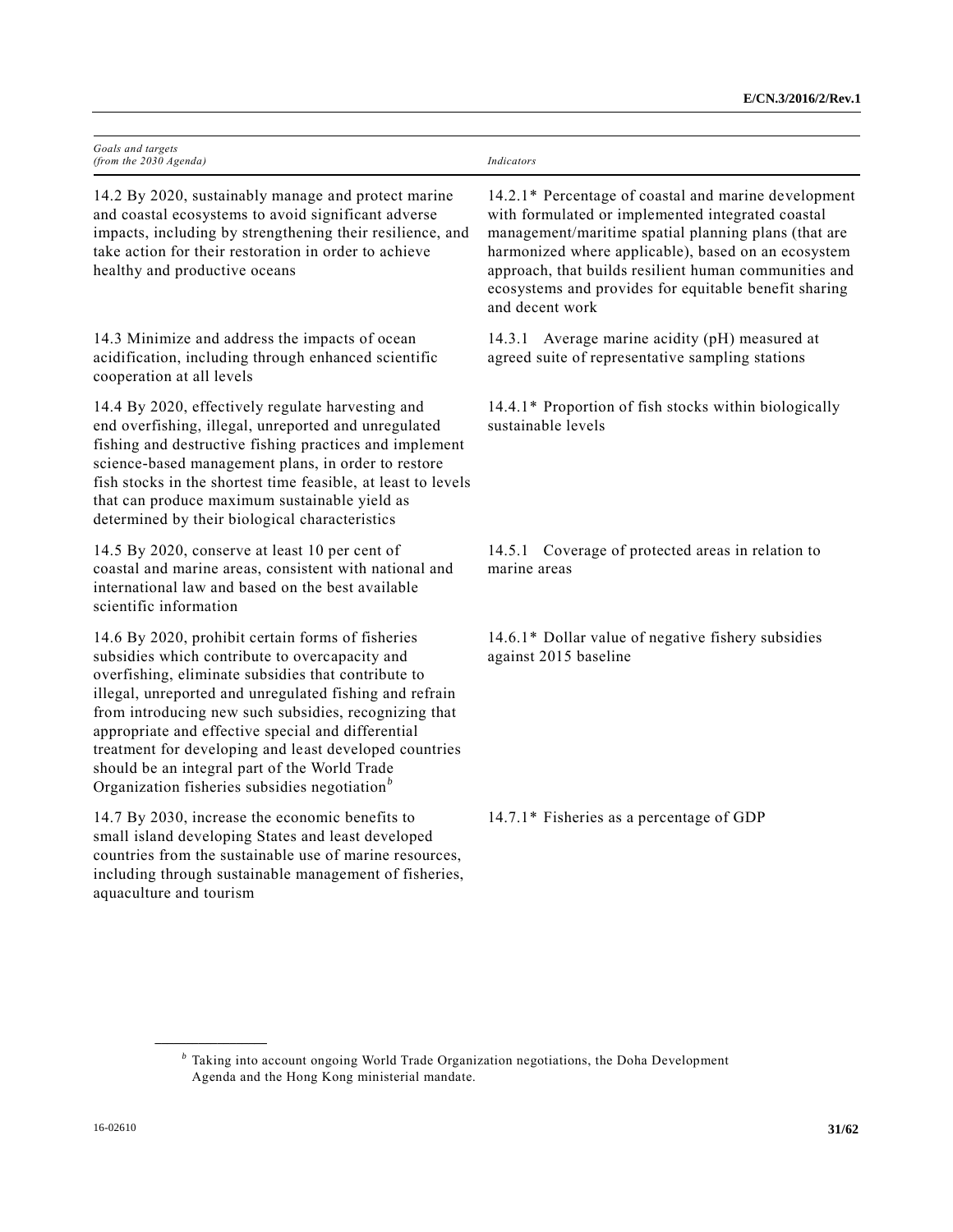| *Goals and targets (from the 2030 Agenda)* | *Indicators* |
| --- | --- |
| 14.2 By 2020, sustainably manage and protect marine and coastal ecosystems to avoid significant adverse impacts, including by strengthening their resilience, and take action for their restoration in order to achieve healthy and productive oceans | 14.2.1* Percentage of coastal and marine development with formulated or implemented integrated coastal management/maritime spatial planning plans (that are harmonized where applicable), based on an ecosystem approach, that builds resilient human communities and ecosystems and provides for equitable benefit sharing and decent work |
| 14.3 Minimize and address the impacts of ocean acidification, including through enhanced scientific cooperation at all levels | 14.3.1 Average marine acidity (pH) measured at agreed suite of representative sampling stations |
| 14.4 By 2020, effectively regulate harvesting and end overfishing, illegal, unreported and unregulated fishing and destructive fishing practices and implement science-based management plans, in order to restore fish stocks in the shortest time feasible, at least to levels that can produce maximum sustainable yield as determined by their biological characteristics | 14.4.1* Proportion of fish stocks within biologically sustainable levels |
| 14.5 By 2020, conserve at least 10 per cent of coastal and marine areas, consistent with national and international law and based on the best available scientific information | 14.5.1 Coverage of protected areas in relation to marine areas |
| 14.6 By 2020, prohibit certain forms of fisheries subsidies which contribute to overcapacity and overfishing, eliminate subsidies that contribute to illegal, unreported and unregulated fishing and refrain from introducing new such subsidies, recognizing that appropriate and effective special and differential treatment for developing and least developed countries should be an integral part of the World Trade Organization fisheries subsidies negotiation[b] | 14.6.1* Dollar value of negative fishery subsidies against 2015 baseline |
| 14.7 By 2030, increase the economic benefits to small island developing States and least developed countries from the sustainable use of marine resources, including through sustainable management of fisheries, aquaculture and tourism | 14.7.1* Fisheries as a percentage of GDP |

[b] Taking into account ongoing World Trade Organization negotiations, the Doha Development Agenda and the Hong Kong ministerial mandate.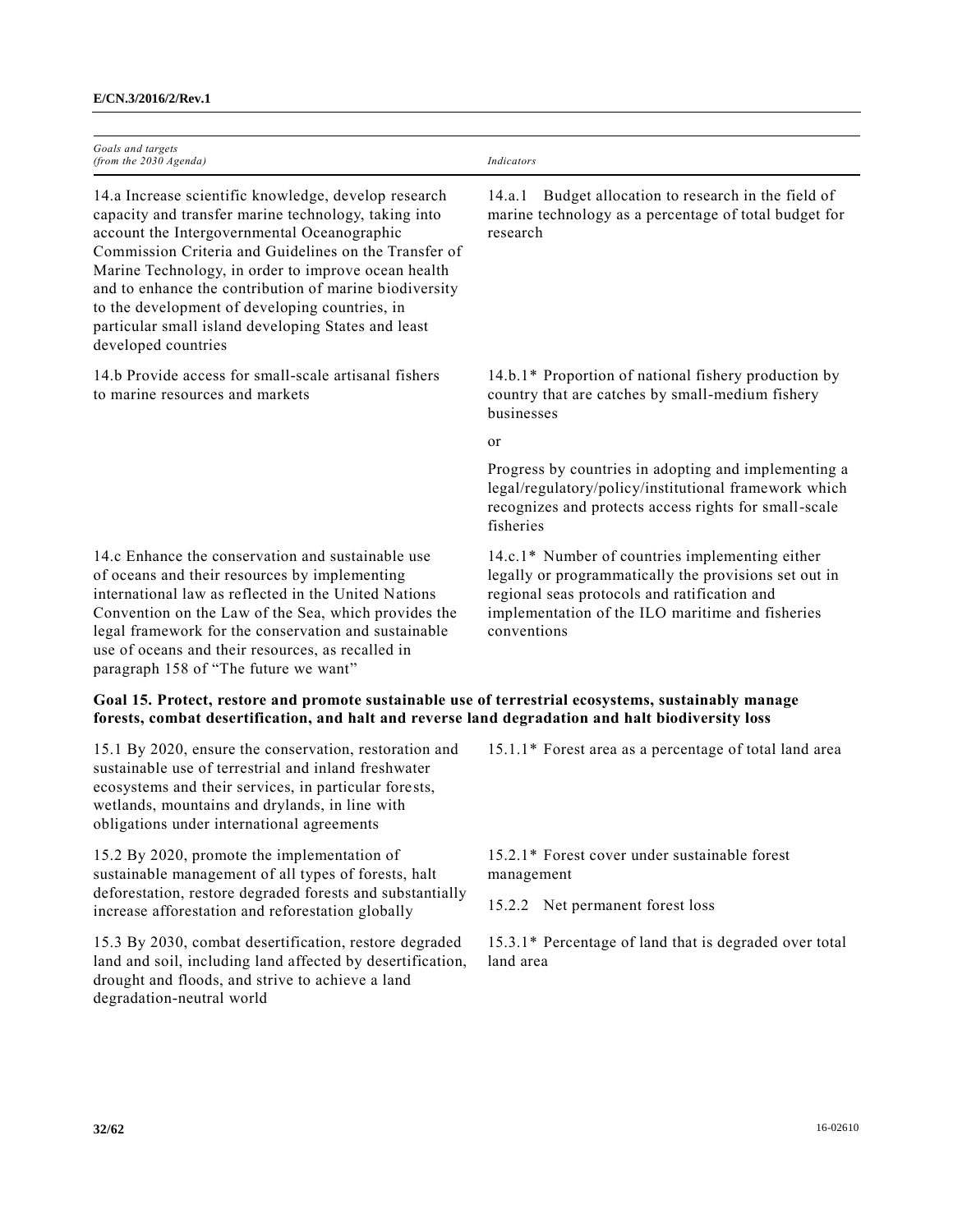| *Goals and targets (from the 2030 Agenda)* | *Indicators* |
|---|---|
| 14.a Increase scientific knowledge, develop research capacity and transfer marine technology, taking into account the Intergovernmental Oceanographic Commission Criteria and Guidelines on the Transfer of Marine Technology, in order to improve ocean health and to enhance the contribution of marine biodiversity to the development of developing countries, in particular small island developing States and least developed countries | 14.a.1 Budget allocation to research in the field of marine technology as a percentage of total budget for research |
| 14.b Provide access for small-scale artisanal fishers to marine resources and markets | 14.b.1* Proportion of national fishery production by country that are catches by small-medium fishery businesses<br><br>or<br><br>Progress by countries in adopting and implementing a legal/regulatory/policy/institutional framework which recognizes and protects access rights for small-scale fisheries |
| 14.c Enhance the conservation and sustainable use of oceans and their resources by implementing international law as reflected in the United Nations Convention on the Law of the Sea, which provides the legal framework for the conservation and sustainable use of oceans and their resources, as recalled in paragraph 158 of "The future we want" | 14.c.1* Number of countries implementing either legally or programmatically the provisions set out in regional seas protocols and ratification and implementation of the ILO maritime and fisheries conventions |
| **Goal 15. Protect, restore and promote sustainable use of terrestrial ecosystems, sustainably manage forests, combat desertification, and halt and reverse land degradation and halt biodiversity loss** | |
| 15.1 By 2020, ensure the conservation, restoration and sustainable use of terrestrial and inland freshwater ecosystems and their services, in particular forests, wetlands, mountains and drylands, in line with obligations under international agreements | 15.1.1* Forest area as a percentage of total land area |
| 15.2 By 2020, promote the implementation of sustainable management of all types of forests, halt deforestation, restore degraded forests and substantially increase afforestation and reforestation globally | 15.2.1* Forest cover under sustainable forest management<br><br>15.2.2 Net permanent forest loss |
| 15.3 By 2030, combat desertification, restore degraded land and soil, including land affected by desertification, drought and floods, and strive to achieve a land degradation-neutral world | 15.3.1* Percentage of land that is degraded over total land area |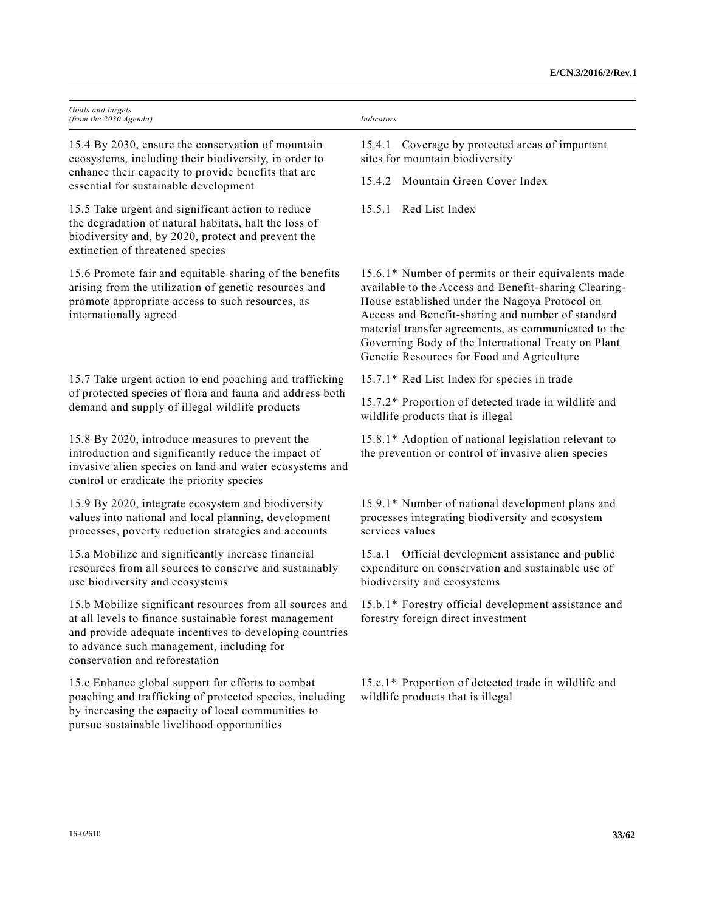| Goals and targets (from the 2030 Agenda) | Indicators |
|---|---|
| 15.4 By 2030, ensure the conservation of mountain ecosystems, including their biodiversity, in order to enhance their capacity to provide benefits that are essential for sustainable development | 15.4.1 Coverage by protected areas of important sites for mountain biodiversity<br>15.4.2 Mountain Green Cover Index |
| 15.5 Take urgent and significant action to reduce the degradation of natural habitats, halt the loss of biodiversity and, by 2020, protect and prevent the extinction of threatened species | 15.5.1 Red List Index |
| 15.6 Promote fair and equitable sharing of the benefits arising from the utilization of genetic resources and promote appropriate access to such resources, as internationally agreed | 15.6.1* Number of permits or their equivalents made available to the Access and Benefit-sharing Clearing-House established under the Nagoya Protocol on Access and Benefit-sharing and number of standard material transfer agreements, as communicated to the Governing Body of the International Treaty on Plant Genetic Resources for Food and Agriculture |
| 15.7 Take urgent action to end poaching and trafficking of protected species of flora and fauna and address both demand and supply of illegal wildlife products | 15.7.1* Red List Index for species in trade<br>15.7.2* Proportion of detected trade in wildlife and wildlife products that is illegal |
| 15.8 By 2020, introduce measures to prevent the introduction and significantly reduce the impact of invasive alien species on land and water ecosystems and control or eradicate the priority species | 15.8.1* Adoption of national legislation relevant to the prevention or control of invasive alien species |
| 15.9 By 2020, integrate ecosystem and biodiversity values into national and local planning, development processes, poverty reduction strategies and accounts | 15.9.1* Number of national development plans and processes integrating biodiversity and ecosystem services values |
| 15.a Mobilize and significantly increase financial resources from all sources to conserve and sustainably use biodiversity and ecosystems | 15.a.1 Official development assistance and public expenditure on conservation and sustainable use of biodiversity and ecosystems |
| 15.b Mobilize significant resources from all sources and at all levels to finance sustainable forest management and provide adequate incentives to developing countries to advance such management, including for conservation and reforestation | 15.b.1* Forestry official development assistance and forestry foreign direct investment |
| 15.c Enhance global support for efforts to combat poaching and trafficking of protected species, including by increasing the capacity of local communities to pursue sustainable livelihood opportunities | 15.c.1* Proportion of detected trade in wildlife and wildlife products that is illegal |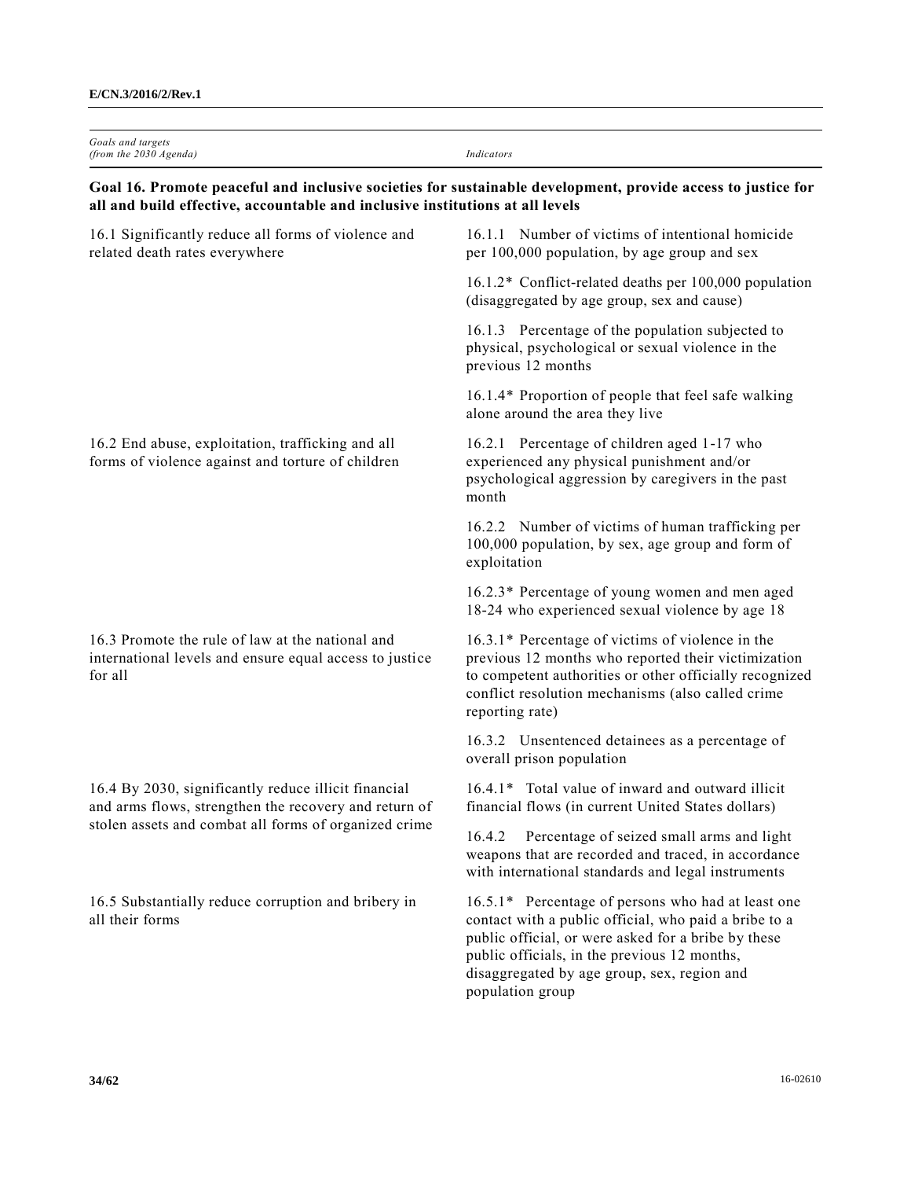| *Goals and targets (from the 2030 Agenda)* | *Indicators* |
|---|---|
| **Goal 16. Promote peaceful and inclusive societies for sustainable development, provide access to justice for all and build effective, accountable and inclusive institutions at all levels** | |
| 16.1 Significantly reduce all forms of violence and related death rates everywhere | 16.1.1 Number of victims of intentional homicide per 100,000 population, by age group and sex |
| | 16.1.2* Conflict-related deaths per 100,000 population (disaggregated by age group, sex and cause) |
| | 16.1.3 Percentage of the population subjected to physical, psychological or sexual violence in the previous 12 months |
| | 16.1.4* Proportion of people that feel safe walking alone around the area they live |
| 16.2 End abuse, exploitation, trafficking and all forms of violence against and torture of children | 16.2.1 Percentage of children aged 1-17 who experienced any physical punishment and/or psychological aggression by caregivers in the past month |
| | 16.2.2 Number of victims of human trafficking per 100,000 population, by sex, age group and form of exploitation |
| | 16.2.3* Percentage of young women and men aged 18-24 who experienced sexual violence by age 18 |
| 16.3 Promote the rule of law at the national and international levels and ensure equal access to justice for all | 16.3.1* Percentage of victims of violence in the previous 12 months who reported their victimization to competent authorities or other officially recognized conflict resolution mechanisms (also called crime reporting rate) |
| | 16.3.2 Unsentenced detainees as a percentage of overall prison population |
| 16.4 By 2030, significantly reduce illicit financial and arms flows, strengthen the recovery and return of stolen assets and combat all forms of organized crime | 16.4.1* Total value of inward and outward illicit financial flows (in current United States dollars) |
| | 16.4.2 Percentage of seized small arms and light weapons that are recorded and traced, in accordance with international standards and legal instruments |
| 16.5 Substantially reduce corruption and bribery in all their forms | 16.5.1* Percentage of persons who had at least one contact with a public official, who paid a bribe to a public official, or were asked for a bribe by these public officials, in the previous 12 months, disaggregated by age group, sex, region and population group |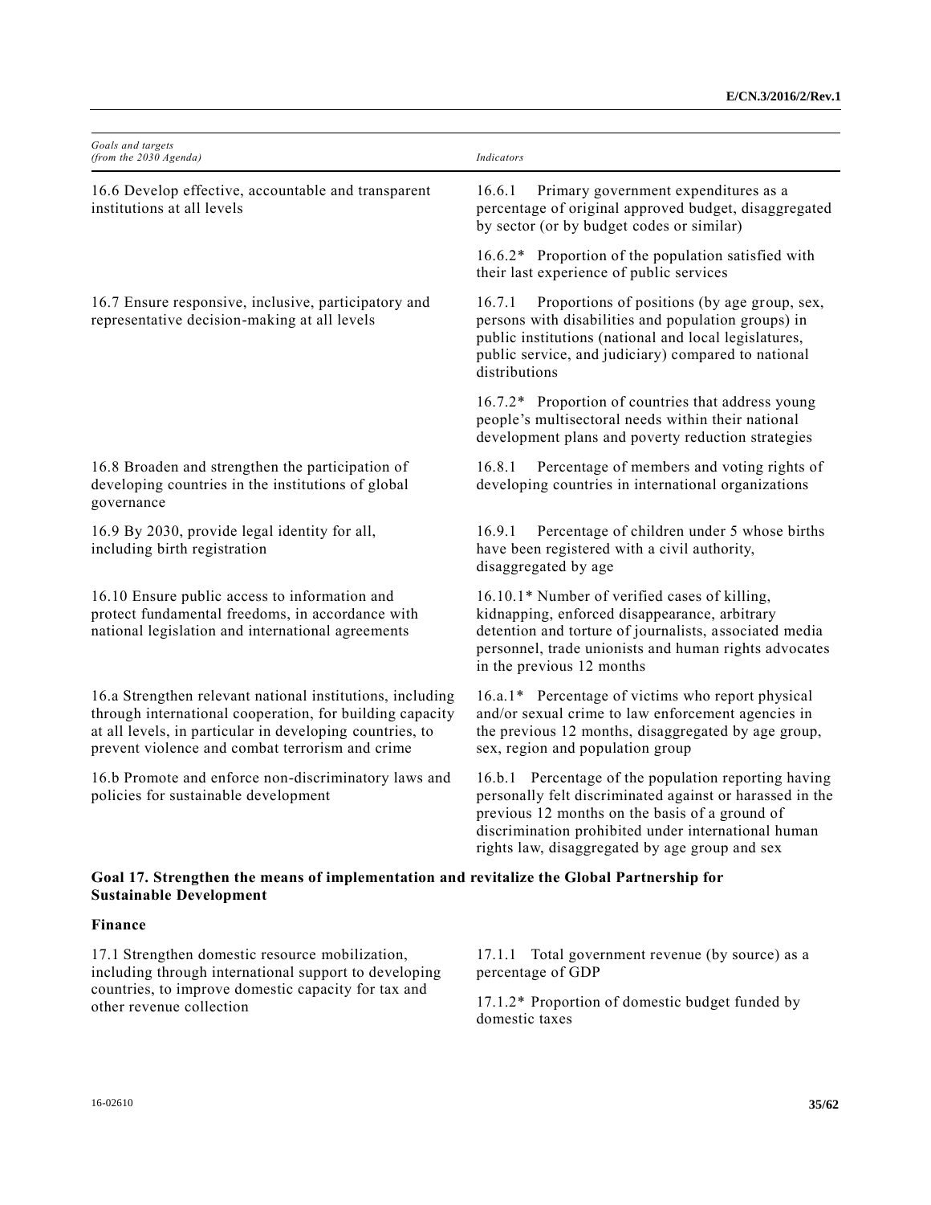| Goals and targets (from the 2030 Agenda) | Indicators |
|---|---|
| 16.6 Develop effective, accountable and transparent institutions at all levels | 16.6.1 Primary government expenditures as a percentage of original approved budget, disaggregated by sector (or by budget codes or similar) |
| | 16.6.2* Proportion of the population satisfied with their last experience of public services |
| 16.7 Ensure responsive, inclusive, participatory and representative decision-making at all levels | 16.7.1 Proportions of positions (by age group, sex, persons with disabilities and population groups) in public institutions (national and local legislatures, public service, and judiciary) compared to national distributions |
| | 16.7.2* Proportion of countries that address young people's multisectoral needs within their national development plans and poverty reduction strategies |
| 16.8 Broaden and strengthen the participation of developing countries in the institutions of global governance | 16.8.1 Percentage of members and voting rights of developing countries in international organizations |
| 16.9 By 2030, provide legal identity for all, including birth registration | 16.9.1 Percentage of children under 5 whose births have been registered with a civil authority, disaggregated by age |
| 16.10 Ensure public access to information and protect fundamental freedoms, in accordance with national legislation and international agreements | 16.10.1* Number of verified cases of killing, kidnapping, enforced disappearance, arbitrary detention and torture of journalists, associated media personnel, trade unionists and human rights advocates in the previous 12 months |
| 16.a Strengthen relevant national institutions, including through international cooperation, for building capacity at all levels, in particular in developing countries, to prevent violence and combat terrorism and crime | 16.a.1* Percentage of victims who report physical and/or sexual crime to law enforcement agencies in the previous 12 months, disaggregated by age group, sex, region and population group |
| 16.b Promote and enforce non-discriminatory laws and policies for sustainable development | 16.b.1 Percentage of the population reporting having personally felt discriminated against or harassed in the previous 12 months on the basis of a ground of discrimination prohibited under international human rights law, disaggregated by age group and sex |

**Goal 17. Strengthen the means of implementation and revitalize the Global Partnership for Sustainable Development**

**Finance**

| Goals and targets (from the 2030 Agenda) | Indicators |
|---|---|
| 17.1 Strengthen domestic resource mobilization, including through international support to developing countries, to improve domestic capacity for tax and other revenue collection | 17.1.1 Total government revenue (by source) as a percentage of GDP |
| | 17.1.2* Proportion of domestic budget funded by domestic taxes |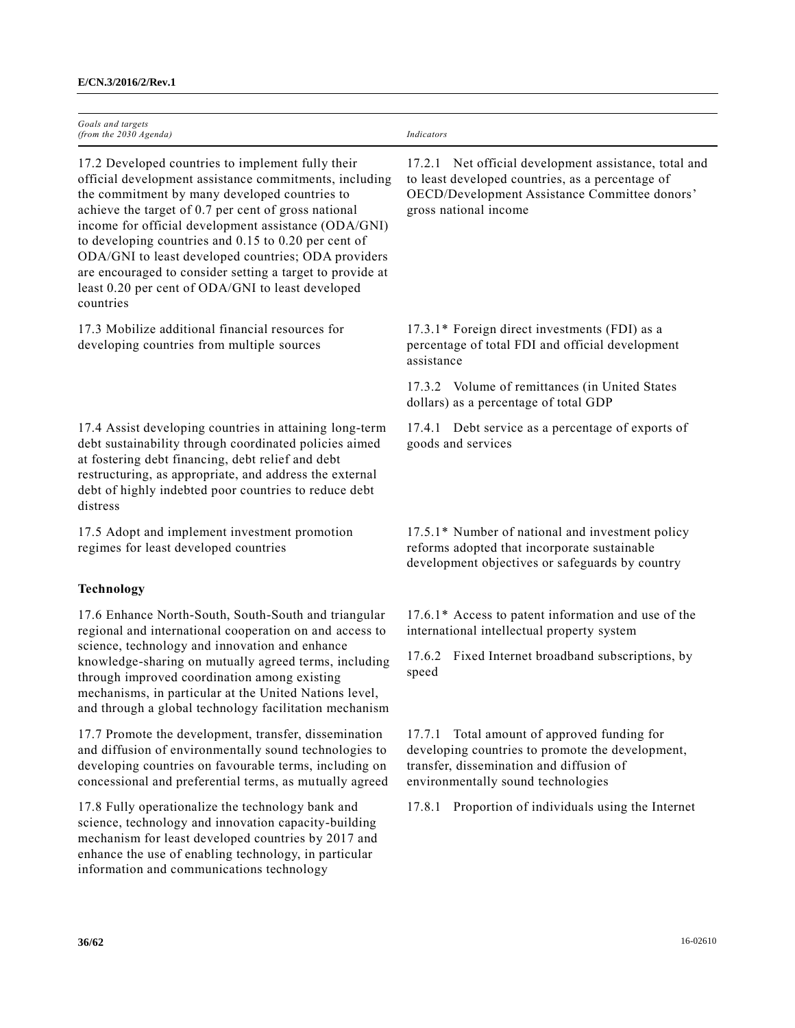| Goals and targets (from the 2030 Agenda) | Indicators |
|---|---|
| 17.2 Developed countries to implement fully their official development assistance commitments, including the commitment by many developed countries to achieve the target of 0.7 per cent of gross national income for official development assistance (ODA/GNI) to developing countries and 0.15 to 0.20 per cent of ODA/GNI to least developed countries; ODA providers are encouraged to consider setting a target to provide at least 0.20 per cent of ODA/GNI to least developed countries | 17.2.1 Net official development assistance, total and to least developed countries, as a percentage of OECD/Development Assistance Committee donors' gross national income |
| 17.3 Mobilize additional financial resources for developing countries from multiple sources | 17.3.1* Foreign direct investments (FDI) as a percentage of total FDI and official development assistance |
| | 17.3.2 Volume of remittances (in United States dollars) as a percentage of total GDP |
| 17.4 Assist developing countries in attaining long-term debt sustainability through coordinated policies aimed at fostering debt financing, debt relief and debt restructuring, as appropriate, and address the external debt of highly indebted poor countries to reduce debt distress | 17.4.1 Debt service as a percentage of exports of goods and services |
| 17.5 Adopt and implement investment promotion regimes for least developed countries | 17.5.1* Number of national and investment policy reforms adopted that incorporate sustainable development objectives or safeguards by country |
| **Technology** | |
| 17.6 Enhance North-South, South-South and triangular regional and international cooperation on and access to science, technology and innovation and enhance knowledge-sharing on mutually agreed terms, including through improved coordination among existing mechanisms, in particular at the United Nations level, and through a global technology facilitation mechanism | 17.6.1* Access to patent information and use of the international intellectual property system |
| | 17.6.2 Fixed Internet broadband subscriptions, by speed |
| 17.7 Promote the development, transfer, dissemination and diffusion of environmentally sound technologies to developing countries on favourable terms, including on concessional and preferential terms, as mutually agreed | 17.7.1 Total amount of approved funding for developing countries to promote the development, transfer, dissemination and diffusion of environmentally sound technologies |
| 17.8 Fully operationalize the technology bank and science, technology and innovation capacity-building mechanism for least developed countries by 2017 and enhance the use of enabling technology, in particular information and communications technology | 17.8.1 Proportion of individuals using the Internet |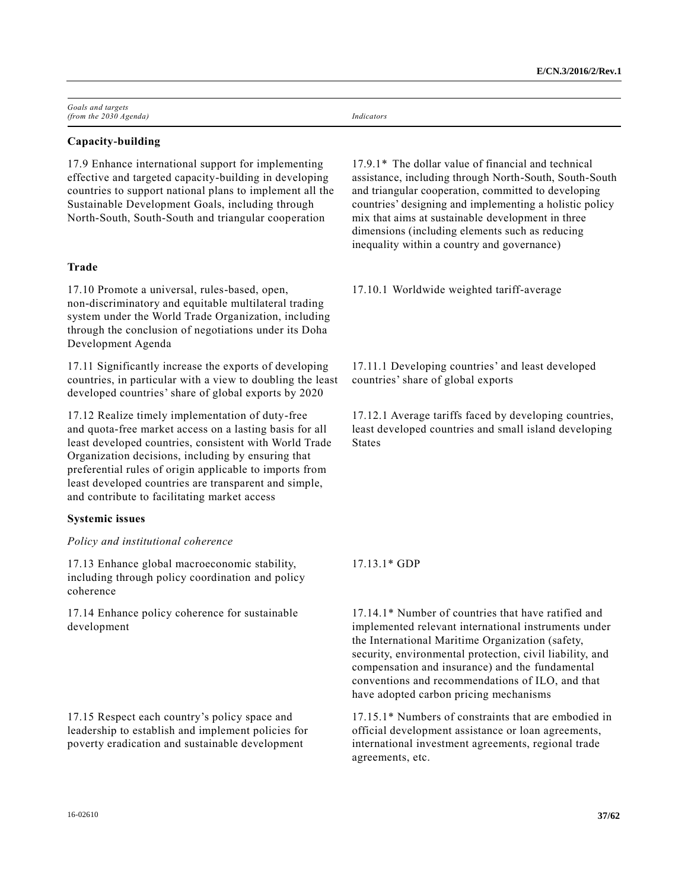| *Goals and targets (from the 2030 Agenda)* | *Indicators* |
|---|---|
| **Capacity-building** | |
| 17.9 Enhance international support for implementing effective and targeted capacity-building in developing countries to support national plans to implement all the Sustainable Development Goals, including through North-South, South-South and triangular cooperation | 17.9.1* The dollar value of financial and technical assistance, including through North-South, South-South and triangular cooperation, committed to developing countries' designing and implementing a holistic policy mix that aims at sustainable development in three dimensions (including elements such as reducing inequality within a country and governance) |
| **Trade** | |
| 17.10 Promote a universal, rules-based, open, non-discriminatory and equitable multilateral trading system under the World Trade Organization, including through the conclusion of negotiations under its Doha Development Agenda | 17.10.1 Worldwide weighted tariff-average |
| 17.11 Significantly increase the exports of developing countries, in particular with a view to doubling the least developed countries' share of global exports by 2020 | 17.11.1 Developing countries' and least developed countries' share of global exports |
| 17.12 Realize timely implementation of duty-free and quota-free market access on a lasting basis for all least developed countries, consistent with World Trade Organization decisions, including by ensuring that preferential rules of origin applicable to imports from least developed countries are transparent and simple, and contribute to facilitating market access | 17.12.1 Average tariffs faced by developing countries, least developed countries and small island developing States |
| **Systemic issues** | |
| *Policy and institutional coherence* | |
| 17.13 Enhance global macroeconomic stability, including through policy coordination and policy coherence | 17.13.1* GDP |
| 17.14 Enhance policy coherence for sustainable development | 17.14.1* Number of countries that have ratified and implemented relevant international instruments under the International Maritime Organization (safety, security, environmental protection, civil liability, and compensation and insurance) and the fundamental conventions and recommendations of ILO, and that have adopted carbon pricing mechanisms |
| 17.15 Respect each country's policy space and leadership to establish and implement policies for poverty eradication and sustainable development | 17.15.1* Numbers of constraints that are embodied in official development assistance or loan agreements, international investment agreements, regional trade agreements, etc. |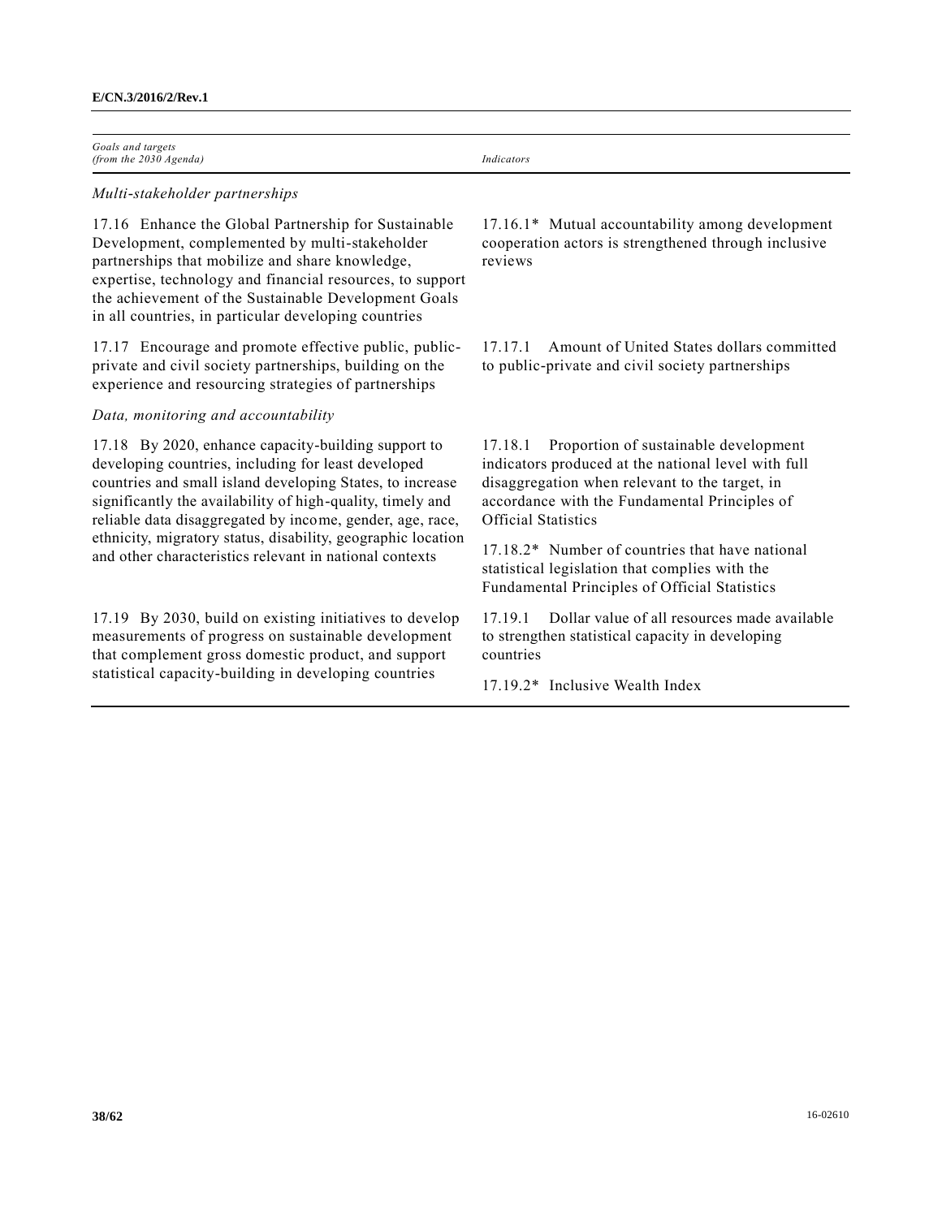| Goals and targets (from the 2030 Agenda) | Indicators |
|---|---|
| *Multi-stakeholder partnerships* | |
| 17.16 Enhance the Global Partnership for Sustainable Development, complemented by multi-stakeholder partnerships that mobilize and share knowledge, expertise, technology and financial resources, to support the achievement of the Sustainable Development Goals in all countries, in particular developing countries | 17.16.1* Mutual accountability among development cooperation actors is strengthened through inclusive reviews |
| 17.17 Encourage and promote effective public, public-private and civil society partnerships, building on the experience and resourcing strategies of partnerships | 17.17.1 Amount of United States dollars committed to public-private and civil society partnerships |
| *Data, monitoring and accountability* | |
| 17.18 By 2020, enhance capacity-building support to developing countries, including for least developed countries and small island developing States, to increase significantly the availability of high-quality, timely and reliable data disaggregated by income, gender, age, race, ethnicity, migratory status, disability, geographic location and other characteristics relevant in national contexts | 17.18.1 Proportion of sustainable development indicators produced at the national level with full disaggregation when relevant to the target, in accordance with the Fundamental Principles of Official Statistics<br><br>17.18.2* Number of countries that have national statistical legislation that complies with the Fundamental Principles of Official Statistics |
| 17.19 By 2030, build on existing initiatives to develop measurements of progress on sustainable development that complement gross domestic product, and support statistical capacity-building in developing countries | 17.19.1 Dollar value of all resources made available to strengthen statistical capacity in developing countries<br><br>17.19.2* Inclusive Wealth Index |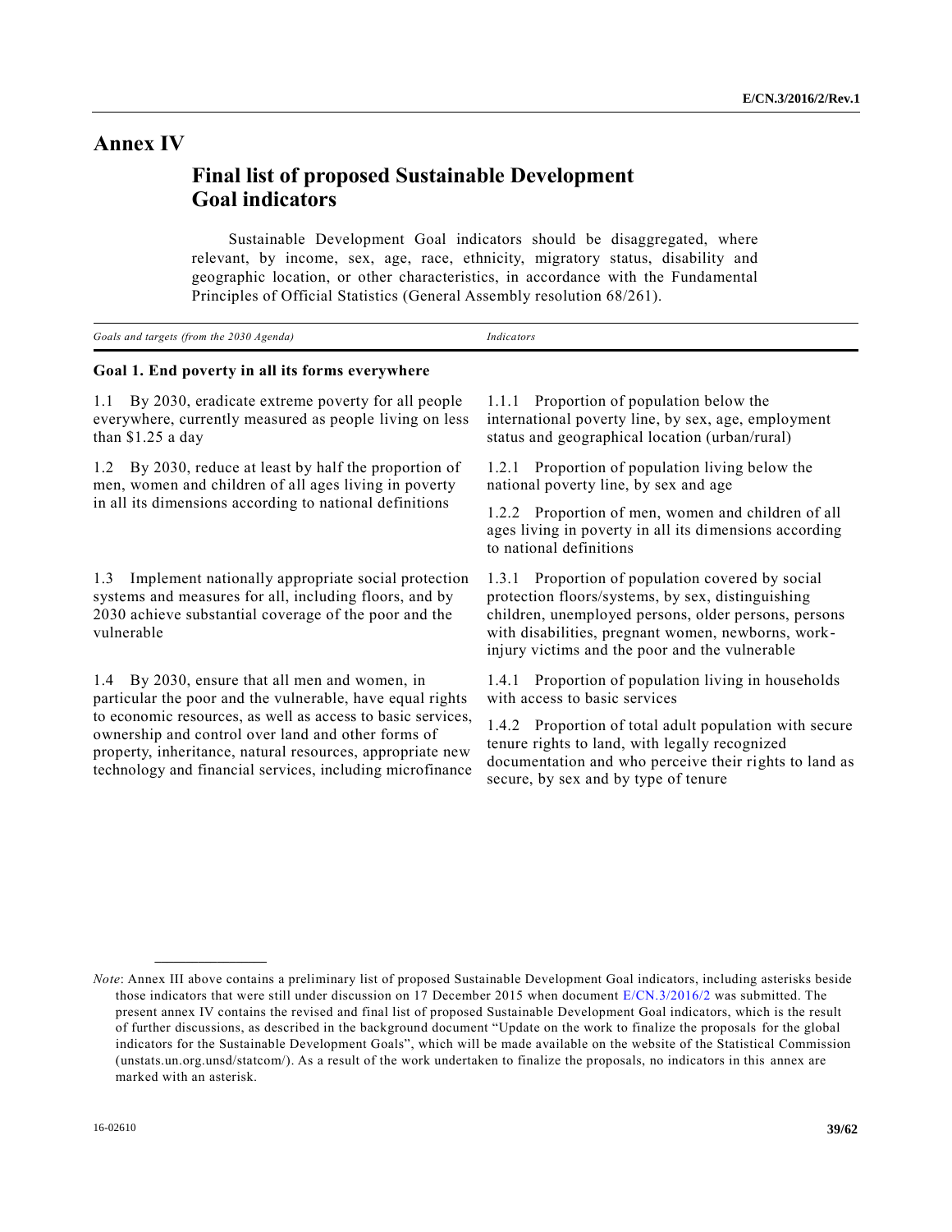# Annex IV

## Final list of proposed Sustainable Development Goal indicators

Sustainable Development Goal indicators should be disaggregated, where relevant, by income, sex, age, race, ethnicity, migratory status, disability and geographic location, or other characteristics, in accordance with the Fundamental Principles of Official Statistics (General Assembly resolution 68/261).

| *Goals and targets (from the 2030 Agenda)* | *Indicators* |
|---|---|
| **Goal 1. End poverty in all its forms everywhere** | |
| 1.1 By 2030, eradicate extreme poverty for all people everywhere, currently measured as people living on less than $1.25 a day | 1.1.1 Proportion of population below the international poverty line, by sex, age, employment status and geographical location (urban/rural) |
| 1.2 By 2030, reduce at least by half the proportion of men, women and children of all ages living in poverty in all its dimensions according to national definitions | 1.2.1 Proportion of population living below the national poverty line, by sex and age |
| | 1.2.2 Proportion of men, women and children of all ages living in poverty in all its dimensions according to national definitions |
| 1.3 Implement nationally appropriate social protection systems and measures for all, including floors, and by 2030 achieve substantial coverage of the poor and the vulnerable | 1.3.1 Proportion of population covered by social protection floors/systems, by sex, distinguishing children, unemployed persons, older persons, persons with disabilities, pregnant women, newborns, work-injury victims and the poor and the vulnerable |
| 1.4 By 2030, ensure that all men and women, in particular the poor and the vulnerable, have equal rights to economic resources, as well as access to basic services, ownership and control over land and other forms of property, inheritance, natural resources, appropriate new technology and financial services, including microfinance | 1.4.1 Proportion of population living in households with access to basic services |
| | 1.4.2 Proportion of total adult population with secure tenure rights to land, with legally recognized documentation and who perceive their rights to land as secure, by sex and by type of tenure |

*Note*: Annex III above contains a preliminary list of proposed Sustainable Development Goal indicators, including asterisks beside those indicators that were still under discussion on 17 December 2015 when document E/CN.3/2016/2 was submitted. The present annex IV contains the revised and final list of proposed Sustainable Development Goal indicators, which is the result of further discussions, as described in the background document "Update on the work to finalize the proposals for the global indicators for the Sustainable Development Goals", which will be made available on the website of the Statistical Commission (unstats.un.org.unsd/statcom/). As a result of the work undertaken to finalize the proposals, no indicators in this annex are marked with an asterisk.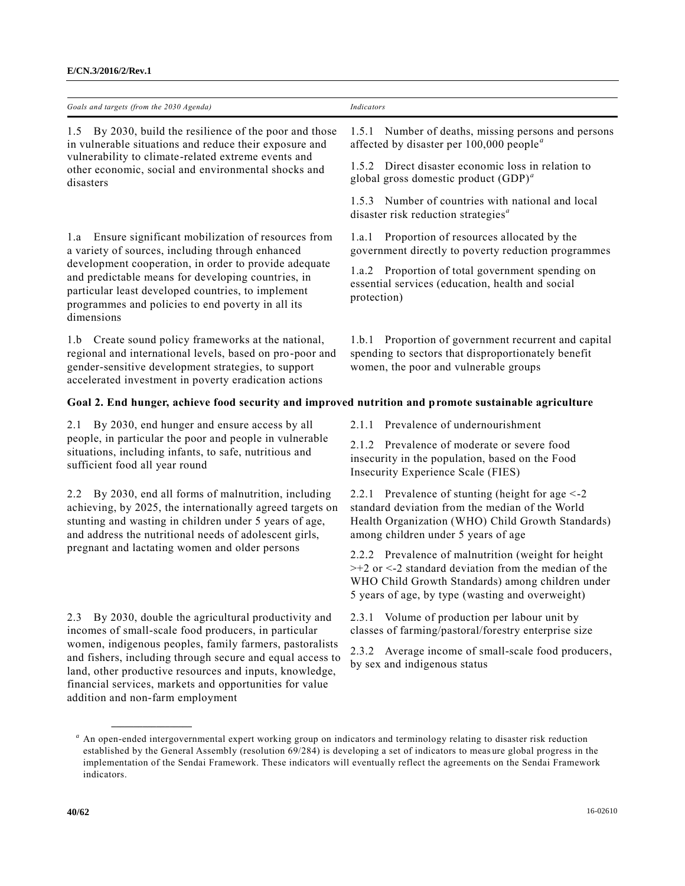| *Goals and targets (from the 2030 Agenda)* | *Indicators* |
|---|---|
| 1.5 By 2030, build the resilience of the poor and those in vulnerable situations and reduce their exposure and vulnerability to climate-related extreme events and other economic, social and environmental shocks and disasters | 1.5.1 Number of deaths, missing persons and persons affected by disaster per 100,000 people[a] |
| | 1.5.2 Direct disaster economic loss in relation to global gross domestic product (GDP)[a] |
| | 1.5.3 Number of countries with national and local disaster risk reduction strategies[a] |
| 1.a Ensure significant mobilization of resources from a variety of sources, including through enhanced development cooperation, in order to provide adequate and predictable means for developing countries, in particular least developed countries, to implement programmes and policies to end poverty in all its dimensions | 1.a.1 Proportion of resources allocated by the government directly to poverty reduction programmes |
| | 1.a.2 Proportion of total government spending on essential services (education, health and social protection) |
| 1.b Create sound policy frameworks at the national, regional and international levels, based on pro-poor and gender-sensitive development strategies, to support accelerated investment in poverty eradication actions | 1.b.1 Proportion of government recurrent and capital spending to sectors that disproportionately benefit women, the poor and vulnerable groups |
| **Goal 2. End hunger, achieve food security and improved nutrition and promote sustainable agriculture** | |
| 2.1 By 2030, end hunger and ensure access by all people, in particular the poor and people in vulnerable situations, including infants, to safe, nutritious and sufficient food all year round | 2.1.1 Prevalence of undernourishment |
| | 2.1.2 Prevalence of moderate or severe food insecurity in the population, based on the Food Insecurity Experience Scale (FIES) |
| 2.2 By 2030, end all forms of malnutrition, including achieving, by 2025, the internationally agreed targets on stunting and wasting in children under 5 years of age, and address the nutritional needs of adolescent girls, pregnant and lactating women and older persons | 2.2.1 Prevalence of stunting (height for age <-2 standard deviation from the median of the World Health Organization (WHO) Child Growth Standards) among children under 5 years of age |
| | 2.2.2 Prevalence of malnutrition (weight for height >+2 or <-2 standard deviation from the median of the WHO Child Growth Standards) among children under 5 years of age, by type (wasting and overweight) |
| 2.3 By 2030, double the agricultural productivity and incomes of small-scale food producers, in particular women, indigenous peoples, family farmers, pastoralists and fishers, including through secure and equal access to land, other productive resources and inputs, knowledge, financial services, markets and opportunities for value addition and non-farm employment | 2.3.1 Volume of production per labour unit by classes of farming/pastoral/forestry enterprise size |
| | 2.3.2 Average income of small-scale food producers, by sex and indigenous status |

[a] An open-ended intergovernmental expert working group on indicators and terminology relating to disaster risk reduction established by the General Assembly (resolution 69/284) is developing a set of indicators to measure global progress in the implementation of the Sendai Framework. These indicators will eventually reflect the agreements on the Sendai Framework indicators.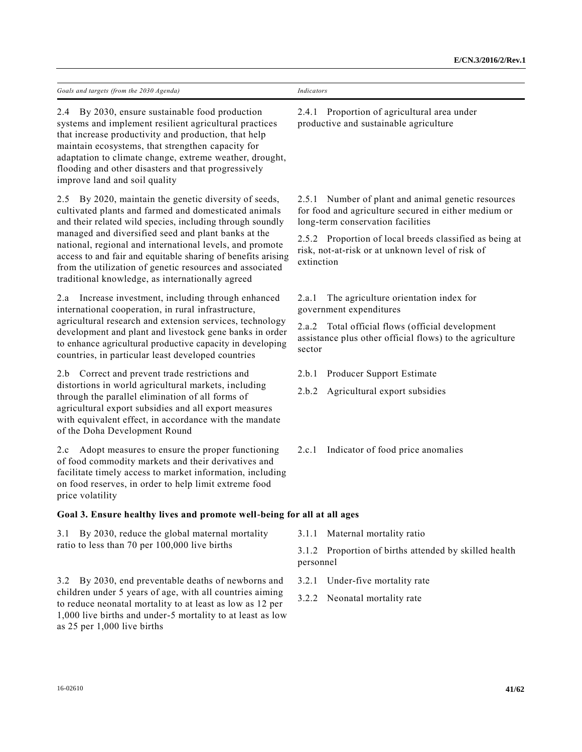| *Goals and targets (from the 2030 Agenda)* | *Indicators* |
|---|---|
| 2.4 By 2030, ensure sustainable food production systems and implement resilient agricultural practices that increase productivity and production, that help maintain ecosystems, that strengthen capacity for adaptation to climate change, extreme weather, drought, flooding and other disasters and that progressively improve land and soil quality | 2.4.1 Proportion of agricultural area under productive and sustainable agriculture |
| 2.5 By 2020, maintain the genetic diversity of seeds, cultivated plants and farmed and domesticated animals and their related wild species, including through soundly managed and diversified seed and plant banks at the national, regional and international levels, and promote access to and fair and equitable sharing of benefits arising from the utilization of genetic resources and associated traditional knowledge, as internationally agreed | 2.5.1 Number of plant and animal genetic resources for food and agriculture secured in either medium or long-term conservation facilities<br><br>2.5.2 Proportion of local breeds classified as being at risk, not-at-risk or at unknown level of risk of extinction |
| 2.a Increase investment, including through enhanced international cooperation, in rural infrastructure, agricultural research and extension services, technology development and plant and livestock gene banks in order to enhance agricultural productive capacity in developing countries, in particular least developed countries | 2.a.1 The agriculture orientation index for government expenditures<br><br>2.a.2 Total official flows (official development assistance plus other official flows) to the agriculture sector |
| 2.b Correct and prevent trade restrictions and distortions in world agricultural markets, including through the parallel elimination of all forms of agricultural export subsidies and all export measures with equivalent effect, in accordance with the mandate of the Doha Development Round | 2.b.1 Producer Support Estimate<br><br>2.b.2 Agricultural export subsidies |
| 2.c Adopt measures to ensure the proper functioning of food commodity markets and their derivatives and facilitate timely access to market information, including on food reserves, in order to help limit extreme food price volatility | 2.c.1 Indicator of food price anomalies |
| **Goal 3. Ensure healthy lives and promote well-being for all at all ages** | |
| 3.1 By 2030, reduce the global maternal mortality ratio to less than 70 per 100,000 live births | 3.1.1 Maternal mortality ratio<br><br>3.1.2 Proportion of births attended by skilled health personnel |
| 3.2 By 2030, end preventable deaths of newborns and children under 5 years of age, with all countries aiming to reduce neonatal mortality to at least as low as 12 per 1,000 live births and under-5 mortality to at least as low as 25 per 1,000 live births | 3.2.1 Under-five mortality rate<br><br>3.2.2 Neonatal mortality rate |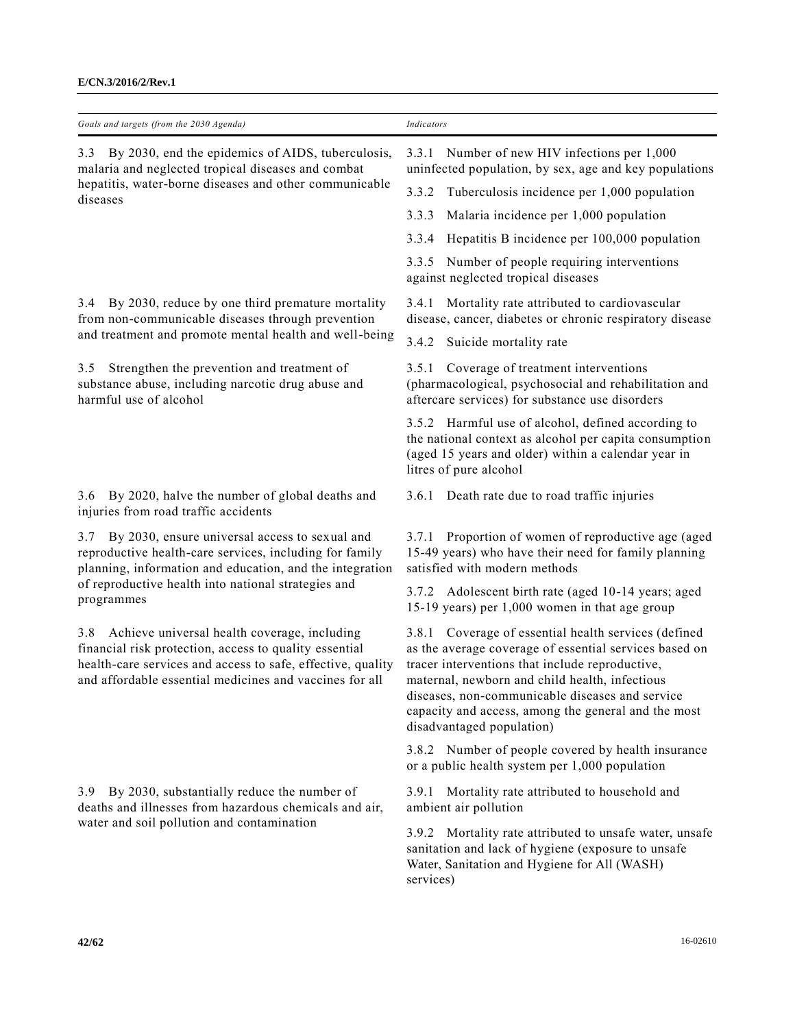| *Goals and targets (from the 2030 Agenda)* | *Indicators* |
|---|---|
| 3.3 By 2030, end the epidemics of AIDS, tuberculosis, malaria and neglected tropical diseases and combat hepatitis, water-borne diseases and other communicable diseases | 3.3.1 Number of new HIV infections per 1,000 uninfected population, by sex, age and key populations |
| | 3.3.2 Tuberculosis incidence per 1,000 population |
| | 3.3.3 Malaria incidence per 1,000 population |
| | 3.3.4 Hepatitis B incidence per 100,000 population |
| | 3.3.5 Number of people requiring interventions against neglected tropical diseases |
| 3.4 By 2030, reduce by one third premature mortality from non-communicable diseases through prevention and treatment and promote mental health and well-being | 3.4.1 Mortality rate attributed to cardiovascular disease, cancer, diabetes or chronic respiratory disease |
| | 3.4.2 Suicide mortality rate |
| 3.5 Strengthen the prevention and treatment of substance abuse, including narcotic drug abuse and harmful use of alcohol | 3.5.1 Coverage of treatment interventions (pharmacological, psychosocial and rehabilitation and aftercare services) for substance use disorders |
| | 3.5.2 Harmful use of alcohol, defined according to the national context as alcohol per capita consumption (aged 15 years and older) within a calendar year in litres of pure alcohol |
| 3.6 By 2020, halve the number of global deaths and injuries from road traffic accidents | 3.6.1 Death rate due to road traffic injuries |
| 3.7 By 2030, ensure universal access to sexual and reproductive health-care services, including for family planning, information and education, and the integration of reproductive health into national strategies and programmes | 3.7.1 Proportion of women of reproductive age (aged 15-49 years) who have their need for family planning satisfied with modern methods |
| | 3.7.2 Adolescent birth rate (aged 10-14 years; aged 15-19 years) per 1,000 women in that age group |
| 3.8 Achieve universal health coverage, including financial risk protection, access to quality essential health-care services and access to safe, effective, quality and affordable essential medicines and vaccines for all | 3.8.1 Coverage of essential health services (defined as the average coverage of essential services based on tracer interventions that include reproductive, maternal, newborn and child health, infectious diseases, non-communicable diseases and service capacity and access, among the general and the most disadvantaged population) |
| | 3.8.2 Number of people covered by health insurance or a public health system per 1,000 population |
| 3.9 By 2030, substantially reduce the number of deaths and illnesses from hazardous chemicals and air, water and soil pollution and contamination | 3.9.1 Mortality rate attributed to household and ambient air pollution |
| | 3.9.2 Mortality rate attributed to unsafe water, unsafe sanitation and lack of hygiene (exposure to unsafe Water, Sanitation and Hygiene for All (WASH) services) |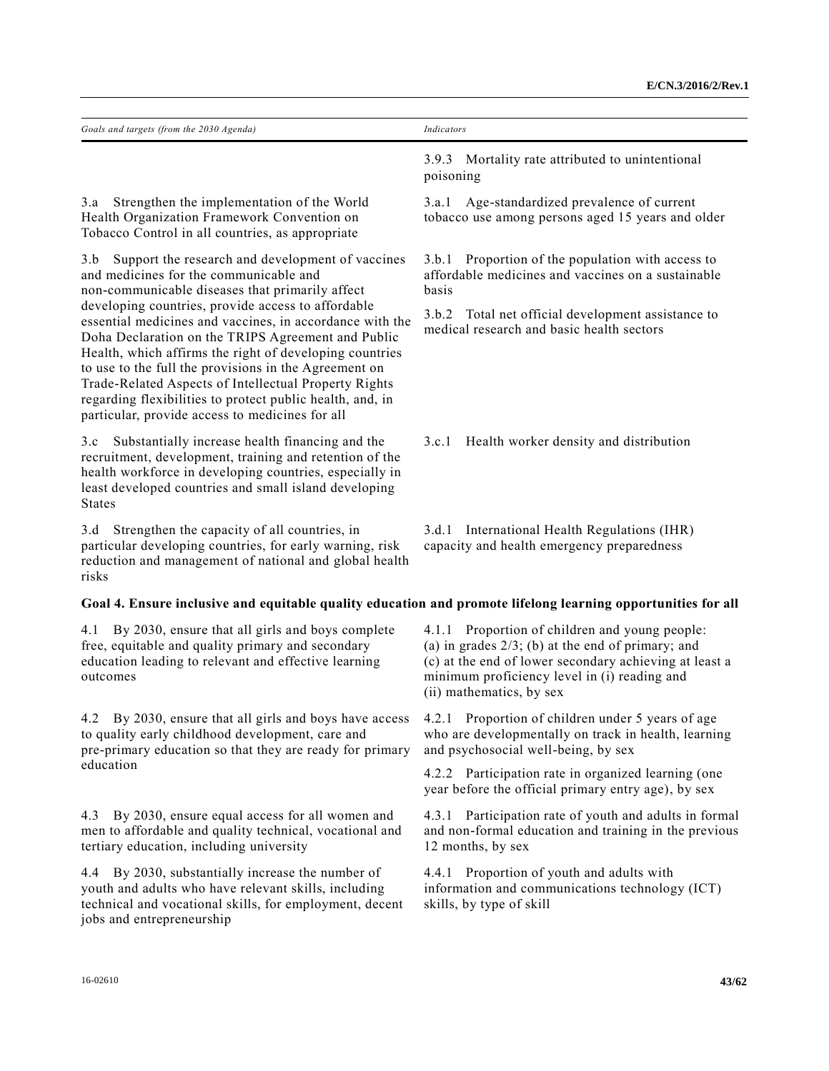| *Goals and targets (from the 2030 Agenda)* | *Indicators* |
|---|---|
| | 3.9.3 Mortality rate attributed to unintentional poisoning |
| 3.a Strengthen the implementation of the World Health Organization Framework Convention on Tobacco Control in all countries, as appropriate | 3.a.1 Age-standardized prevalence of current tobacco use among persons aged 15 years and older |
| 3.b Support the research and development of vaccines and medicines for the communicable and non-communicable diseases that primarily affect developing countries, provide access to affordable essential medicines and vaccines, in accordance with the Doha Declaration on the TRIPS Agreement and Public Health, which affirms the right of developing countries to use to the full the provisions in the Agreement on Trade-Related Aspects of Intellectual Property Rights regarding flexibilities to protect public health, and, in particular, provide access to medicines for all | 3.b.1 Proportion of the population with access to affordable medicines and vaccines on a sustainable basis<br><br>3.b.2 Total net official development assistance to medical research and basic health sectors |
| 3.c Substantially increase health financing and the recruitment, development, training and retention of the health workforce in developing countries, especially in least developed countries and small island developing States | 3.c.1 Health worker density and distribution |
| 3.d Strengthen the capacity of all countries, in particular developing countries, for early warning, risk reduction and management of national and global health risks | 3.d.1 International Health Regulations (IHR) capacity and health emergency preparedness |
| **Goal 4. Ensure inclusive and equitable quality education and promote lifelong learning opportunities for all** | |
| 4.1 By 2030, ensure that all girls and boys complete free, equitable and quality primary and secondary education leading to relevant and effective learning outcomes | 4.1.1 Proportion of children and young people: (a) in grades 2/3; (b) at the end of primary; and (c) at the end of lower secondary achieving at least a minimum proficiency level in (i) reading and (ii) mathematics, by sex |
| 4.2 By 2030, ensure that all girls and boys have access to quality early childhood development, care and pre-primary education so that they are ready for primary education | 4.2.1 Proportion of children under 5 years of age who are developmentally on track in health, learning and psychosocial well-being, by sex<br><br>4.2.2 Participation rate in organized learning (one year before the official primary entry age), by sex |
| 4.3 By 2030, ensure equal access for all women and men to affordable and quality technical, vocational and tertiary education, including university | 4.3.1 Participation rate of youth and adults in formal and non-formal education and training in the previous 12 months, by sex |
| 4.4 By 2030, substantially increase the number of youth and adults who have relevant skills, including technical and vocational skills, for employment, decent jobs and entrepreneurship | 4.4.1 Proportion of youth and adults with information and communications technology (ICT) skills, by type of skill |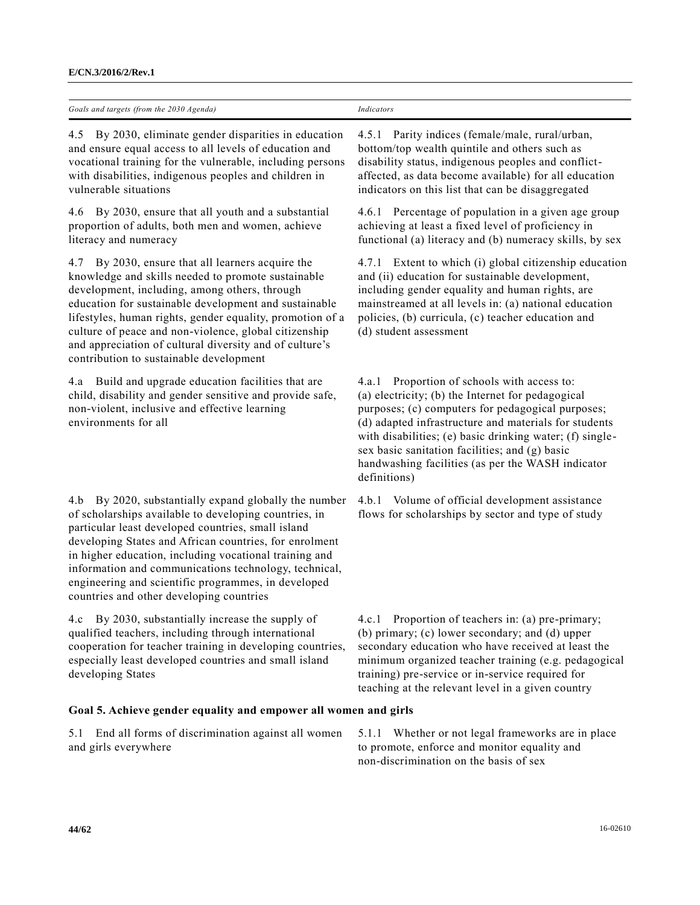| Goals and targets (from the 2030 Agenda) | Indicators |
|---|---|
| 4.5 By 2030, eliminate gender disparities in education and ensure equal access to all levels of education and vocational training for the vulnerable, including persons with disabilities, indigenous peoples and children in vulnerable situations | 4.5.1 Parity indices (female/male, rural/urban, bottom/top wealth quintile and others such as disability status, indigenous peoples and conflict-affected, as data become available) for all education indicators on this list that can be disaggregated |
| 4.6 By 2030, ensure that all youth and a substantial proportion of adults, both men and women, achieve literacy and numeracy | 4.6.1 Percentage of population in a given age group achieving at least a fixed level of proficiency in functional (a) literacy and (b) numeracy skills, by sex |
| 4.7 By 2030, ensure that all learners acquire the knowledge and skills needed to promote sustainable development, including, among others, through education for sustainable development and sustainable lifestyles, human rights, gender equality, promotion of a culture of peace and non-violence, global citizenship and appreciation of cultural diversity and of culture's contribution to sustainable development | 4.7.1 Extent to which (i) global citizenship education and (ii) education for sustainable development, including gender equality and human rights, are mainstreamed at all levels in: (a) national education policies, (b) curricula, (c) teacher education and (d) student assessment |
| 4.a Build and upgrade education facilities that are child, disability and gender sensitive and provide safe, non-violent, inclusive and effective learning environments for all | 4.a.1 Proportion of schools with access to: (a) electricity; (b) the Internet for pedagogical purposes; (c) computers for pedagogical purposes; (d) adapted infrastructure and materials for students with disabilities; (e) basic drinking water; (f) single-sex basic sanitation facilities; and (g) basic handwashing facilities (as per the WASH indicator definitions) |
| 4.b By 2020, substantially expand globally the number of scholarships available to developing countries, in particular least developed countries, small island developing States and African countries, for enrolment in higher education, including vocational training and information and communications technology, technical, engineering and scientific programmes, in developed countries and other developing countries | 4.b.1 Volume of official development assistance flows for scholarships by sector and type of study |
| 4.c By 2030, substantially increase the supply of qualified teachers, including through international cooperation for teacher training in developing countries, especially least developed countries and small island developing States | 4.c.1 Proportion of teachers in: (a) pre-primary; (b) primary; (c) lower secondary; and (d) upper secondary education who have received at least the minimum organized teacher training (e.g. pedagogical training) pre-service or in-service required for teaching at the relevant level in a given country |
| **Goal 5. Achieve gender equality and empower all women and girls** | |
| 5.1 End all forms of discrimination against all women and girls everywhere | 5.1.1 Whether or not legal frameworks are in place to promote, enforce and monitor equality and non-discrimination on the basis of sex |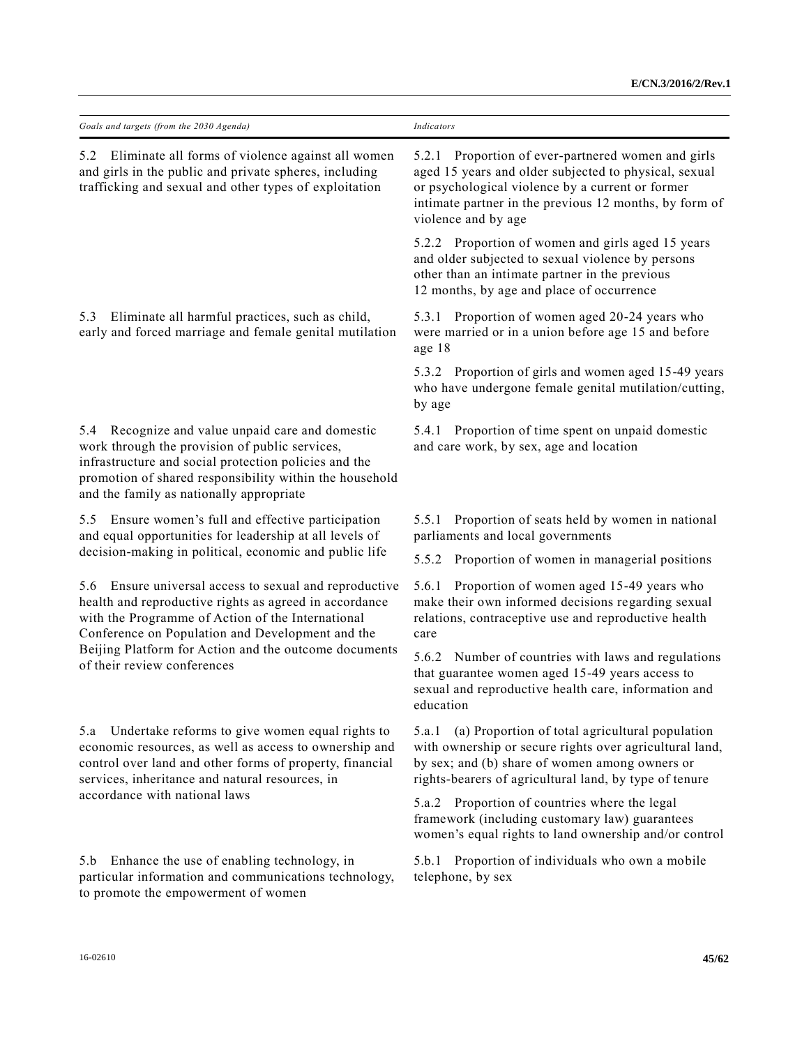| *Goals and targets (from the 2030 Agenda)* | *Indicators* |
|---|---|
| 5.2 Eliminate all forms of violence against all women and girls in the public and private spheres, including trafficking and sexual and other types of exploitation | 5.2.1 Proportion of ever-partnered women and girls aged 15 years and older subjected to physical, sexual or psychological violence by a current or former intimate partner in the previous 12 months, by form of violence and by age |
| | 5.2.2 Proportion of women and girls aged 15 years and older subjected to sexual violence by persons other than an intimate partner in the previous 12 months, by age and place of occurrence |
| 5.3 Eliminate all harmful practices, such as child, early and forced marriage and female genital mutilation | 5.3.1 Proportion of women aged 20-24 years who were married or in a union before age 15 and before age 18 |
| | 5.3.2 Proportion of girls and women aged 15-49 years who have undergone female genital mutilation/cutting, by age |
| 5.4 Recognize and value unpaid care and domestic work through the provision of public services, infrastructure and social protection policies and the promotion of shared responsibility within the household and the family as nationally appropriate | 5.4.1 Proportion of time spent on unpaid domestic and care work, by sex, age and location |
| 5.5 Ensure women's full and effective participation and equal opportunities for leadership at all levels of decision-making in political, economic and public life | 5.5.1 Proportion of seats held by women in national parliaments and local governments |
| | 5.5.2 Proportion of women in managerial positions |
| 5.6 Ensure universal access to sexual and reproductive health and reproductive rights as agreed in accordance with the Programme of Action of the International Conference on Population and Development and the Beijing Platform for Action and the outcome documents of their review conferences | 5.6.1 Proportion of women aged 15-49 years who make their own informed decisions regarding sexual relations, contraceptive use and reproductive health care |
| | 5.6.2 Number of countries with laws and regulations that guarantee women aged 15-49 years access to sexual and reproductive health care, information and education |
| 5.a Undertake reforms to give women equal rights to economic resources, as well as access to ownership and control over land and other forms of property, financial services, inheritance and natural resources, in accordance with national laws | 5.a.1 (a) Proportion of total agricultural population with ownership or secure rights over agricultural land, by sex; and (b) share of women among owners or rights-bearers of agricultural land, by type of tenure |
| | 5.a.2 Proportion of countries where the legal framework (including customary law) guarantees women's equal rights to land ownership and/or control |
| 5.b Enhance the use of enabling technology, in particular information and communications technology, to promote the empowerment of women | 5.b.1 Proportion of individuals who own a mobile telephone, by sex |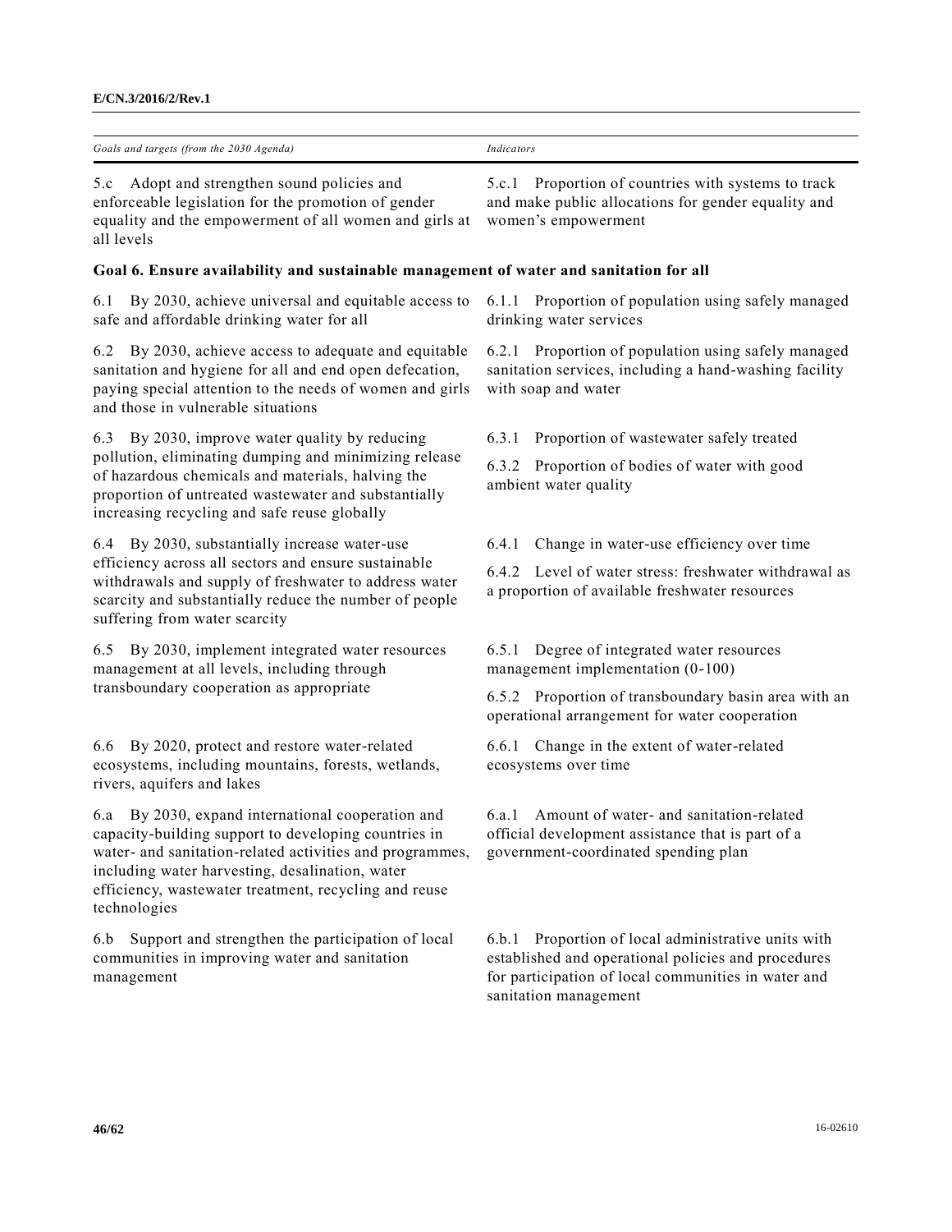| *Goals and targets (from the 2030 Agenda)* | *Indicators* |
| --- | --- |
| 5.c Adopt and strengthen sound policies and enforceable legislation for the promotion of gender equality and the empowerment of all women and girls at all levels | 5.c.1 Proportion of countries with systems to track and make public allocations for gender equality and women's empowerment |
| **Goal 6. Ensure availability and sustainable management of water and sanitation for all** | |
| 6.1 By 2030, achieve universal and equitable access to safe and affordable drinking water for all | 6.1.1 Proportion of population using safely managed drinking water services |
| 6.2 By 2030, achieve access to adequate and equitable sanitation and hygiene for all and end open defecation, paying special attention to the needs of women and girls and those in vulnerable situations | 6.2.1 Proportion of population using safely managed sanitation services, including a hand-washing facility with soap and water |
| 6.3 By 2030, improve water quality by reducing pollution, eliminating dumping and minimizing release of hazardous chemicals and materials, halving the proportion of untreated wastewater and substantially increasing recycling and safe reuse globally | 6.3.1 Proportion of wastewater safely treated<br><br>6.3.2 Proportion of bodies of water with good ambient water quality |
| 6.4 By 2030, substantially increase water-use efficiency across all sectors and ensure sustainable withdrawals and supply of freshwater to address water scarcity and substantially reduce the number of people suffering from water scarcity | 6.4.1 Change in water-use efficiency over time<br><br>6.4.2 Level of water stress: freshwater withdrawal as a proportion of available freshwater resources |
| 6.5 By 2030, implement integrated water resources management at all levels, including through transboundary cooperation as appropriate | 6.5.1 Degree of integrated water resources management implementation (0-100)<br><br>6.5.2 Proportion of transboundary basin area with an operational arrangement for water cooperation |
| 6.6 By 2020, protect and restore water-related ecosystems, including mountains, forests, wetlands, rivers, aquifers and lakes | 6.6.1 Change in the extent of water-related ecosystems over time |
| 6.a By 2030, expand international cooperation and capacity-building support to developing countries in water- and sanitation-related activities and programmes, including water harvesting, desalination, water efficiency, wastewater treatment, recycling and reuse technologies | 6.a.1 Amount of water- and sanitation-related official development assistance that is part of a government-coordinated spending plan |
| 6.b Support and strengthen the participation of local communities in improving water and sanitation management | 6.b.1 Proportion of local administrative units with established and operational policies and procedures for participation of local communities in water and sanitation management |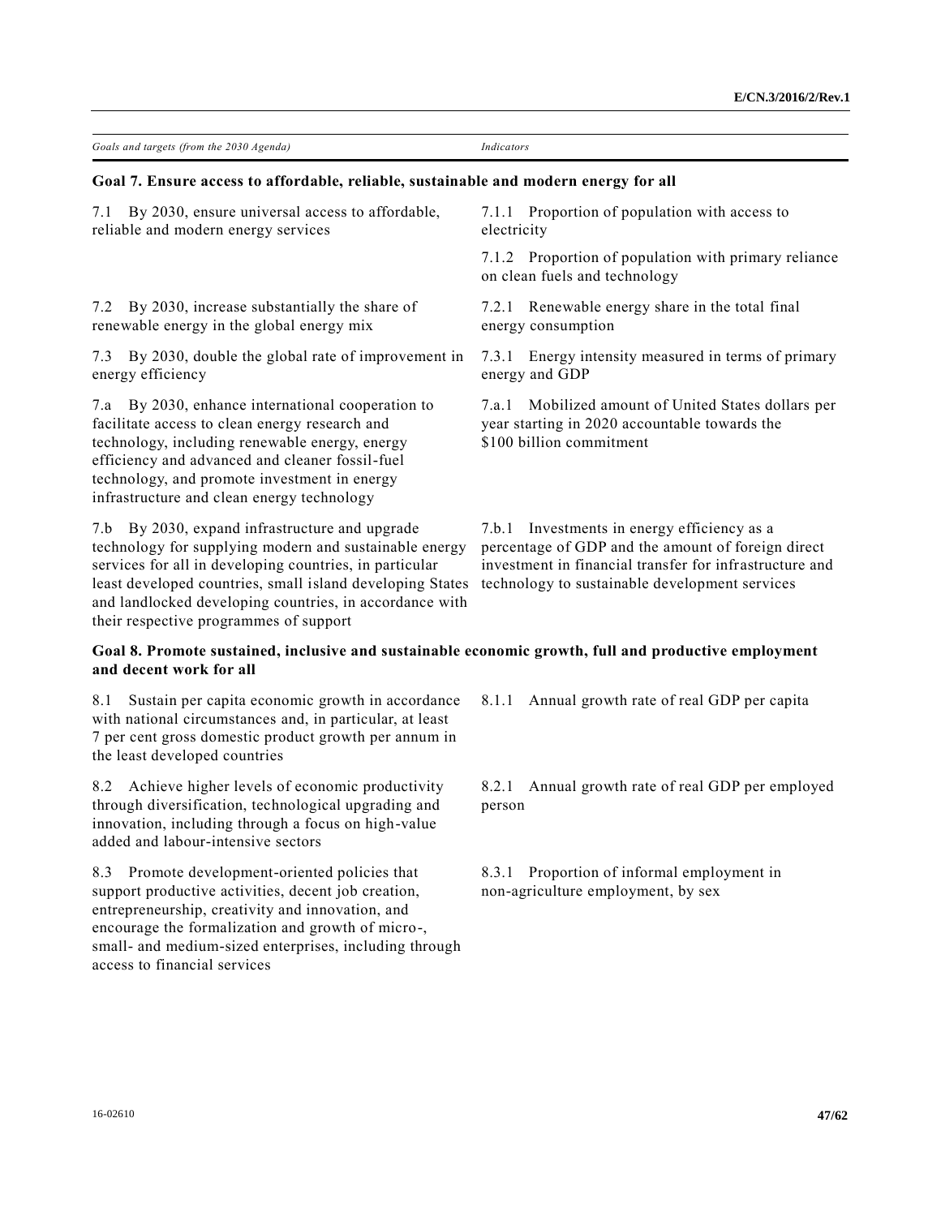| Goals and targets (from the 2030 Agenda) | Indicators |
|---|---|
| **Goal 7. Ensure access to affordable, reliable, sustainable and modern energy for all** | |
| 7.1 By 2030, ensure universal access to affordable, reliable and modern energy services | 7.1.1 Proportion of population with access to electricity |
| | 7.1.2 Proportion of population with primary reliance on clean fuels and technology |
| 7.2 By 2030, increase substantially the share of renewable energy in the global energy mix | 7.2.1 Renewable energy share in the total final energy consumption |
| 7.3 By 2030, double the global rate of improvement in energy efficiency | 7.3.1 Energy intensity measured in terms of primary energy and GDP |
| 7.a By 2030, enhance international cooperation to facilitate access to clean energy research and technology, including renewable energy, energy efficiency and advanced and cleaner fossil-fuel technology, and promote investment in energy infrastructure and clean energy technology | 7.a.1 Mobilized amount of United States dollars per year starting in 2020 accountable towards the $100 billion commitment |
| 7.b By 2030, expand infrastructure and upgrade technology for supplying modern and sustainable energy services for all in developing countries, in particular least developed countries, small island developing States and landlocked developing countries, in accordance with their respective programmes of support | 7.b.1 Investments in energy efficiency as a percentage of GDP and the amount of foreign direct investment in financial transfer for infrastructure and technology to sustainable development services |
| **Goal 8. Promote sustained, inclusive and sustainable economic growth, full and productive employment and decent work for all** | |
| 8.1 Sustain per capita economic growth in accordance with national circumstances and, in particular, at least 7 per cent gross domestic product growth per annum in the least developed countries | 8.1.1 Annual growth rate of real GDP per capita |
| 8.2 Achieve higher levels of economic productivity through diversification, technological upgrading and innovation, including through a focus on high-value added and labour-intensive sectors | 8.2.1 Annual growth rate of real GDP per employed person |
| 8.3 Promote development-oriented policies that support productive activities, decent job creation, entrepreneurship, creativity and innovation, and encourage the formalization and growth of micro-, small- and medium-sized enterprises, including through access to financial services | 8.3.1 Proportion of informal employment in non-agriculture employment, by sex |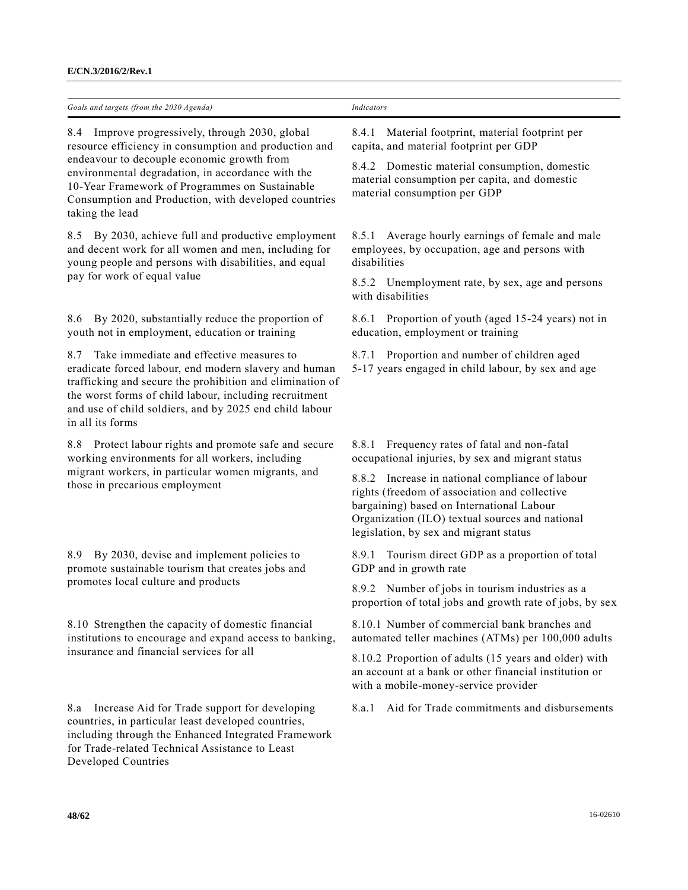| *Goals and targets (from the 2030 Agenda)* | *Indicators* |
|---|---|
| 8.4 Improve progressively, through 2030, global resource efficiency in consumption and production and endeavour to decouple economic growth from environmental degradation, in accordance with the 10-Year Framework of Programmes on Sustainable Consumption and Production, with developed countries taking the lead | 8.4.1 Material footprint, material footprint per capita, and material footprint per GDP<br><br>8.4.2 Domestic material consumption, domestic material consumption per capita, and domestic material consumption per GDP |
| 8.5 By 2030, achieve full and productive employment and decent work for all women and men, including for young people and persons with disabilities, and equal pay for work of equal value | 8.5.1 Average hourly earnings of female and male employees, by occupation, age and persons with disabilities<br><br>8.5.2 Unemployment rate, by sex, age and persons with disabilities |
| 8.6 By 2020, substantially reduce the proportion of youth not in employment, education or training | 8.6.1 Proportion of youth (aged 15-24 years) not in education, employment or training |
| 8.7 Take immediate and effective measures to eradicate forced labour, end modern slavery and human trafficking and secure the prohibition and elimination of the worst forms of child labour, including recruitment and use of child soldiers, and by 2025 end child labour in all its forms | 8.7.1 Proportion and number of children aged 5-17 years engaged in child labour, by sex and age |
| 8.8 Protect labour rights and promote safe and secure working environments for all workers, including migrant workers, in particular women migrants, and those in precarious employment | 8.8.1 Frequency rates of fatal and non-fatal occupational injuries, by sex and migrant status<br><br>8.8.2 Increase in national compliance of labour rights (freedom of association and collective bargaining) based on International Labour Organization (ILO) textual sources and national legislation, by sex and migrant status |
| 8.9 By 2030, devise and implement policies to promote sustainable tourism that creates jobs and promotes local culture and products | 8.9.1 Tourism direct GDP as a proportion of total GDP and in growth rate<br><br>8.9.2 Number of jobs in tourism industries as a proportion of total jobs and growth rate of jobs, by sex |
| 8.10 Strengthen the capacity of domestic financial institutions to encourage and expand access to banking, insurance and financial services for all | 8.10.1 Number of commercial bank branches and automated teller machines (ATMs) per 100,000 adults<br><br>8.10.2 Proportion of adults (15 years and older) with an account at a bank or other financial institution or with a mobile-money-service provider |
| 8.a Increase Aid for Trade support for developing countries, in particular least developed countries, including through the Enhanced Integrated Framework for Trade-related Technical Assistance to Least Developed Countries | 8.a.1 Aid for Trade commitments and disbursements |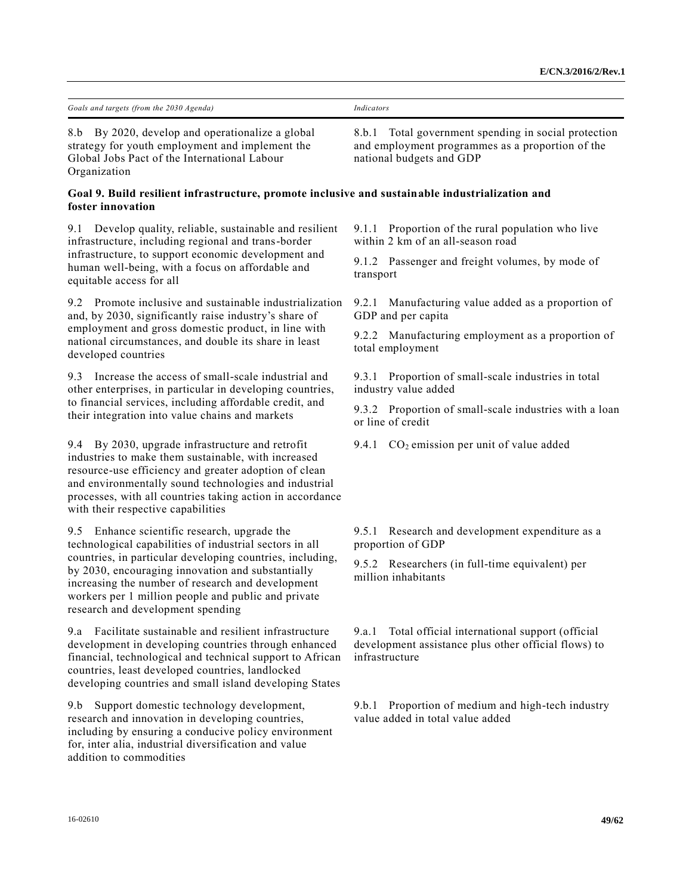| *Goals and targets (from the 2030 Agenda)* | *Indicators* |
| --- | --- |
| 8.b By 2020, develop and operationalize a global strategy for youth employment and implement the Global Jobs Pact of the International Labour Organization | 8.b.1 Total government spending in social protection and employment programmes as a proportion of the national budgets and GDP |
| **Goal 9. Build resilient infrastructure, promote inclusive and sustainable industrialization and foster innovation** | |
| 9.1 Develop quality, reliable, sustainable and resilient infrastructure, including regional and trans-border infrastructure, to support economic development and human well-being, with a focus on affordable and equitable access for all | 9.1.1 Proportion of the rural population who live within 2 km of an all-season road<br><br>9.1.2 Passenger and freight volumes, by mode of transport |
| 9.2 Promote inclusive and sustainable industrialization and, by 2030, significantly raise industry's share of employment and gross domestic product, in line with national circumstances, and double its share in least developed countries | 9.2.1 Manufacturing value added as a proportion of GDP and per capita<br><br>9.2.2 Manufacturing employment as a proportion of total employment |
| 9.3 Increase the access of small-scale industrial and other enterprises, in particular in developing countries, to financial services, including affordable credit, and their integration into value chains and markets | 9.3.1 Proportion of small-scale industries in total industry value added<br><br>9.3.2 Proportion of small-scale industries with a loan or line of credit |
| 9.4 By 2030, upgrade infrastructure and retrofit industries to make them sustainable, with increased resource-use efficiency and greater adoption of clean and environmentally sound technologies and industrial processes, with all countries taking action in accordance with their respective capabilities | 9.4.1 $CO_2$ emission per unit of value added |
| 9.5 Enhance scientific research, upgrade the technological capabilities of industrial sectors in all countries, in particular developing countries, including, by 2030, encouraging innovation and substantially increasing the number of research and development workers per 1 million people and public and private research and development spending | 9.5.1 Research and development expenditure as a proportion of GDP<br><br>9.5.2 Researchers (in full-time equivalent) per million inhabitants |
| 9.a Facilitate sustainable and resilient infrastructure development in developing countries through enhanced financial, technological and technical support to African countries, least developed countries, landlocked developing countries and small island developing States | 9.a.1 Total official international support (official development assistance plus other official flows) to infrastructure |
| 9.b Support domestic technology development, research and innovation in developing countries, including by ensuring a conducive policy environment for, inter alia, industrial diversification and value addition to commodities | 9.b.1 Proportion of medium and high-tech industry value added in total value added |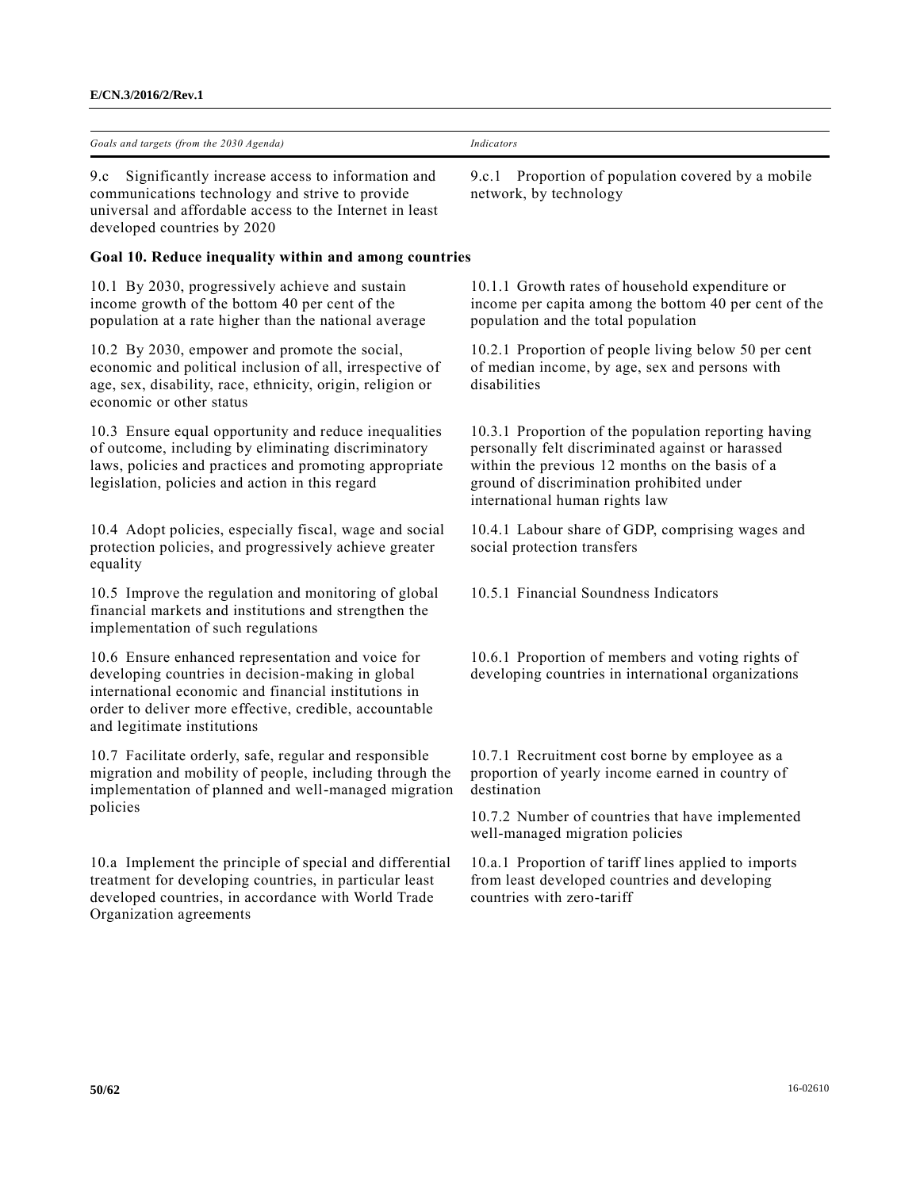| *Goals and targets (from the 2030 Agenda)* | *Indicators* |
| --- | --- |
| 9.c Significantly increase access to information and communications technology and strive to provide universal and affordable access to the Internet in least developed countries by 2020 | 9.c.1 Proportion of population covered by a mobile network, by technology |
| **Goal 10. Reduce inequality within and among countries** | |
| 10.1 By 2030, progressively achieve and sustain income growth of the bottom 40 per cent of the population at a rate higher than the national average | 10.1.1 Growth rates of household expenditure or income per capita among the bottom 40 per cent of the population and the total population |
| 10.2 By 2030, empower and promote the social, economic and political inclusion of all, irrespective of age, sex, disability, race, ethnicity, origin, religion or economic or other status | 10.2.1 Proportion of people living below 50 per cent of median income, by age, sex and persons with disabilities |
| 10.3 Ensure equal opportunity and reduce inequalities of outcome, including by eliminating discriminatory laws, policies and practices and promoting appropriate legislation, policies and action in this regard | 10.3.1 Proportion of the population reporting having personally felt discriminated against or harassed within the previous 12 months on the basis of a ground of discrimination prohibited under international human rights law |
| 10.4 Adopt policies, especially fiscal, wage and social protection policies, and progressively achieve greater equality | 10.4.1 Labour share of GDP, comprising wages and social protection transfers |
| 10.5 Improve the regulation and monitoring of global financial markets and institutions and strengthen the implementation of such regulations | 10.5.1 Financial Soundness Indicators |
| 10.6 Ensure enhanced representation and voice for developing countries in decision-making in global international economic and financial institutions in order to deliver more effective, credible, accountable and legitimate institutions | 10.6.1 Proportion of members and voting rights of developing countries in international organizations |
| 10.7 Facilitate orderly, safe, regular and responsible migration and mobility of people, including through the implementation of planned and well-managed migration policies | 10.7.1 Recruitment cost borne by employee as a proportion of yearly income earned in country of destination |
| | 10.7.2 Number of countries that have implemented well-managed migration policies |
| 10.a Implement the principle of special and differential treatment for developing countries, in particular least developed countries, in accordance with World Trade Organization agreements | 10.a.1 Proportion of tariff lines applied to imports from least developed countries and developing countries with zero-tariff |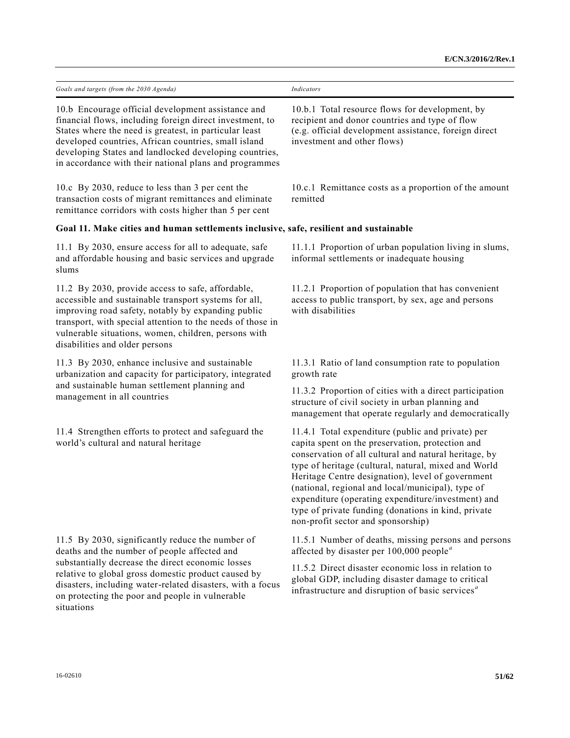| Goals and targets (from the 2030 Agenda) | Indicators |
| --- | --- |
| 10.b Encourage official development assistance and financial flows, including foreign direct investment, to States where the need is greatest, in particular least developed countries, African countries, small island developing States and landlocked developing countries, in accordance with their national plans and programmes | 10.b.1 Total resource flows for development, by recipient and donor countries and type of flow (e.g. official development assistance, foreign direct investment and other flows) |
| 10.c By 2030, reduce to less than 3 per cent the transaction costs of migrant remittances and eliminate remittance corridors with costs higher than 5 per cent | 10.c.1 Remittance costs as a proportion of the amount remitted |
| **Goal 11. Make cities and human settlements inclusive, safe, resilient and sustainable** | |
| 11.1 By 2030, ensure access for all to adequate, safe and affordable housing and basic services and upgrade slums | 11.1.1 Proportion of urban population living in slums, informal settlements or inadequate housing |
| 11.2 By 2030, provide access to safe, affordable, accessible and sustainable transport systems for all, improving road safety, notably by expanding public transport, with special attention to the needs of those in vulnerable situations, women, children, persons with disabilities and older persons | 11.2.1 Proportion of population that has convenient access to public transport, by sex, age and persons with disabilities |
| 11.3 By 2030, enhance inclusive and sustainable urbanization and capacity for participatory, integrated and sustainable human settlement planning and management in all countries | 11.3.1 Ratio of land consumption rate to population growth rate |
| | 11.3.2 Proportion of cities with a direct participation structure of civil society in urban planning and management that operate regularly and democratically |
| 11.4 Strengthen efforts to protect and safeguard the world's cultural and natural heritage | 11.4.1 Total expenditure (public and private) per capita spent on the preservation, protection and conservation of all cultural and natural heritage, by type of heritage (cultural, natural, mixed and World Heritage Centre designation), level of government (national, regional and local/municipal), type of expenditure (operating expenditure/investment) and type of private funding (donations in kind, private non-profit sector and sponsorship) |
| 11.5 By 2030, significantly reduce the number of deaths and the number of people affected and substantially decrease the direct economic losses relative to global gross domestic product caused by disasters, including water-related disasters, with a focus on protecting the poor and people in vulnerable situations | 11.5.1 Number of deaths, missing persons and persons affected by disaster per 100,000 people[a] |
| | 11.5.2 Direct disaster economic loss in relation to global GDP, including disaster damage to critical infrastructure and disruption of basic services[a] |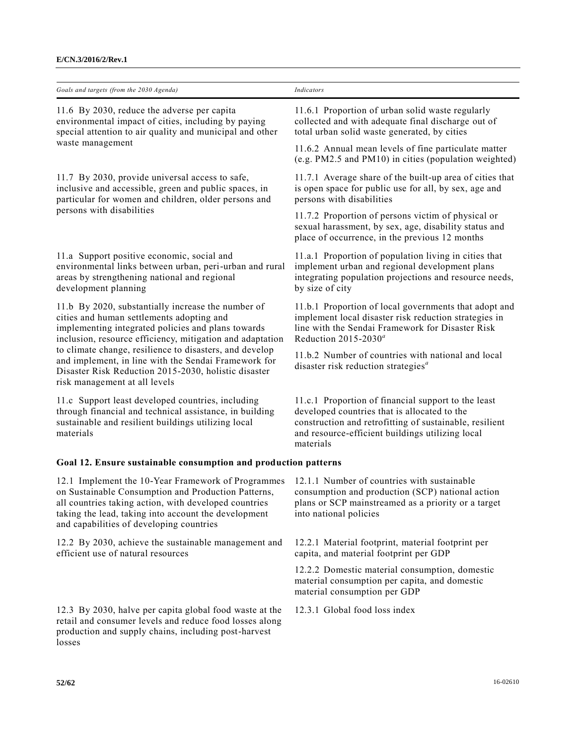| *Goals and targets (from the 2030 Agenda)* | *Indicators* |
|---|---|
| 11.6 By 2030, reduce the adverse per capita environmental impact of cities, including by paying special attention to air quality and municipal and other waste management | 11.6.1 Proportion of urban solid waste regularly collected and with adequate final discharge out of total urban solid waste generated, by cities |
| | 11.6.2 Annual mean levels of fine particulate matter (e.g. PM2.5 and PM10) in cities (population weighted) |
| 11.7 By 2030, provide universal access to safe, inclusive and accessible, green and public spaces, in particular for women and children, older persons and persons with disabilities | 11.7.1 Average share of the built-up area of cities that is open space for public use for all, by sex, age and persons with disabilities |
| | 11.7.2 Proportion of persons victim of physical or sexual harassment, by sex, age, disability status and place of occurrence, in the previous 12 months |
| 11.a Support positive economic, social and environmental links between urban, peri-urban and rural areas by strengthening national and regional development planning | 11.a.1 Proportion of population living in cities that implement urban and regional development plans integrating population projections and resource needs, by size of city |
| 11.b By 2020, substantially increase the number of cities and human settlements adopting and implementing integrated policies and plans towards inclusion, resource efficiency, mitigation and adaptation to climate change, resilience to disasters, and develop and implement, in line with the Sendai Framework for Disaster Risk Reduction 2015-2030, holistic disaster risk management at all levels | 11.b.1 Proportion of local governments that adopt and implement local disaster risk reduction strategies in line with the Sendai Framework for Disaster Risk Reduction 2015-2030[a] |
| | 11.b.2 Number of countries with national and local disaster risk reduction strategies[a] |
| 11.c Support least developed countries, including through financial and technical assistance, in building sustainable and resilient buildings utilizing local materials | 11.c.1 Proportion of financial support to the least developed countries that is allocated to the construction and retrofitting of sustainable, resilient and resource-efficient buildings utilizing local materials |
| **Goal 12. Ensure sustainable consumption and production patterns** | |
| 12.1 Implement the 10-Year Framework of Programmes on Sustainable Consumption and Production Patterns, all countries taking action, with developed countries taking the lead, taking into account the development and capabilities of developing countries | 12.1.1 Number of countries with sustainable consumption and production (SCP) national action plans or SCP mainstreamed as a priority or a target into national policies |
| 12.2 By 2030, achieve the sustainable management and efficient use of natural resources | 12.2.1 Material footprint, material footprint per capita, and material footprint per GDP |
| | 12.2.2 Domestic material consumption, domestic material consumption per capita, and domestic material consumption per GDP |
| 12.3 By 2030, halve per capita global food waste at the retail and consumer levels and reduce food losses along production and supply chains, including post-harvest losses | 12.3.1 Global food loss index |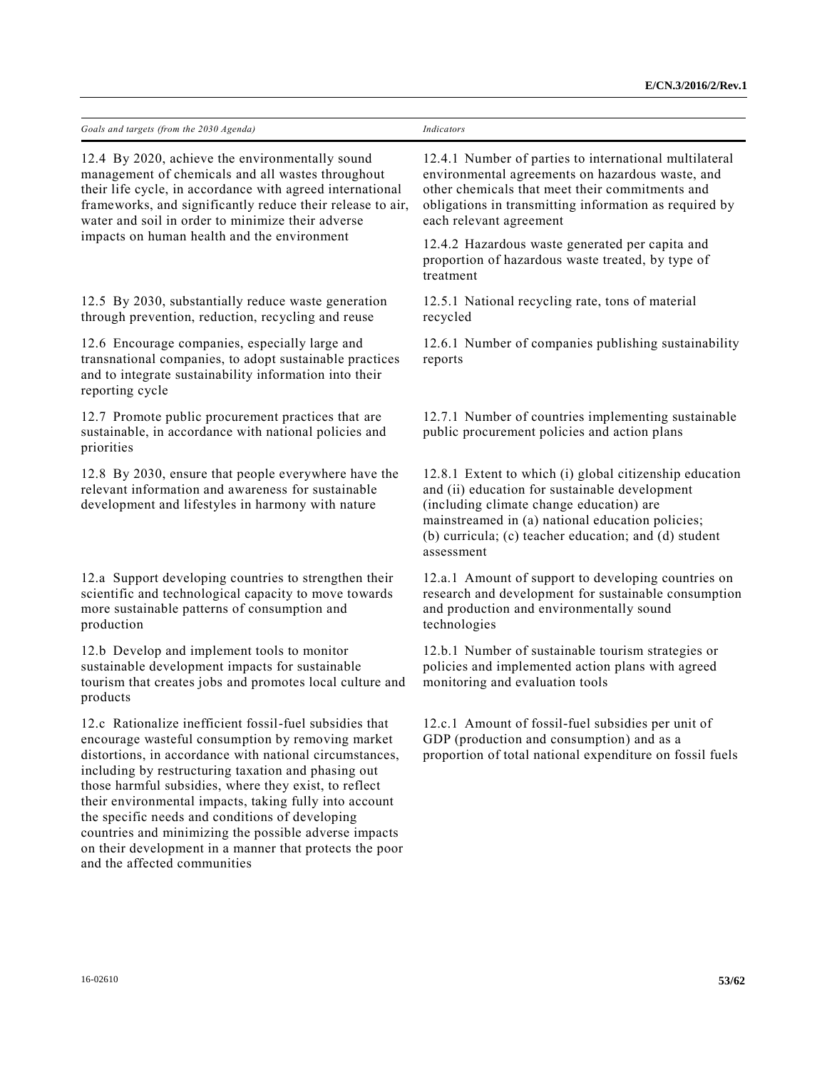| Goals and targets (from the 2030 Agenda) | Indicators |
|---|---|
| 12.4 By 2020, achieve the environmentally sound management of chemicals and all wastes throughout their life cycle, in accordance with agreed international frameworks, and significantly reduce their release to air, water and soil in order to minimize their adverse impacts on human health and the environment | 12.4.1 Number of parties to international multilateral environmental agreements on hazardous waste, and other chemicals that meet their commitments and obligations in transmitting information as required by each relevant agreement<br><br>12.4.2 Hazardous waste generated per capita and proportion of hazardous waste treated, by type of treatment |
| 12.5 By 2030, substantially reduce waste generation through prevention, reduction, recycling and reuse | 12.5.1 National recycling rate, tons of material recycled |
| 12.6 Encourage companies, especially large and transnational companies, to adopt sustainable practices and to integrate sustainability information into their reporting cycle | 12.6.1 Number of companies publishing sustainability reports |
| 12.7 Promote public procurement practices that are sustainable, in accordance with national policies and priorities | 12.7.1 Number of countries implementing sustainable public procurement policies and action plans |
| 12.8 By 2030, ensure that people everywhere have the relevant information and awareness for sustainable development and lifestyles in harmony with nature | 12.8.1 Extent to which (i) global citizenship education and (ii) education for sustainable development (including climate change education) are mainstreamed in (a) national education policies; (b) curricula; (c) teacher education; and (d) student assessment |
| 12.a Support developing countries to strengthen their scientific and technological capacity to move towards more sustainable patterns of consumption and production | 12.a.1 Amount of support to developing countries on research and development for sustainable consumption and production and environmentally sound technologies |
| 12.b Develop and implement tools to monitor sustainable development impacts for sustainable tourism that creates jobs and promotes local culture and products | 12.b.1 Number of sustainable tourism strategies or policies and implemented action plans with agreed monitoring and evaluation tools |
| 12.c Rationalize inefficient fossil-fuel subsidies that encourage wasteful consumption by removing market distortions, in accordance with national circumstances, including by restructuring taxation and phasing out those harmful subsidies, where they exist, to reflect their environmental impacts, taking fully into account the specific needs and conditions of developing countries and minimizing the possible adverse impacts on their development in a manner that protects the poor and the affected communities | 12.c.1 Amount of fossil-fuel subsidies per unit of GDP (production and consumption) and as a proportion of total national expenditure on fossil fuels |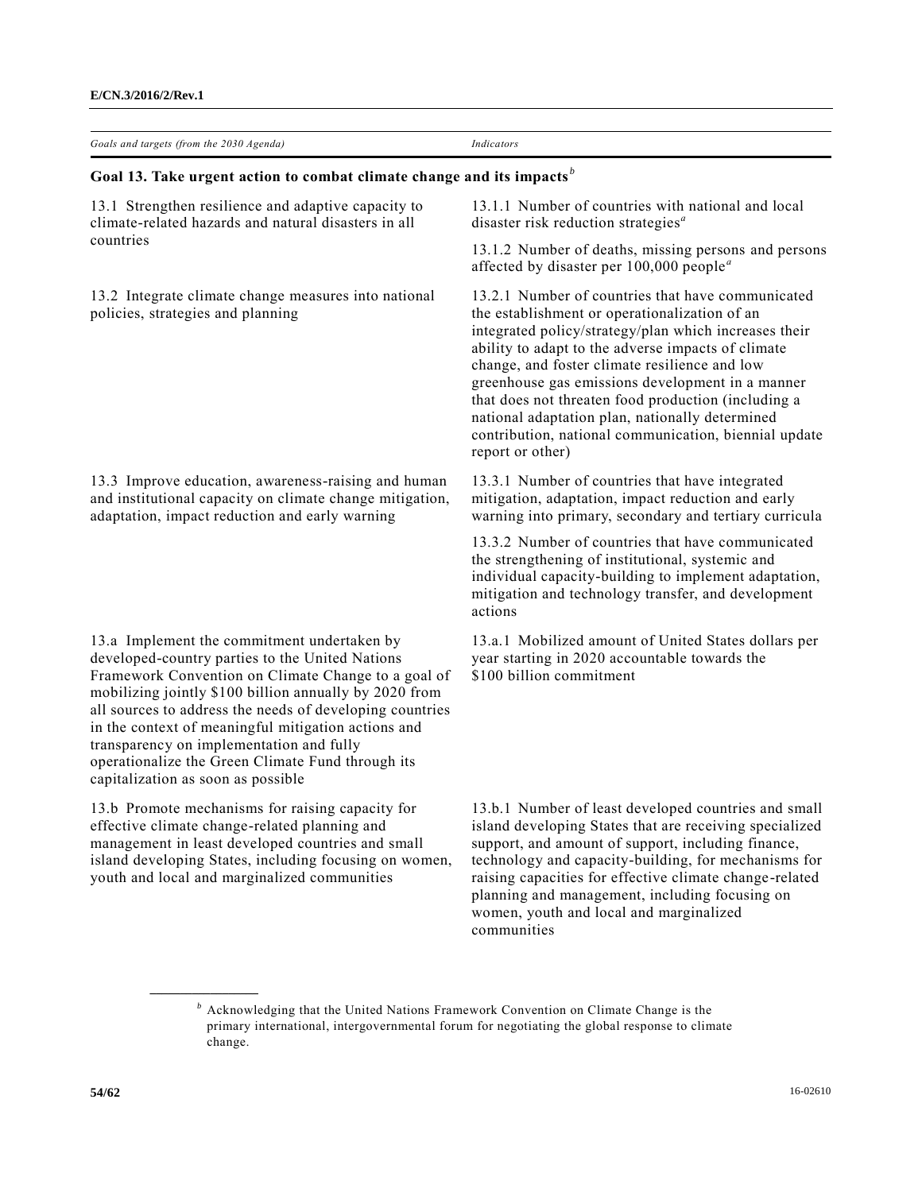| *Goals and targets (from the 2030 Agenda)* | *Indicators* |
| --- | --- |
| **Goal 13. Take urgent action to combat climate change and its impacts**[b] | |
| 13.1 Strengthen resilience and adaptive capacity to climate-related hazards and natural disasters in all countries | 13.1.1 Number of countries with national and local disaster risk reduction strategies[a] |
| | 13.1.2 Number of deaths, missing persons and persons affected by disaster per 100,000 people[a] |
| 13.2 Integrate climate change measures into national policies, strategies and planning | 13.2.1 Number of countries that have communicated the establishment or operationalization of an integrated policy/strategy/plan which increases their ability to adapt to the adverse impacts of climate change, and foster climate resilience and low greenhouse gas emissions development in a manner that does not threaten food production (including a national adaptation plan, nationally determined contribution, national communication, biennial update report or other) |
| 13.3 Improve education, awareness-raising and human and institutional capacity on climate change mitigation, adaptation, impact reduction and early warning | 13.3.1 Number of countries that have integrated mitigation, adaptation, impact reduction and early warning into primary, secondary and tertiary curricula |
| | 13.3.2 Number of countries that have communicated the strengthening of institutional, systemic and individual capacity-building to implement adaptation, mitigation and technology transfer, and development actions |
| 13.a Implement the commitment undertaken by developed-country parties to the United Nations Framework Convention on Climate Change to a goal of mobilizing jointly $100 billion annually by 2020 from all sources to address the needs of developing countries in the context of meaningful mitigation actions and transparency on implementation and fully operationalize the Green Climate Fund through its capitalization as soon as possible | 13.a.1 Mobilized amount of United States dollars per year starting in 2020 accountable towards the $100 billion commitment |
| 13.b Promote mechanisms for raising capacity for effective climate change-related planning and management in least developed countries and small island developing States, including focusing on women, youth and local and marginalized communities | 13.b.1 Number of least developed countries and small island developing States that are receiving specialized support, and amount of support, including finance, technology and capacity-building, for mechanisms for raising capacities for effective climate change-related planning and management, including focusing on women, youth and local and marginalized communities |

[b] Acknowledging that the United Nations Framework Convention on Climate Change is the primary international, intergovernmental forum for negotiating the global response to climate change.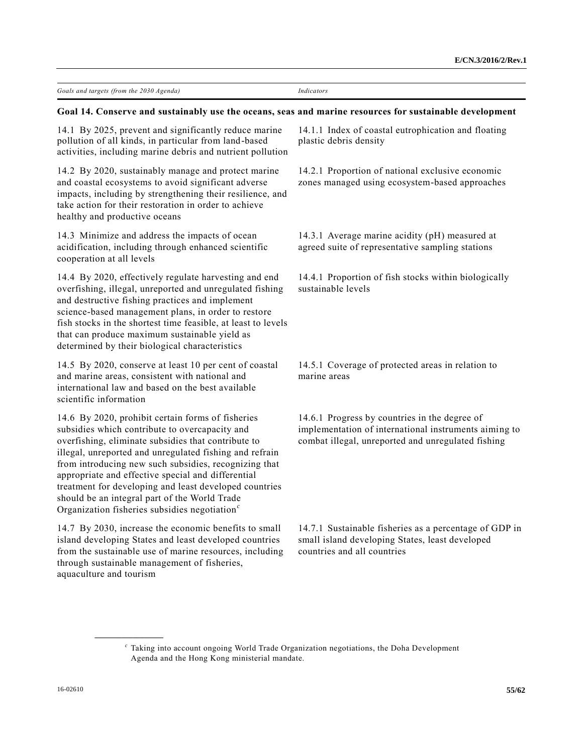| Goals and targets (from the 2030 Agenda) | Indicators |
|---|---|
| **Goal 14. Conserve and sustainably use the oceans, seas and marine resources for sustainable development** | |
| 14.1 By 2025, prevent and significantly reduce marine pollution of all kinds, in particular from land-based activities, including marine debris and nutrient pollution | 14.1.1 Index of coastal eutrophication and floating plastic debris density |
| 14.2 By 2020, sustainably manage and protect marine and coastal ecosystems to avoid significant adverse impacts, including by strengthening their resilience, and take action for their restoration in order to achieve healthy and productive oceans | 14.2.1 Proportion of national exclusive economic zones managed using ecosystem-based approaches |
| 14.3 Minimize and address the impacts of ocean acidification, including through enhanced scientific cooperation at all levels | 14.3.1 Average marine acidity (pH) measured at agreed suite of representative sampling stations |
| 14.4 By 2020, effectively regulate harvesting and end overfishing, illegal, unreported and unregulated fishing and destructive fishing practices and implement science-based management plans, in order to restore fish stocks in the shortest time feasible, at least to levels that can produce maximum sustainable yield as determined by their biological characteristics | 14.4.1 Proportion of fish stocks within biologically sustainable levels |
| 14.5 By 2020, conserve at least 10 per cent of coastal and marine areas, consistent with national and international law and based on the best available scientific information | 14.5.1 Coverage of protected areas in relation to marine areas |
| 14.6 By 2020, prohibit certain forms of fisheries subsidies which contribute to overcapacity and overfishing, eliminate subsidies that contribute to illegal, unreported and unregulated fishing and refrain from introducing new such subsidies, recognizing that appropriate and effective special and differential treatment for developing and least developed countries should be an integral part of the World Trade Organization fisheries subsidies negotiation[c] | 14.6.1 Progress by countries in the degree of implementation of international instruments aiming to combat illegal, unreported and unregulated fishing |
| 14.7 By 2030, increase the economic benefits to small island developing States and least developed countries from the sustainable use of marine resources, including through sustainable management of fisheries, aquaculture and tourism | 14.7.1 Sustainable fisheries as a percentage of GDP in small island developing States, least developed countries and all countries |

[c] Taking into account ongoing World Trade Organization negotiations, the Doha Development Agenda and the Hong Kong ministerial mandate.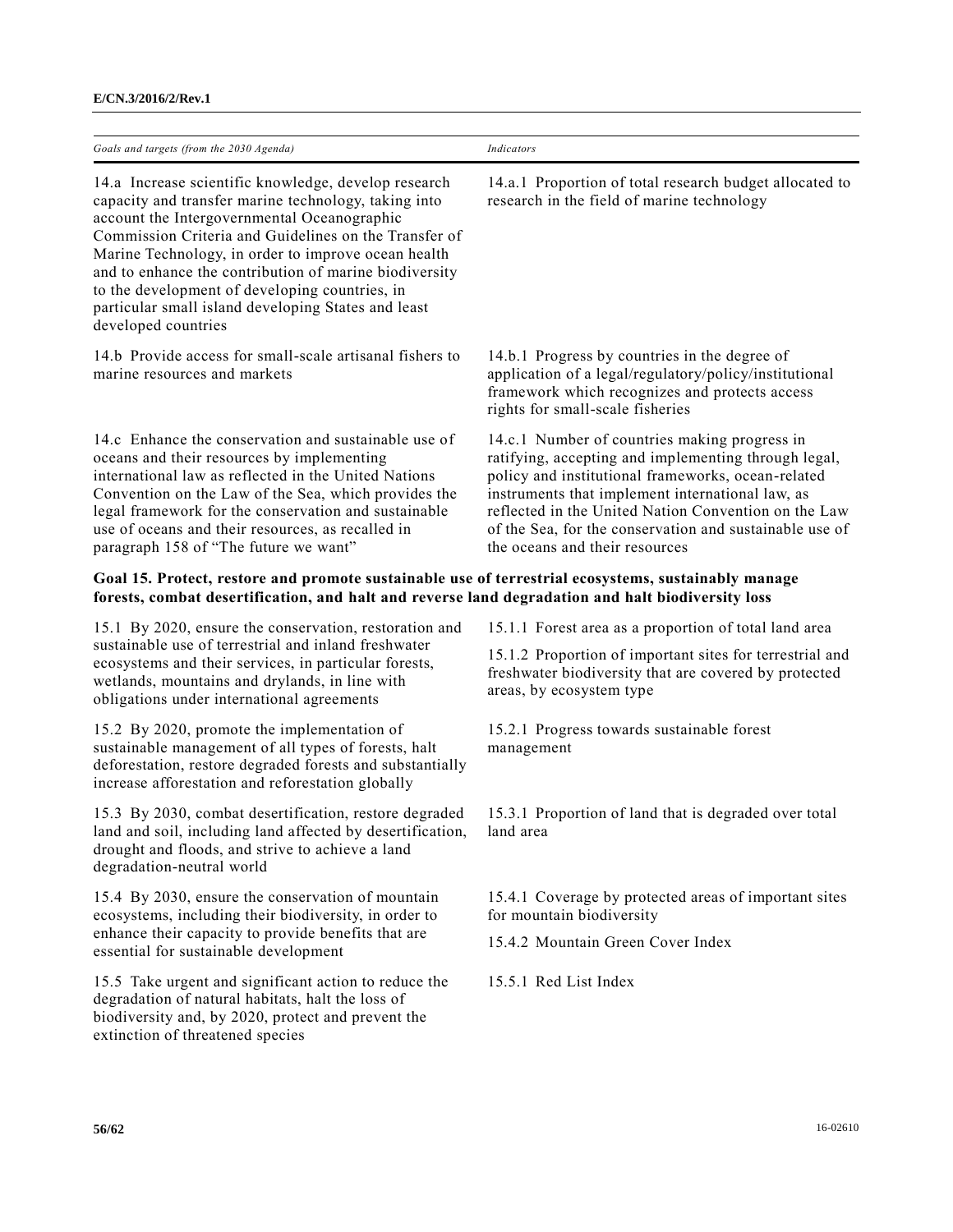| Goals and targets (from the 2030 Agenda) | Indicators |
|---|---|
| 14.a Increase scientific knowledge, develop research capacity and transfer marine technology, taking into account the Intergovernmental Oceanographic Commission Criteria and Guidelines on the Transfer of Marine Technology, in order to improve ocean health and to enhance the contribution of marine biodiversity to the development of developing countries, in particular small island developing States and least developed countries | 14.a.1 Proportion of total research budget allocated to research in the field of marine technology |
| 14.b Provide access for small-scale artisanal fishers to marine resources and markets | 14.b.1 Progress by countries in the degree of application of a legal/regulatory/policy/institutional framework which recognizes and protects access rights for small-scale fisheries |
| 14.c Enhance the conservation and sustainable use of oceans and their resources by implementing international law as reflected in the United Nations Convention on the Law of the Sea, which provides the legal framework for the conservation and sustainable use of oceans and their resources, as recalled in paragraph 158 of "The future we want" | 14.c.1 Number of countries making progress in ratifying, accepting and implementing through legal, policy and institutional frameworks, ocean-related instruments that implement international law, as reflected in the United Nation Convention on the Law of the Sea, for the conservation and sustainable use of the oceans and their resources |
| **Goal 15. Protect, restore and promote sustainable use of terrestrial ecosystems, sustainably manage forests, combat desertification, and halt and reverse land degradation and halt biodiversity loss** | |
| 15.1 By 2020, ensure the conservation, restoration and sustainable use of terrestrial and inland freshwater ecosystems and their services, in particular forests, wetlands, mountains and drylands, in line with obligations under international agreements | 15.1.1 Forest area as a proportion of total land area<br>15.1.2 Proportion of important sites for terrestrial and freshwater biodiversity that are covered by protected areas, by ecosystem type |
| 15.2 By 2020, promote the implementation of sustainable management of all types of forests, halt deforestation, restore degraded forests and substantially increase afforestation and reforestation globally | 15.2.1 Progress towards sustainable forest management |
| 15.3 By 2030, combat desertification, restore degraded land and soil, including land affected by desertification, drought and floods, and strive to achieve a land degradation-neutral world | 15.3.1 Proportion of land that is degraded over total land area |
| 15.4 By 2030, ensure the conservation of mountain ecosystems, including their biodiversity, in order to enhance their capacity to provide benefits that are essential for sustainable development | 15.4.1 Coverage by protected areas of important sites for mountain biodiversity<br>15.4.2 Mountain Green Cover Index |
| 15.5 Take urgent and significant action to reduce the degradation of natural habitats, halt the loss of biodiversity and, by 2020, protect and prevent the extinction of threatened species | 15.5.1 Red List Index |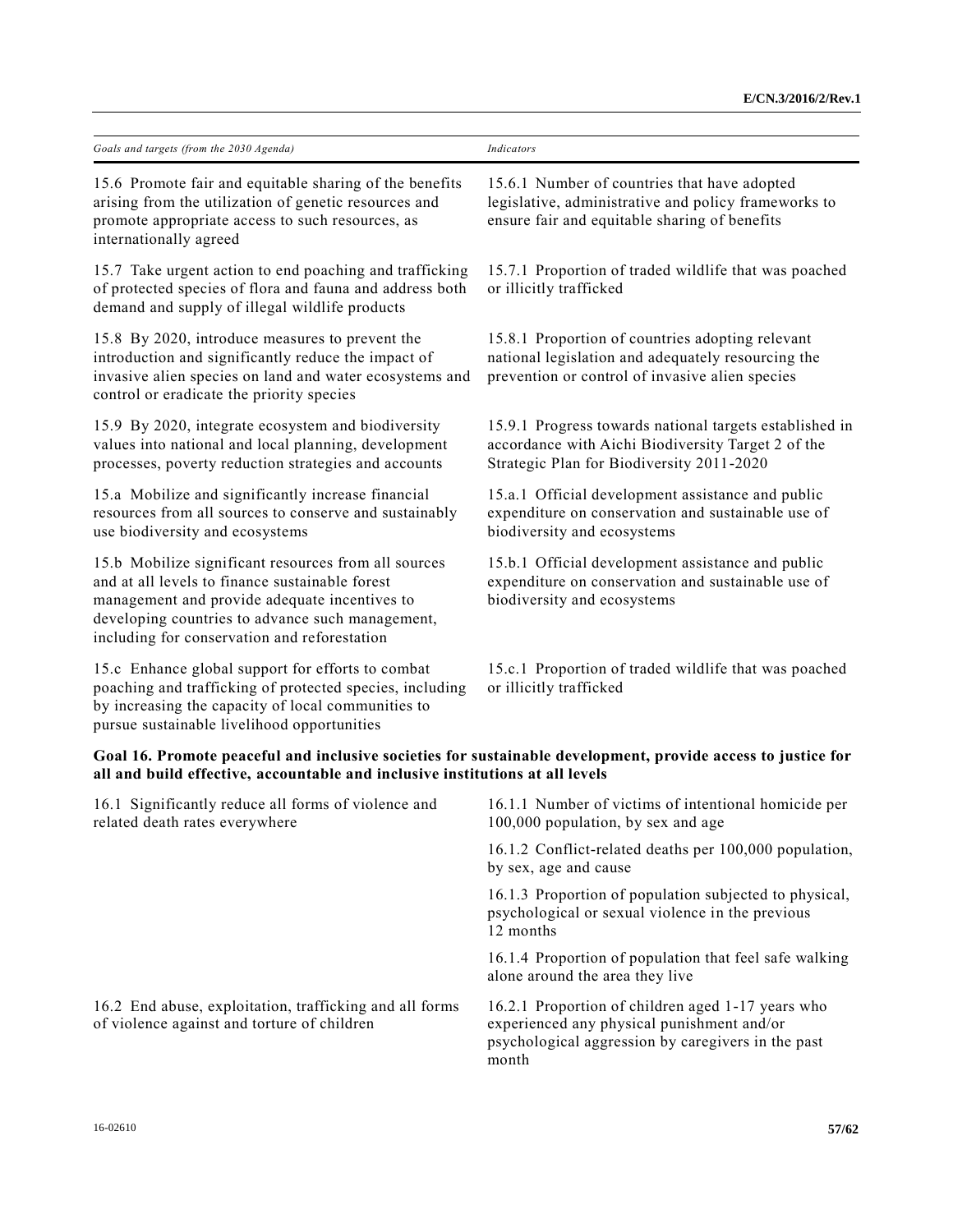| *Goals and targets (from the 2030 Agenda)* | *Indicators* |
| --- | --- |
| 15.6 Promote fair and equitable sharing of the benefits arising from the utilization of genetic resources and promote appropriate access to such resources, as internationally agreed | 15.6.1 Number of countries that have adopted legislative, administrative and policy frameworks to ensure fair and equitable sharing of benefits |
| 15.7 Take urgent action to end poaching and trafficking of protected species of flora and fauna and address both demand and supply of illegal wildlife products | 15.7.1 Proportion of traded wildlife that was poached or illicitly trafficked |
| 15.8 By 2020, introduce measures to prevent the introduction and significantly reduce the impact of invasive alien species on land and water ecosystems and control or eradicate the priority species | 15.8.1 Proportion of countries adopting relevant national legislation and adequately resourcing the prevention or control of invasive alien species |
| 15.9 By 2020, integrate ecosystem and biodiversity values into national and local planning, development processes, poverty reduction strategies and accounts | 15.9.1 Progress towards national targets established in accordance with Aichi Biodiversity Target 2 of the Strategic Plan for Biodiversity 2011-2020 |
| 15.a Mobilize and significantly increase financial resources from all sources to conserve and sustainably use biodiversity and ecosystems | 15.a.1 Official development assistance and public expenditure on conservation and sustainable use of biodiversity and ecosystems |
| 15.b Mobilize significant resources from all sources and at all levels to finance sustainable forest management and provide adequate incentives to developing countries to advance such management, including for conservation and reforestation | 15.b.1 Official development assistance and public expenditure on conservation and sustainable use of biodiversity and ecosystems |
| 15.c Enhance global support for efforts to combat poaching and trafficking of protected species, including by increasing the capacity of local communities to pursue sustainable livelihood opportunities | 15.c.1 Proportion of traded wildlife that was poached or illicitly trafficked |
| **Goal 16. Promote peaceful and inclusive societies for sustainable development, provide access to justice for all and build effective, accountable and inclusive institutions at all levels** | |
| 16.1 Significantly reduce all forms of violence and related death rates everywhere | 16.1.1 Number of victims of intentional homicide per 100,000 population, by sex and age |
| | 16.1.2 Conflict-related deaths per 100,000 population, by sex, age and cause |
| | 16.1.3 Proportion of population subjected to physical, psychological or sexual violence in the previous 12 months |
| | 16.1.4 Proportion of population that feel safe walking alone around the area they live |
| 16.2 End abuse, exploitation, trafficking and all forms of violence against and torture of children | 16.2.1 Proportion of children aged 1-17 years who experienced any physical punishment and/or psychological aggression by caregivers in the past month |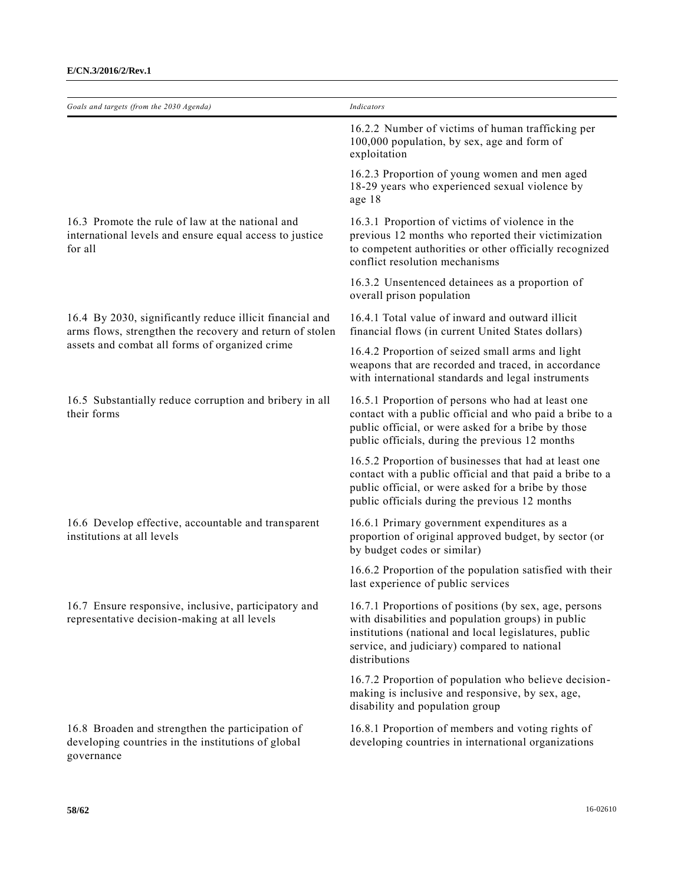| *Goals and targets (from the 2030 Agenda)* | *Indicators* |
| --- | --- |
| | 16.2.2 Number of victims of human trafficking per 100,000 population, by sex, age and form of exploitation |
| | 16.2.3 Proportion of young women and men aged 18-29 years who experienced sexual violence by age 18 |
| 16.3 Promote the rule of law at the national and international levels and ensure equal access to justice for all | 16.3.1 Proportion of victims of violence in the previous 12 months who reported their victimization to competent authorities or other officially recognized conflict resolution mechanisms |
| | 16.3.2 Unsentenced detainees as a proportion of overall prison population |
| 16.4 By 2030, significantly reduce illicit financial and arms flows, strengthen the recovery and return of stolen assets and combat all forms of organized crime | 16.4.1 Total value of inward and outward illicit financial flows (in current United States dollars) |
| | 16.4.2 Proportion of seized small arms and light weapons that are recorded and traced, in accordance with international standards and legal instruments |
| 16.5 Substantially reduce corruption and bribery in all their forms | 16.5.1 Proportion of persons who had at least one contact with a public official and who paid a bribe to a public official, or were asked for a bribe by those public officials, during the previous 12 months |
| | 16.5.2 Proportion of businesses that had at least one contact with a public official and that paid a bribe to a public official, or were asked for a bribe by those public officials during the previous 12 months |
| 16.6 Develop effective, accountable and transparent institutions at all levels | 16.6.1 Primary government expenditures as a proportion of original approved budget, by sector (or by budget codes or similar) |
| | 16.6.2 Proportion of the population satisfied with their last experience of public services |
| 16.7 Ensure responsive, inclusive, participatory and representative decision-making at all levels | 16.7.1 Proportions of positions (by sex, age, persons with disabilities and population groups) in public institutions (national and local legislatures, public service, and judiciary) compared to national distributions |
| | 16.7.2 Proportion of population who believe decision-making is inclusive and responsive, by sex, age, disability and population group |
| 16.8 Broaden and strengthen the participation of developing countries in the institutions of global governance | 16.8.1 Proportion of members and voting rights of developing countries in international organizations |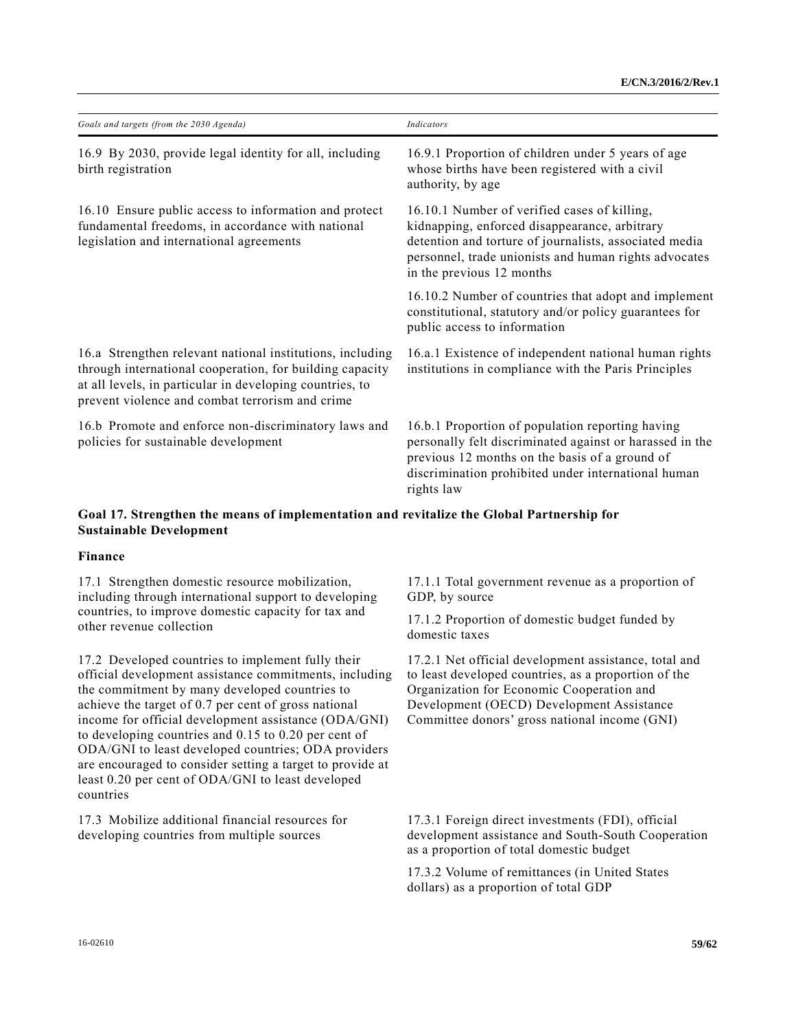| *Goals and targets (from the 2030 Agenda)* | *Indicators* |
| --- | --- |
| 16.9 By 2030, provide legal identity for all, including birth registration | 16.9.1 Proportion of children under 5 years of age whose births have been registered with a civil authority, by age |
| 16.10 Ensure public access to information and protect fundamental freedoms, in accordance with national legislation and international agreements | 16.10.1 Number of verified cases of killing, kidnapping, enforced disappearance, arbitrary detention and torture of journalists, associated media personnel, trade unionists and human rights advocates in the previous 12 months |
| | 16.10.2 Number of countries that adopt and implement constitutional, statutory and/or policy guarantees for public access to information |
| 16.a Strengthen relevant national institutions, including through international cooperation, for building capacity at all levels, in particular in developing countries, to prevent violence and combat terrorism and crime | 16.a.1 Existence of independent national human rights institutions in compliance with the Paris Principles |
| 16.b Promote and enforce non-discriminatory laws and policies for sustainable development | 16.b.1 Proportion of population reporting having personally felt discriminated against or harassed in the previous 12 months on the basis of a ground of discrimination prohibited under international human rights law |

**Goal 17. Strengthen the means of implementation and revitalize the Global Partnership for Sustainable Development**

**Finance**

| | |
| --- | --- |
| 17.1 Strengthen domestic resource mobilization, including through international support to developing countries, to improve domestic capacity for tax and other revenue collection | 17.1.1 Total government revenue as a proportion of GDP, by source |
| | 17.1.2 Proportion of domestic budget funded by domestic taxes |
| 17.2 Developed countries to implement fully their official development assistance commitments, including the commitment by many developed countries to achieve the target of 0.7 per cent of gross national income for official development assistance (ODA/GNI) to developing countries and 0.15 to 0.20 per cent of ODA/GNI to least developed countries; ODA providers are encouraged to consider setting a target to provide at least 0.20 per cent of ODA/GNI to least developed countries | 17.2.1 Net official development assistance, total and to least developed countries, as a proportion of the Organization for Economic Cooperation and Development (OECD) Development Assistance Committee donors' gross national income (GNI) |
| 17.3 Mobilize additional financial resources for developing countries from multiple sources | 17.3.1 Foreign direct investments (FDI), official development assistance and South-South Cooperation as a proportion of total domestic budget |
| | 17.3.2 Volume of remittances (in United States dollars) as a proportion of total GDP |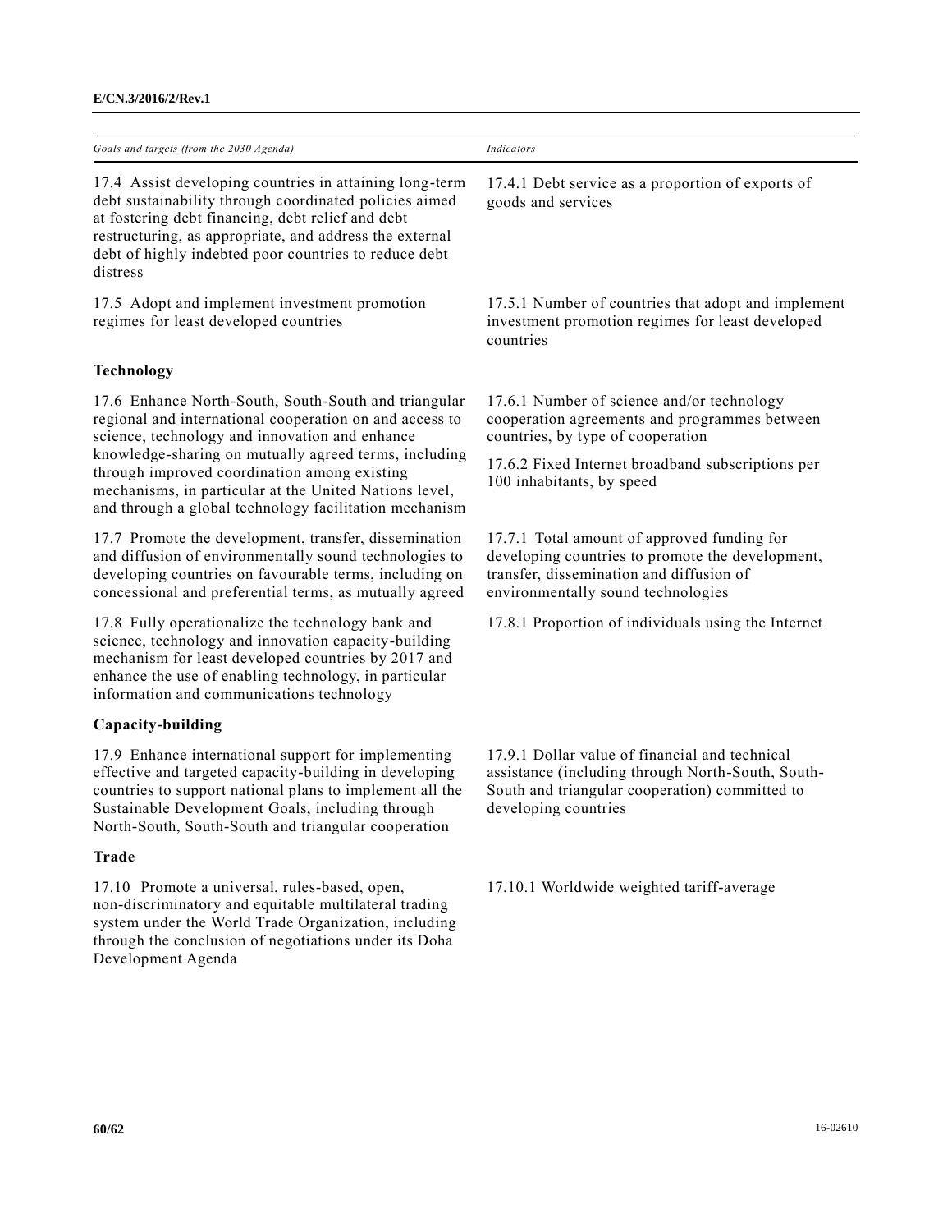| *Goals and targets (from the 2030 Agenda)* | *Indicators* |
| --- | --- |
| 17.4 Assist developing countries in attaining long-term debt sustainability through coordinated policies aimed at fostering debt financing, debt relief and debt restructuring, as appropriate, and address the external debt of highly indebted poor countries to reduce debt distress | 17.4.1 Debt service as a proportion of exports of goods and services |
| 17.5 Adopt and implement investment promotion regimes for least developed countries | 17.5.1 Number of countries that adopt and implement investment promotion regimes for least developed countries |
| **Technology** | |
| 17.6 Enhance North-South, South-South and triangular regional and international cooperation on and access to science, technology and innovation and enhance knowledge-sharing on mutually agreed terms, including through improved coordination among existing mechanisms, in particular at the United Nations level, and through a global technology facilitation mechanism | 17.6.1 Number of science and/or technology cooperation agreements and programmes between countries, by type of cooperation<br><br>17.6.2 Fixed Internet broadband subscriptions per 100 inhabitants, by speed |
| 17.7 Promote the development, transfer, dissemination and diffusion of environmentally sound technologies to developing countries on favourable terms, including on concessional and preferential terms, as mutually agreed | 17.7.1 Total amount of approved funding for developing countries to promote the development, transfer, dissemination and diffusion of environmentally sound technologies |
| 17.8 Fully operationalize the technology bank and science, technology and innovation capacity-building mechanism for least developed countries by 2017 and enhance the use of enabling technology, in particular information and communications technology | 17.8.1 Proportion of individuals using the Internet |
| **Capacity-building** | |
| 17.9 Enhance international support for implementing effective and targeted capacity-building in developing countries to support national plans to implement all the Sustainable Development Goals, including through North-South, South-South and triangular cooperation | 17.9.1 Dollar value of financial and technical assistance (including through North-South, South-South and triangular cooperation) committed to developing countries |
| **Trade** | |
| 17.10 Promote a universal, rules-based, open, non-discriminatory and equitable multilateral trading system under the World Trade Organization, including through the conclusion of negotiations under its Doha Development Agenda | 17.10.1 Worldwide weighted tariff-average |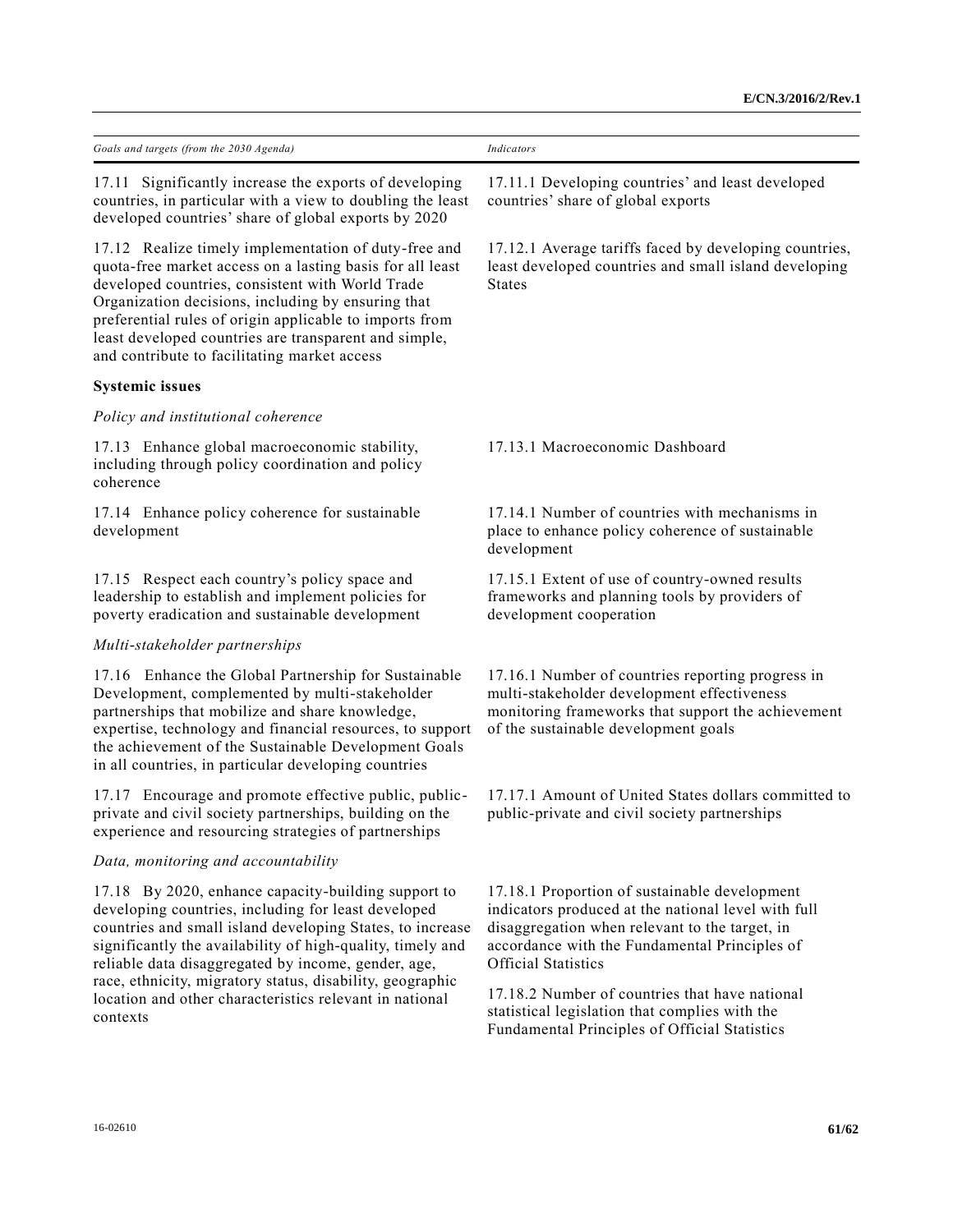| Goals and targets (from the 2030 Agenda) | Indicators |
|---|---|
| 17.11 Significantly increase the exports of developing countries, in particular with a view to doubling the least developed countries' share of global exports by 2020 | 17.11.1 Developing countries' and least developed countries' share of global exports |
| 17.12 Realize timely implementation of duty-free and quota-free market access on a lasting basis for all least developed countries, consistent with World Trade Organization decisions, including by ensuring that preferential rules of origin applicable to imports from least developed countries are transparent and simple, and contribute to facilitating market access | 17.12.1 Average tariffs faced by developing countries, least developed countries and small island developing States |
| **Systemic issues** | |
| *Policy and institutional coherence* | |
| 17.13 Enhance global macroeconomic stability, including through policy coordination and policy coherence | 17.13.1 Macroeconomic Dashboard |
| 17.14 Enhance policy coherence for sustainable development | 17.14.1 Number of countries with mechanisms in place to enhance policy coherence of sustainable development |
| 17.15 Respect each country's policy space and leadership to establish and implement policies for poverty eradication and sustainable development | 17.15.1 Extent of use of country-owned results frameworks and planning tools by providers of development cooperation |
| *Multi-stakeholder partnerships* | |
| 17.16 Enhance the Global Partnership for Sustainable Development, complemented by multi-stakeholder partnerships that mobilize and share knowledge, expertise, technology and financial resources, to support the achievement of the Sustainable Development Goals in all countries, in particular developing countries | 17.16.1 Number of countries reporting progress in multi-stakeholder development effectiveness monitoring frameworks that support the achievement of the sustainable development goals |
| 17.17 Encourage and promote effective public, public-private and civil society partnerships, building on the experience and resourcing strategies of partnerships | 17.17.1 Amount of United States dollars committed to public-private and civil society partnerships |
| *Data, monitoring and accountability* | |
| 17.18 By 2020, enhance capacity-building support to developing countries, including for least developed countries and small island developing States, to increase significantly the availability of high-quality, timely and reliable data disaggregated by income, gender, age, race, ethnicity, migratory status, disability, geographic location and other characteristics relevant in national contexts | 17.18.1 Proportion of sustainable development indicators produced at the national level with full disaggregation when relevant to the target, in accordance with the Fundamental Principles of Official Statistics<br><br>17.18.2 Number of countries that have national statistical legislation that complies with the Fundamental Principles of Official Statistics |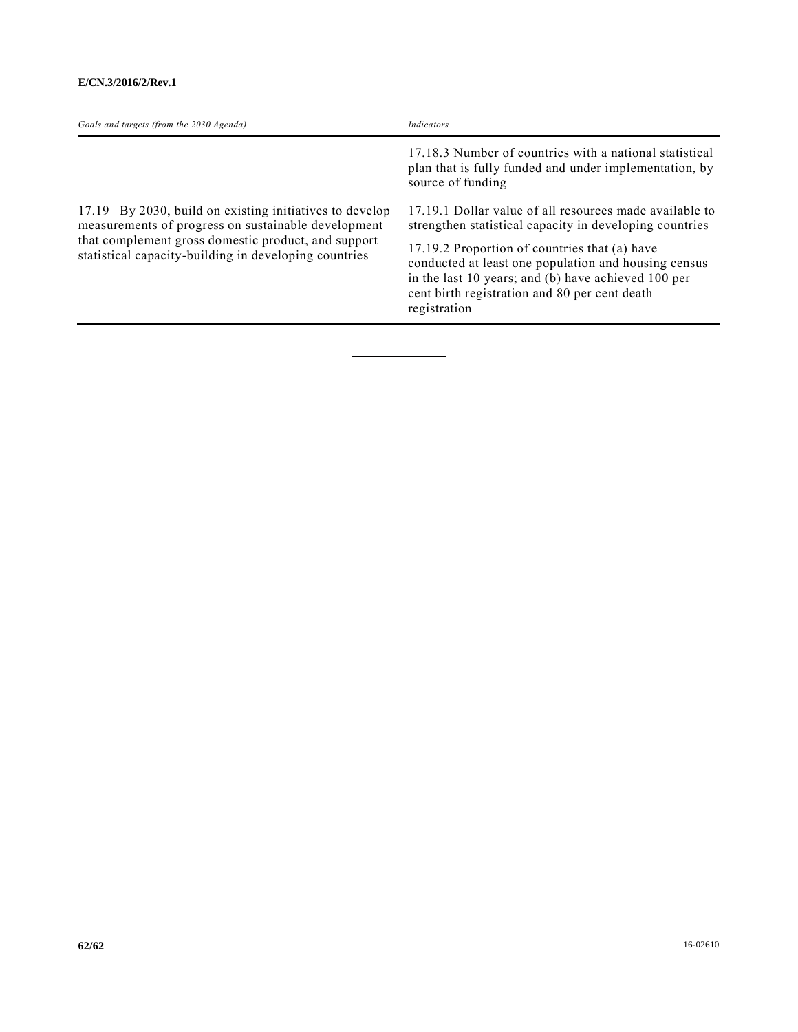| *Goals and targets (from the 2030 Agenda)* | *Indicators* |
| --- | --- |
| | 17.18.3 Number of countries with a national statistical plan that is fully funded and under implementation, by source of funding |
| 17.19 By 2030, build on existing initiatives to develop measurements of progress on sustainable development that complement gross domestic product, and support statistical capacity-building in developing countries | 17.19.1 Dollar value of all resources made available to strengthen statistical capacity in developing countries |
| | 17.19.2 Proportion of countries that (a) have conducted at least one population and housing census in the last 10 years; and (b) have achieved 100 per cent birth registration and 80 per cent death registration |